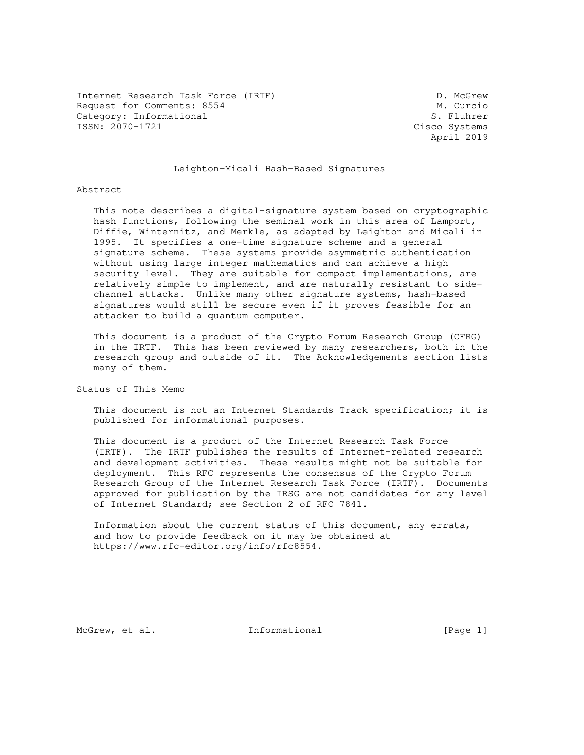Internet Research Task Force (IRTF) D. McGrew
Request for Comments: 8554 M. Curcio
Category: Informational S. Fluhrer
ISSN: 2070-1721 Cisco Systems
April 2019

# Leighton-Micali Hash-Based Signatures

## Abstract

This note describes a digital-signature system based on cryptographic hash functions, following the seminal work in this area of Lamport, Diffie, Winternitz, and Merkle, as adapted by Leighton and Micali in 1995. It specifies a one-time signature scheme and a general signature scheme. These systems provide asymmetric authentication without using large integer mathematics and can achieve a high security level. They are suitable for compact implementations, are relatively simple to implement, and are naturally resistant to side-channel attacks. Unlike many other signature systems, hash-based signatures would still be secure even if it proves feasible for an attacker to build a quantum computer.

This document is a product of the Crypto Forum Research Group (CFRG) in the IRTF. This has been reviewed by many researchers, both in the research group and outside of it. The Acknowledgements section lists many of them.

## Status of This Memo

This document is not an Internet Standards Track specification; it is published for informational purposes.

This document is a product of the Internet Research Task Force (IRTF). The IRTF publishes the results of Internet-related research and development activities. These results might not be suitable for deployment. This RFC represents the consensus of the Crypto Forum Research Group of the Internet Research Task Force (IRTF). Documents approved for publication by the IRSG are not candidates for any level of Internet Standard; see Section 2 of RFC 7841.

Information about the current status of this document, any errata, and how to provide feedback on it may be obtained at https://www.rfc-editor.org/info/rfc8554.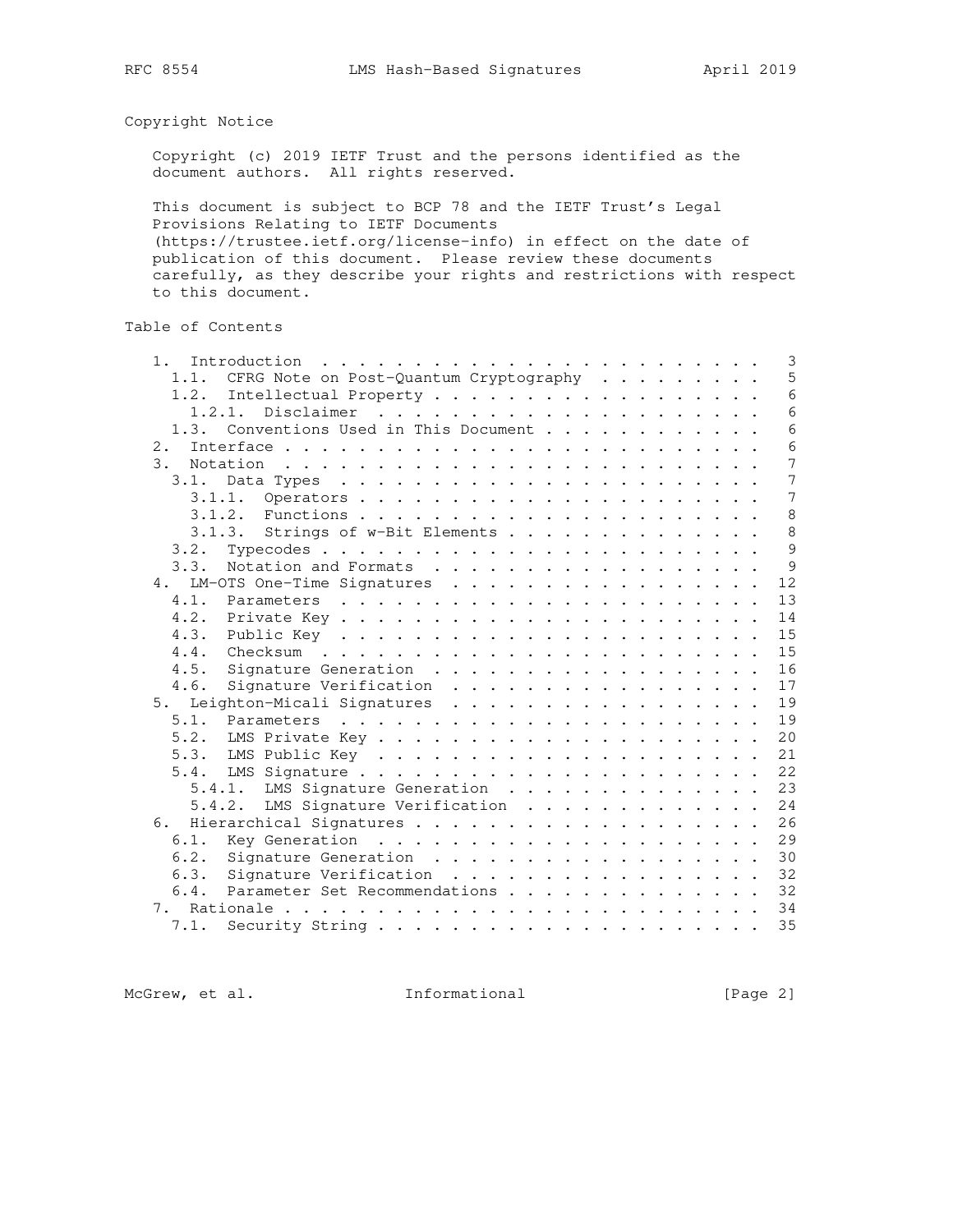## Copyright Notice

Copyright (c) 2019 IETF Trust and the persons identified as the document authors. All rights reserved.

This document is subject to BCP 78 and the IETF Trust's Legal Provisions Relating to IETF Documents (https://trustee.ietf.org/license-info) in effect on the date of publication of this document. Please review these documents carefully, as they describe your rights and restrictions with respect to this document.

## Table of Contents

```
   1.  Introduction  . . . . . . . . . . . . . . . . . . . . . . . .   3
     1.1.  CFRG Note on Post-Quantum Cryptography  . . . . . . . . .   5
     1.2.  Intellectual Property . . . . . . . . . . . . . . . . . .   6
       1.2.1.  Disclaimer  . . . . . . . . . . . . . . . . . . . . .   6
     1.3.  Conventions Used in This Document . . . . . . . . . . . .   6
   2.  Interface . . . . . . . . . . . . . . . . . . . . . . . . . .   6
   3.  Notation  . . . . . . . . . . . . . . . . . . . . . . . . . .   7
     3.1.  Data Types  . . . . . . . . . . . . . . . . . . . . . . .   7
       3.1.1.  Operators . . . . . . . . . . . . . . . . . . . . . .   7
       3.1.2.  Functions . . . . . . . . . . . . . . . . . . . . . .   8
       3.1.3.  Strings of w-Bit Elements . . . . . . . . . . . . . .   8
     3.2.  Typecodes . . . . . . . . . . . . . . . . . . . . . . . .   9
     3.3.  Notation and Formats  . . . . . . . . . . . . . . . . . .   9
   4.  LM-OTS One-Time Signatures  . . . . . . . . . . . . . . . . .  12
     4.1.  Parameters  . . . . . . . . . . . . . . . . . . . . . . .  13
     4.2.  Private Key . . . . . . . . . . . . . . . . . . . . . . .  14
     4.3.  Public Key  . . . . . . . . . . . . . . . . . . . . . . .  15
     4.4.  Checksum  . . . . . . . . . . . . . . . . . . . . . . . .  15
     4.5.  Signature Generation  . . . . . . . . . . . . . . . . . .  16
     4.6.  Signature Verification  . . . . . . . . . . . . . . . . .  17
   5.  Leighton-Micali Signatures  . . . . . . . . . . . . . . . . .  19
     5.1.  Parameters  . . . . . . . . . . . . . . . . . . . . . . .  19
     5.2.  LMS Private Key . . . . . . . . . . . . . . . . . . . . .  20
     5.3.  LMS Public Key  . . . . . . . . . . . . . . . . . . . . .  21
     5.4.  LMS Signature . . . . . . . . . . . . . . . . . . . . . .  22
       5.4.1.  LMS Signature Generation  . . . . . . . . . . . . . .  23
       5.4.2.  LMS Signature Verification  . . . . . . . . . . . . .  24
   6.  Hierarchical Signatures . . . . . . . . . . . . . . . . . . .  26
     6.1.  Key Generation  . . . . . . . . . . . . . . . . . . . . .  29
     6.2.  Signature Generation  . . . . . . . . . . . . . . . . . .  30
     6.3.  Signature Verification  . . . . . . . . . . . . . . . . .  32
     6.4.  Parameter Set Recommendations . . . . . . . . . . . . . .  32
   7.  Rationale . . . . . . . . . . . . . . . . . . . . . . . . . .  34
     7.1.  Security String . . . . . . . . . . . . . . . . . . . . .  35
```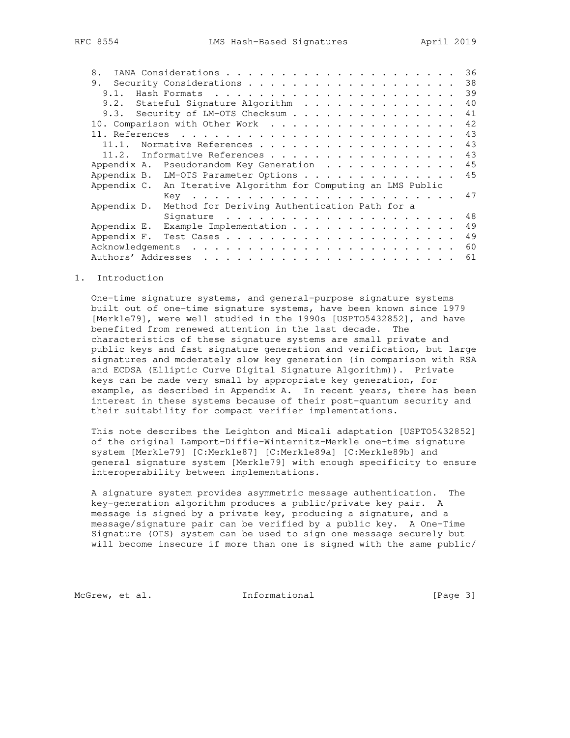8. IANA Considerations . . . . . . . . . . . . . . . . . . . . . 36
9. Security Considerations . . . . . . . . . . . . . . . . . . . 38
   9.1. Hash Formats . . . . . . . . . . . . . . . . . . . . . . 39
   9.2. Stateful Signature Algorithm . . . . . . . . . . . . . . 40
   9.3. Security of LM-OTS Checksum . . . . . . . . . . . . . . . 41
10. Comparison with Other Work . . . . . . . . . . . . . . . . . 42
11. References . . . . . . . . . . . . . . . . . . . . . . . . . 43
   11.1. Normative References . . . . . . . . . . . . . . . . . . 43
   11.2. Informative References . . . . . . . . . . . . . . . . . 43
Appendix A. Pseudorandom Key Generation . . . . . . . . . . . . 45
Appendix B. LM-OTS Parameter Options . . . . . . . . . . . . . . 45
Appendix C. An Iterative Algorithm for Computing an LMS Public Key . . . . . . . . . . . . . . . . . . . . . . . . . 47
Appendix D. Method for Deriving Authentication Path for a Signature . . . . . . . . . . . . . . . . . . . . . 48
Appendix E. Example Implementation . . . . . . . . . . . . . . . 49
Appendix F. Test Cases . . . . . . . . . . . . . . . . . . . . . 49
Acknowledgements . . . . . . . . . . . . . . . . . . . . . . . . 60
Authors' Addresses . . . . . . . . . . . . . . . . . . . . . . . 61

# 1. Introduction

One-time signature systems, and general-purpose signature systems built out of one-time signature systems, have been known since 1979 [Merkle79], were well studied in the 1990s [USPTO5432852], and have benefited from renewed attention in the last decade. The characteristics of these signature systems are small private and public keys and fast signature generation and verification, but large signatures and moderately slow key generation (in comparison with RSA and ECDSA (Elliptic Curve Digital Signature Algorithm)). Private keys can be made very small by appropriate key generation, for example, as described in Appendix A. In recent years, there has been interest in these systems because of their post-quantum security and their suitability for compact verifier implementations.

This note describes the Leighton and Micali adaptation [USPTO5432852] of the original Lamport-Diffie-Winternitz-Merkle one-time signature system [Merkle79] [C:Merkle87] [C:Merkle89a] [C:Merkle89b] and general signature system [Merkle79] with enough specificity to ensure interoperability between implementations.

A signature system provides asymmetric message authentication. The key-generation algorithm produces a public/private key pair. A message is signed by a private key, producing a signature, and a message/signature pair can be verified by a public key. A One-Time Signature (OTS) system can be used to sign one message securely but will become insecure if more than one is signed with the same public/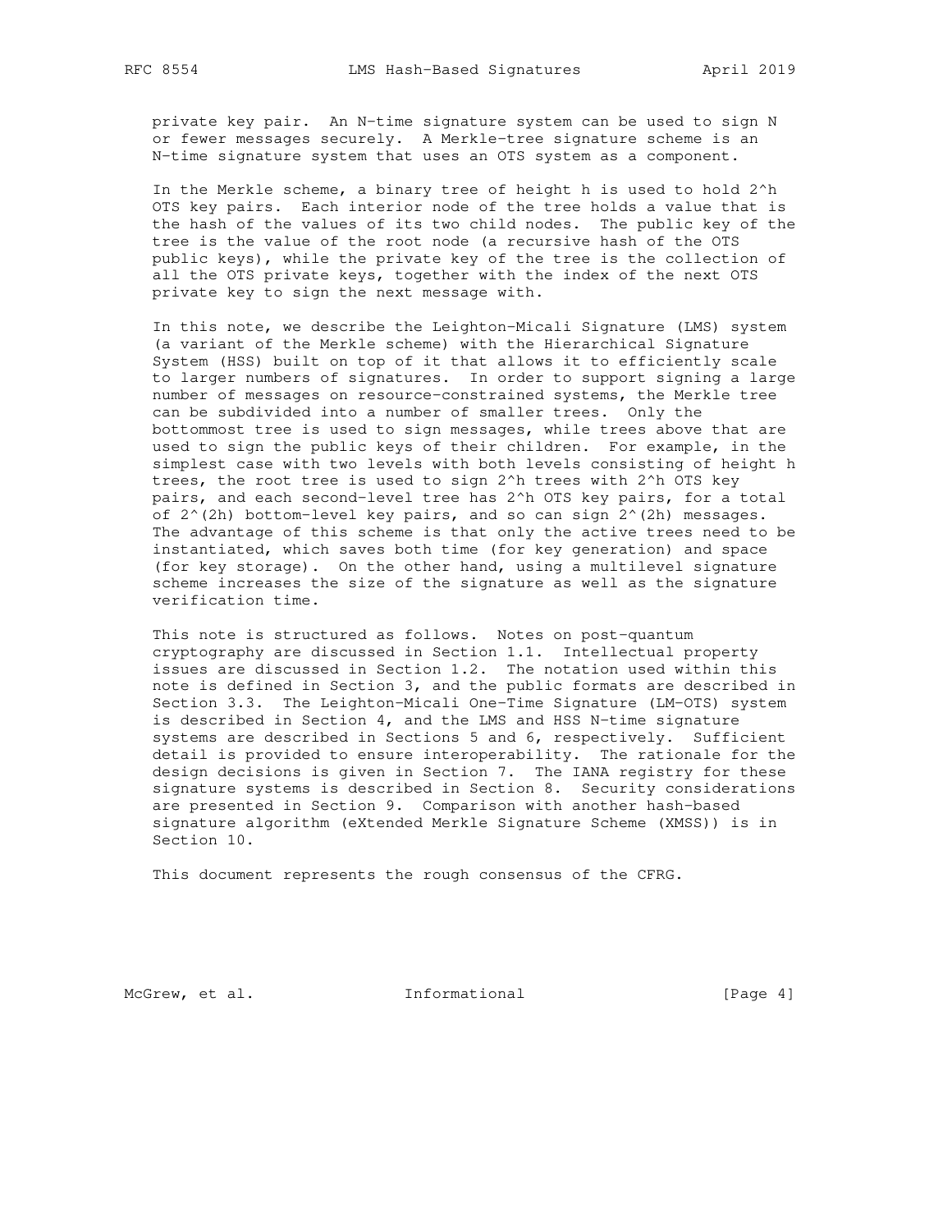private key pair. An N-time signature system can be used to sign N or fewer messages securely. A Merkle-tree signature scheme is an N-time signature system that uses an OTS system as a component.

In the Merkle scheme, a binary tree of height h is used to hold $2^h$ OTS key pairs. Each interior node of the tree holds a value that is the hash of the values of its two child nodes. The public key of the tree is the value of the root node (a recursive hash of the OTS public keys), while the private key of the tree is the collection of all the OTS private keys, together with the index of the next OTS private key to sign the next message with.

In this note, we describe the Leighton-Micali Signature (LMS) system (a variant of the Merkle scheme) with the Hierarchical Signature System (HSS) built on top of it that allows it to efficiently scale to larger numbers of signatures. In order to support signing a large number of messages on resource-constrained systems, the Merkle tree can be subdivided into a number of smaller trees. Only the bottommost tree is used to sign messages, while trees above that are used to sign the public keys of their children. For example, in the simplest case with two levels with both levels consisting of height h trees, the root tree is used to sign $2^h$ trees with $2^h$ OTS key pairs, and each second-level tree has $2^h$ OTS key pairs, for a total of $2^{(2h)}$ bottom-level key pairs, and so can sign $2^{(2h)}$ messages. The advantage of this scheme is that only the active trees need to be instantiated, which saves both time (for key generation) and space (for key storage). On the other hand, using a multilevel signature scheme increases the size of the signature as well as the signature verification time.

This note is structured as follows. Notes on post-quantum cryptography are discussed in Section 1.1. Intellectual property issues are discussed in Section 1.2. The notation used within this note is defined in Section 3, and the public formats are described in Section 3.3. The Leighton-Micali One-Time Signature (LM-OTS) system is described in Section 4, and the LMS and HSS N-time signature systems are described in Sections 5 and 6, respectively. Sufficient detail is provided to ensure interoperability. The rationale for the design decisions is given in Section 7. The IANA registry for these signature systems is described in Section 8. Security considerations are presented in Section 9. Comparison with another hash-based signature algorithm (eXtended Merkle Signature Scheme (XMSS)) is in Section 10.

This document represents the rough consensus of the CFRG.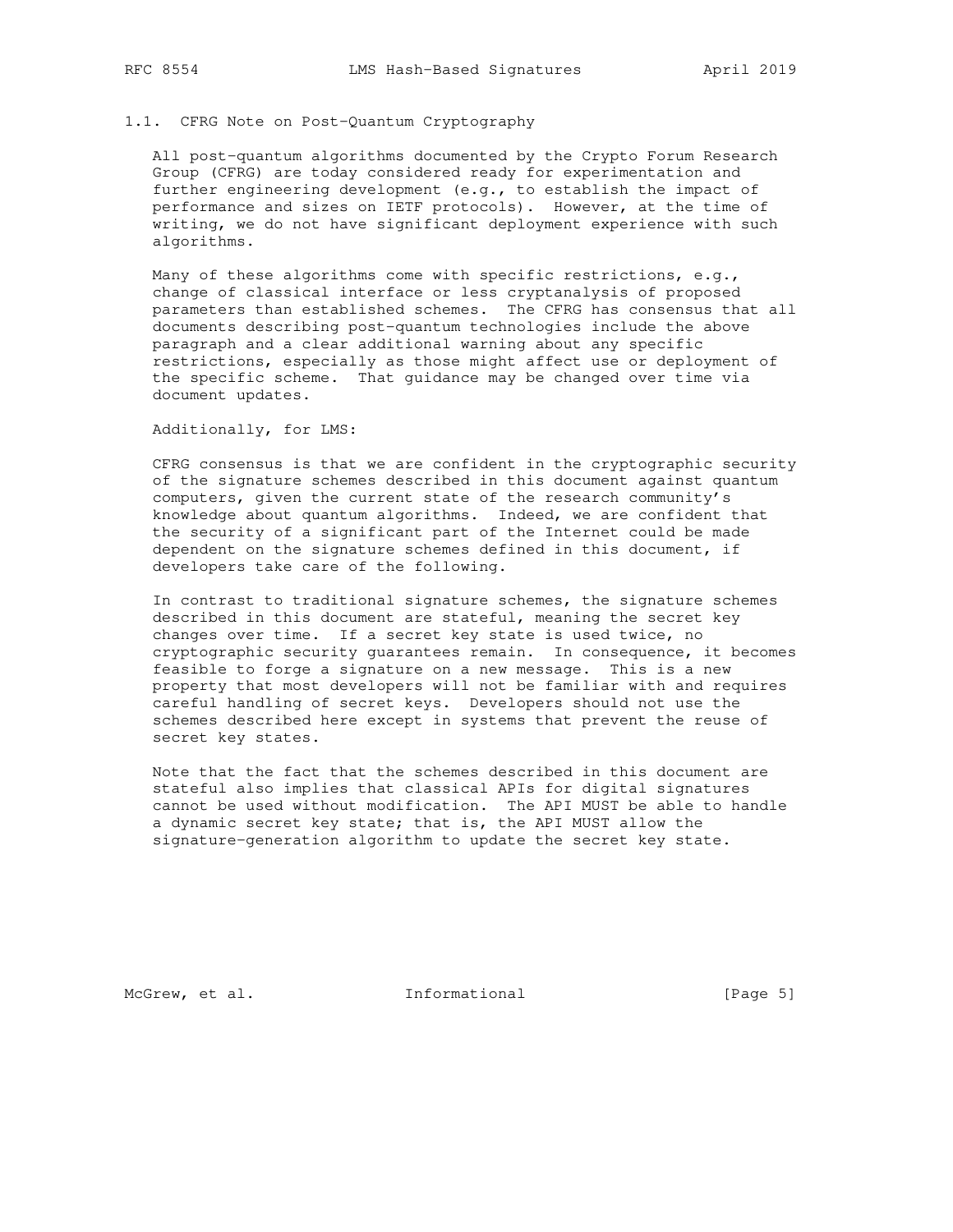## 1.1. CFRG Note on Post-Quantum Cryptography

All post-quantum algorithms documented by the Crypto Forum Research Group (CFRG) are today considered ready for experimentation and further engineering development (e.g., to establish the impact of performance and sizes on IETF protocols). However, at the time of writing, we do not have significant deployment experience with such algorithms.

Many of these algorithms come with specific restrictions, e.g., change of classical interface or less cryptanalysis of proposed parameters than established schemes. The CFRG has consensus that all documents describing post-quantum technologies include the above paragraph and a clear additional warning about any specific restrictions, especially as those might affect use or deployment of the specific scheme. That guidance may be changed over time via document updates.

Additionally, for LMS:

CFRG consensus is that we are confident in the cryptographic security of the signature schemes described in this document against quantum computers, given the current state of the research community's knowledge about quantum algorithms. Indeed, we are confident that the security of a significant part of the Internet could be made dependent on the signature schemes defined in this document, if developers take care of the following.

In contrast to traditional signature schemes, the signature schemes described in this document are stateful, meaning the secret key changes over time. If a secret key state is used twice, no cryptographic security guarantees remain. In consequence, it becomes feasible to forge a signature on a new message. This is a new property that most developers will not be familiar with and requires careful handling of secret keys. Developers should not use the schemes described here except in systems that prevent the reuse of secret key states.

Note that the fact that the schemes described in this document are stateful also implies that classical APIs for digital signatures cannot be used without modification. The API MUST be able to handle a dynamic secret key state; that is, the API MUST allow the signature-generation algorithm to update the secret key state.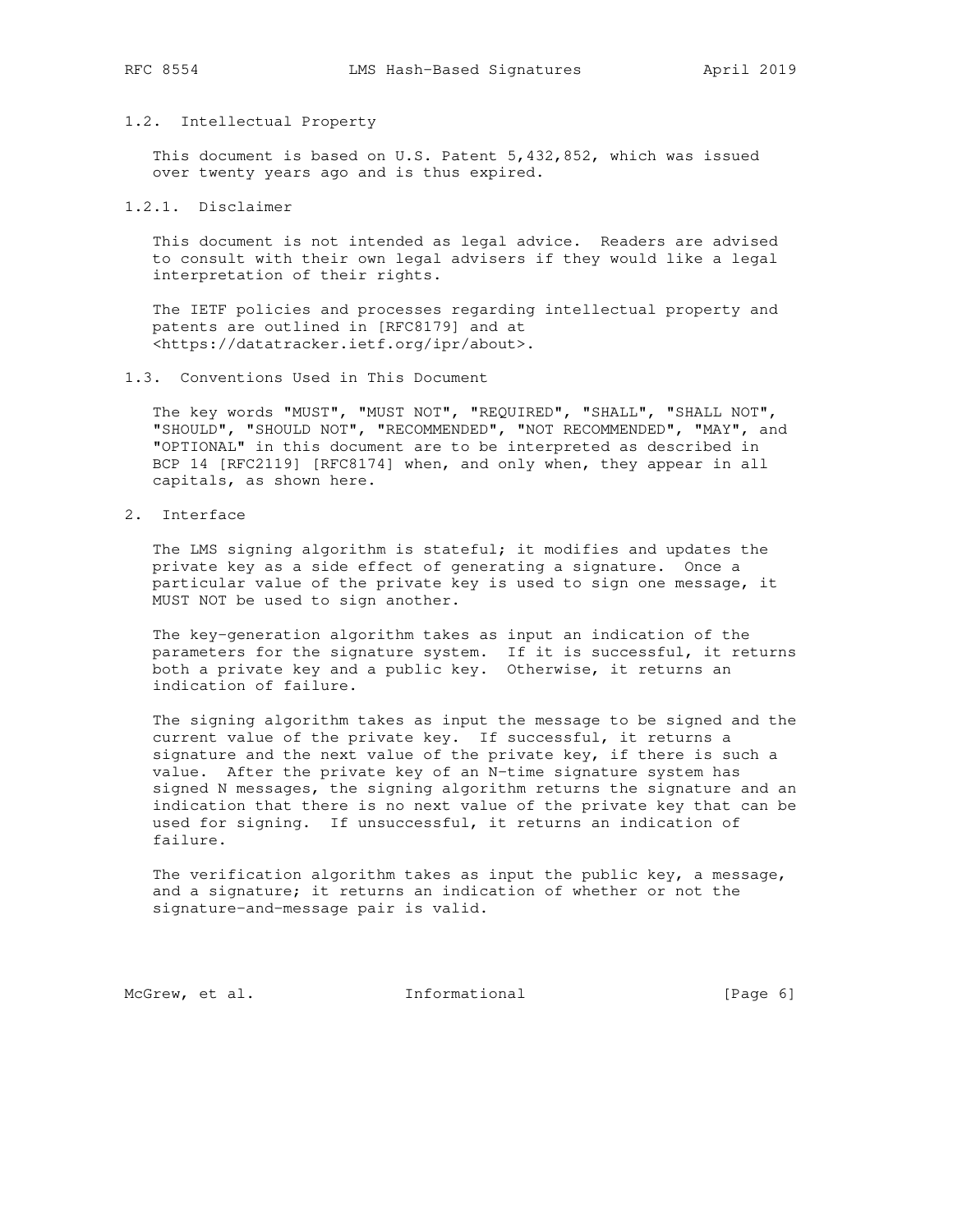### 1.2. Intellectual Property

This document is based on U.S. Patent 5,432,852, which was issued over twenty years ago and is thus expired.

#### 1.2.1. Disclaimer

This document is not intended as legal advice. Readers are advised to consult with their own legal advisers if they would like a legal interpretation of their rights.

The IETF policies and processes regarding intellectual property and patents are outlined in [RFC8179] and at <https://datatracker.ietf.org/ipr/about>.

### 1.3. Conventions Used in This Document

The key words "MUST", "MUST NOT", "REQUIRED", "SHALL", "SHALL NOT", "SHOULD", "SHOULD NOT", "RECOMMENDED", "NOT RECOMMENDED", "MAY", and "OPTIONAL" in this document are to be interpreted as described in BCP 14 [RFC2119] [RFC8174] when, and only when, they appear in all capitals, as shown here.

## 2. Interface

The LMS signing algorithm is stateful; it modifies and updates the private key as a side effect of generating a signature. Once a particular value of the private key is used to sign one message, it MUST NOT be used to sign another.

The key-generation algorithm takes as input an indication of the parameters for the signature system. If it is successful, it returns both a private key and a public key. Otherwise, it returns an indication of failure.

The signing algorithm takes as input the message to be signed and the current value of the private key. If successful, it returns a signature and the next value of the private key, if there is such a value. After the private key of an N-time signature system has signed N messages, the signing algorithm returns the signature and an indication that there is no next value of the private key that can be used for signing. If unsuccessful, it returns an indication of failure.

The verification algorithm takes as input the public key, a message, and a signature; it returns an indication of whether or not the signature-and-message pair is valid.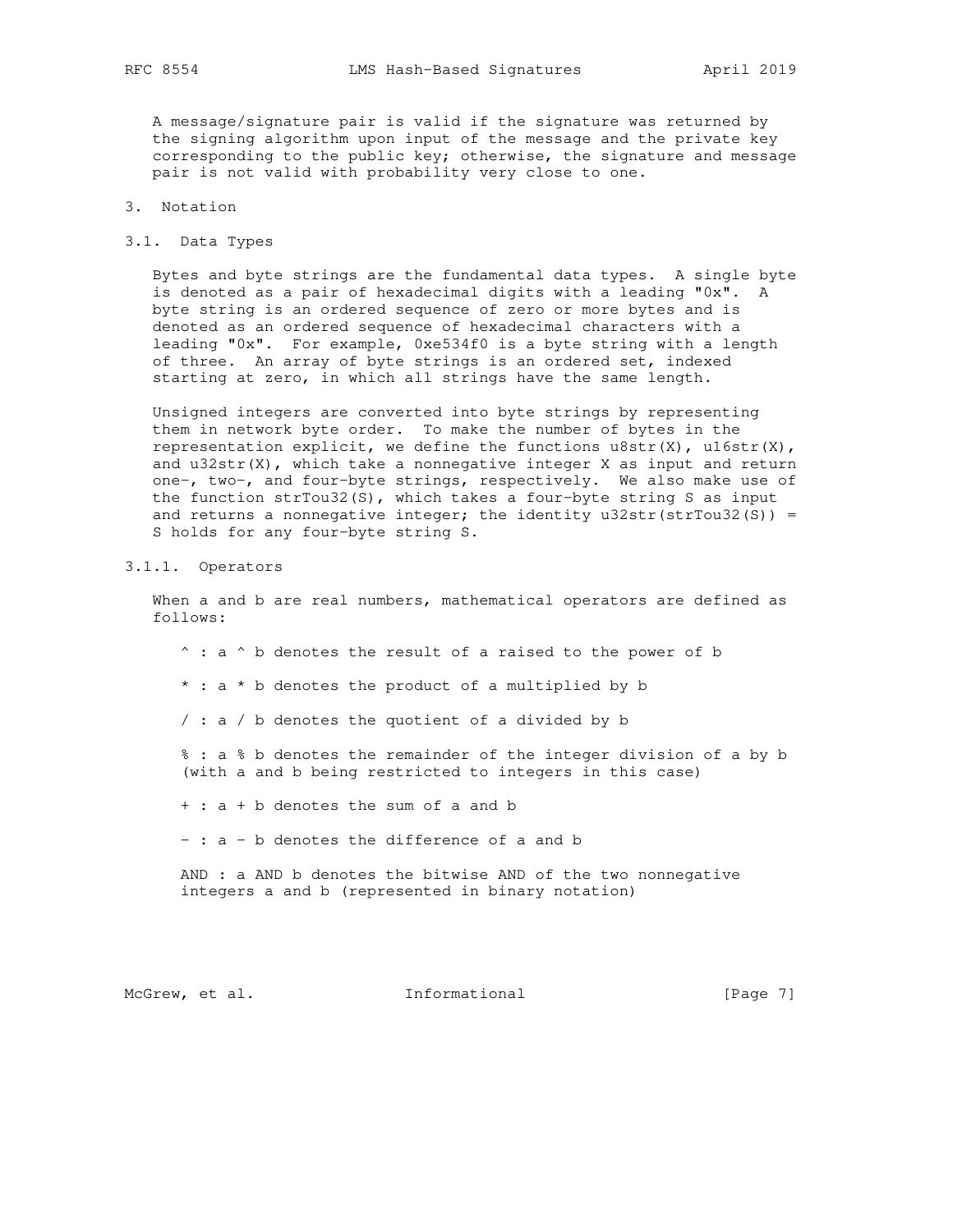A message/signature pair is valid if the signature was returned by the signing algorithm upon input of the message and the private key corresponding to the public key; otherwise, the signature and message pair is not valid with probability very close to one.

## 3. Notation

### 3.1. Data Types

Bytes and byte strings are the fundamental data types. A single byte is denoted as a pair of hexadecimal digits with a leading "0x". A byte string is an ordered sequence of zero or more bytes and is denoted as an ordered sequence of hexadecimal characters with a leading "0x". For example, 0xe534f0 is a byte string with a length of three. An array of byte strings is an ordered set, indexed starting at zero, in which all strings have the same length.

Unsigned integers are converted into byte strings by representing them in network byte order. To make the number of bytes in the representation explicit, we define the functions u8str(X), u16str(X), and u32str(X), which take a nonnegative integer X as input and return one-, two-, and four-byte strings, respectively. We also make use of the function strTou32(S), which takes a four-byte string S as input and returns a nonnegative integer; the identity u32str(strTou32(S)) = S holds for any four-byte string S.

#### 3.1.1. Operators

When a and b are real numbers, mathematical operators are defined as follows:

^ : a ^ b denotes the result of a raised to the power of b

* : a * b denotes the product of a multiplied by b

/ : a / b denotes the quotient of a divided by b

% : a % b denotes the remainder of the integer division of a by b (with a and b being restricted to integers in this case)

+ : a + b denotes the sum of a and b

- : a - b denotes the difference of a and b

AND : a AND b denotes the bitwise AND of the two nonnegative integers a and b (represented in binary notation)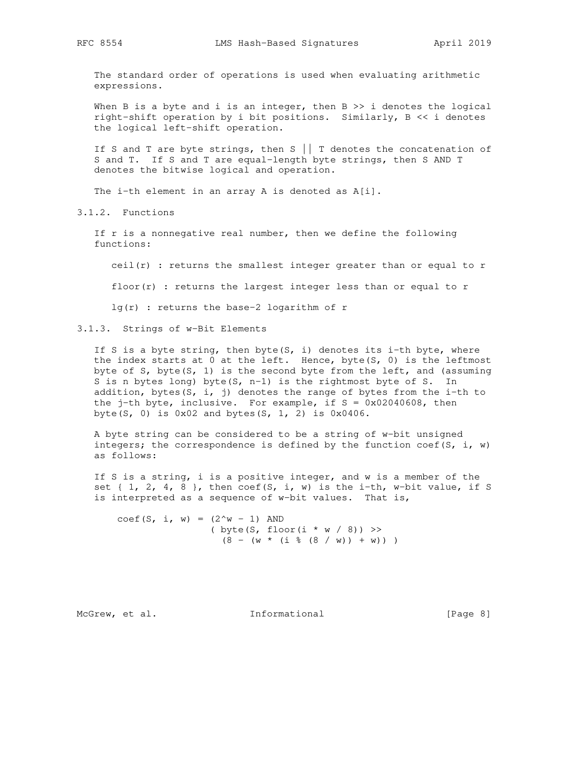The standard order of operations is used when evaluating arithmetic expressions.

When B is a byte and i is an integer, then B >> i denotes the logical right-shift operation by i bit positions. Similarly, B << i denotes the logical left-shift operation.

If S and T are byte strings, then S || T denotes the concatenation of S and T. If S and T are equal-length byte strings, then S AND T denotes the bitwise logical and operation.

The i-th element in an array A is denoted as A[i].

### 3.1.2. Functions

If r is a nonnegative real number, then we define the following functions:

ceil(r) : returns the smallest integer greater than or equal to r

floor(r) : returns the largest integer less than or equal to r

lg(r) : returns the base-2 logarithm of r

### 3.1.3. Strings of w-Bit Elements

If S is a byte string, then byte(S, i) denotes its i-th byte, where the index starts at 0 at the left. Hence, byte(S, 0) is the leftmost byte of S, byte(S, 1) is the second byte from the left, and (assuming S is n bytes long) byte(S, n-1) is the rightmost byte of S. In addition, bytes(S, i, j) denotes the range of bytes from the i-th to the j-th byte, inclusive. For example, if S = 0x02040608, then byte(S, 0) is 0x02 and bytes(S, 1, 2) is 0x0406.

A byte string can be considered to be a string of w-bit unsigned integers; the correspondence is defined by the function coef(S, i, w) as follows:

If S is a string, i is a positive integer, and w is a member of the set { 1, 2, 4, 8 }, then coef(S, i, w) is the i-th, w-bit value, if S is interpreted as a sequence of w-bit values. That is,

```
coef(S, i, w) = (2^w - 1) AND
                ( byte(S, floor(i * w / 8)) >>
                  (8 - (w * (i % (8 / w)) + w)) )
```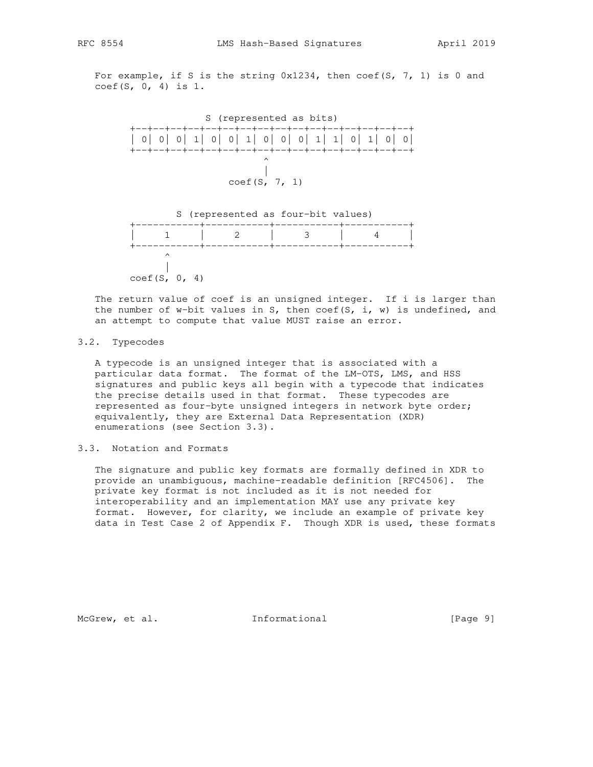For example, if S is the string 0x1234, then coef(S, 7, 1) is 0 and coef(S, 0, 4) is 1.

```
                 S (represented as bits)
        +--+--+--+--+--+--+--+--+--+--+--+--+--+--+--+--+
        | 0| 0| 0| 1| 0| 0| 1| 0| 0| 0| 1| 1| 0| 1| 0| 0|
        +--+--+--+--+--+--+--+--+--+--+--+--+--+--+--+--+
                              ^
                              |
                        coef(S, 7, 1)

              S (represented as four-bit values)
        +-----------+-----------+-----------+-----------+
        |     1     |     2     |     3     |     4     |
        +-----------+-----------+-----------+-----------+
              ^
              |
        coef(S, 0, 4)
```

The return value of coef is an unsigned integer. If i is larger than the number of w-bit values in S, then coef(S, i, w) is undefined, and an attempt to compute that value MUST raise an error.

## 3.2. Typecodes

A typecode is an unsigned integer that is associated with a particular data format. The format of the LM-OTS, LMS, and HSS signatures and public keys all begin with a typecode that indicates the precise details used in that format. These typecodes are represented as four-byte unsigned integers in network byte order; equivalently, they are External Data Representation (XDR) enumerations (see Section 3.3).

## 3.3. Notation and Formats

The signature and public key formats are formally defined in XDR to provide an unambiguous, machine-readable definition [RFC4506]. The private key format is not included as it is not needed for interoperability and an implementation MAY use any private key format. However, for clarity, we include an example of private key data in Test Case 2 of Appendix F. Though XDR is used, these formats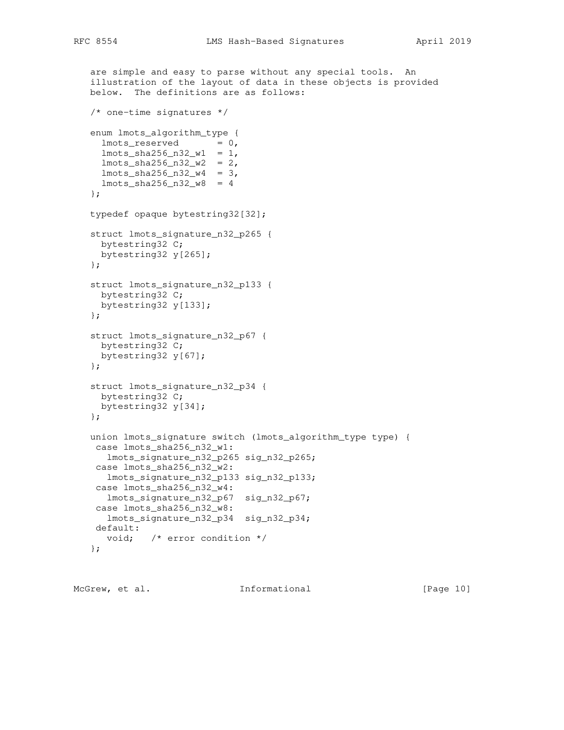are simple and easy to parse without any special tools. An illustration of the layout of data in these objects is provided below. The definitions are as follows:

```
/* one-time signatures */

enum lmots_algorithm_type {
  lmots_reserved       = 0,
  lmots_sha256_n32_w1  = 1,
  lmots_sha256_n32_w2  = 2,
  lmots_sha256_n32_w4  = 3,
  lmots_sha256_n32_w8  = 4
};

typedef opaque bytestring32[32];

struct lmots_signature_n32_p265 {
  bytestring32 C;
  bytestring32 y[265];
};

struct lmots_signature_n32_p133 {
  bytestring32 C;
  bytestring32 y[133];
};

struct lmots_signature_n32_p67 {
  bytestring32 C;
  bytestring32 y[67];
};

struct lmots_signature_n32_p34 {
  bytestring32 C;
  bytestring32 y[34];
};

union lmots_signature switch (lmots_algorithm_type type) {
 case lmots_sha256_n32_w1:
   lmots_signature_n32_p265 sig_n32_p265;
 case lmots_sha256_n32_w2:
   lmots_signature_n32_p133 sig_n32_p133;
 case lmots_sha256_n32_w4:
   lmots_signature_n32_p67  sig_n32_p67;
 case lmots_sha256_n32_w8:
   lmots_signature_n32_p34  sig_n32_p34;
 default:
   void;   /* error condition */
};
```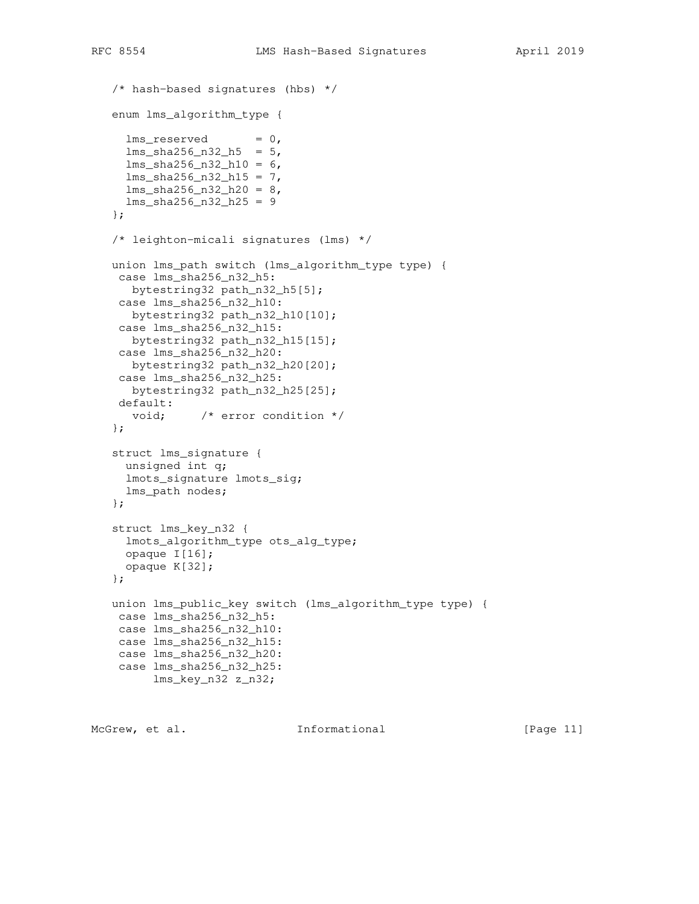```
   /* hash-based signatures (hbs) */

   enum lms_algorithm_type {

     lms_reserved       = 0,
     lms_sha256_n32_h5  = 5,
     lms_sha256_n32_h10 = 6,
     lms_sha256_n32_h15 = 7,
     lms_sha256_n32_h20 = 8,
     lms_sha256_n32_h25 = 9
   };

   /* leighton-micali signatures (lms) */

   union lms_path switch (lms_algorithm_type type) {
    case lms_sha256_n32_h5:
      bytestring32 path_n32_h5[5];
    case lms_sha256_n32_h10:
      bytestring32 path_n32_h10[10];
    case lms_sha256_n32_h15:
      bytestring32 path_n32_h15[15];
    case lms_sha256_n32_h20:
      bytestring32 path_n32_h20[20];
    case lms_sha256_n32_h25:
      bytestring32 path_n32_h25[25];
    default:
      void;     /* error condition */
   };

   struct lms_signature {
     unsigned int q;
     lmots_signature lmots_sig;
     lms_path nodes;
   };

   struct lms_key_n32 {
     lmots_algorithm_type ots_alg_type;
     opaque I[16];
     opaque K[32];
   };

   union lms_public_key switch (lms_algorithm_type type) {
    case lms_sha256_n32_h5:
    case lms_sha256_n32_h10:
    case lms_sha256_n32_h15:
    case lms_sha256_n32_h20:
    case lms_sha256_n32_h25:
         lms_key_n32 z_n32;
```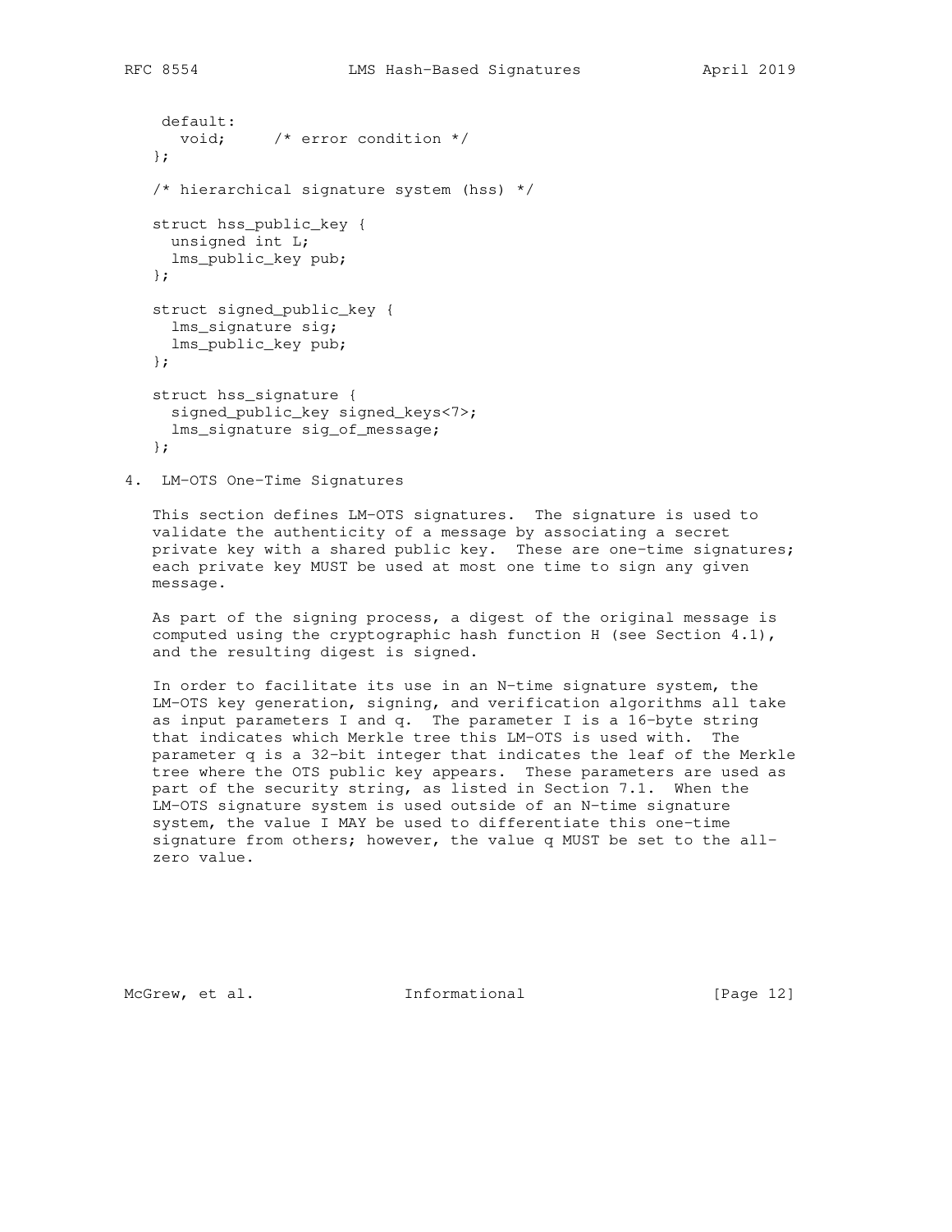```
    default:
      void;     /* error condition */
   };

   /* hierarchical signature system (hss) */

   struct hss_public_key {
     unsigned int L;
     lms_public_key pub;
   };

   struct signed_public_key {
     lms_signature sig;
     lms_public_key pub;
   };

   struct hss_signature {
     signed_public_key signed_keys<7>;
     lms_signature sig_of_message;
   };
```

## 4. LM-OTS One-Time Signatures

This section defines LM-OTS signatures. The signature is used to validate the authenticity of a message by associating a secret private key with a shared public key. These are one-time signatures; each private key MUST be used at most one time to sign any given message.

As part of the signing process, a digest of the original message is computed using the cryptographic hash function H (see Section 4.1), and the resulting digest is signed.

In order to facilitate its use in an N-time signature system, the LM-OTS key generation, signing, and verification algorithms all take as input parameters I and q. The parameter I is a 16-byte string that indicates which Merkle tree this LM-OTS is used with. The parameter q is a 32-bit integer that indicates the leaf of the Merkle tree where the OTS public key appears. These parameters are used as part of the security string, as listed in Section 7.1. When the LM-OTS signature system is used outside of an N-time signature system, the value I MAY be used to differentiate this one-time signature from others; however, the value q MUST be set to the all-zero value.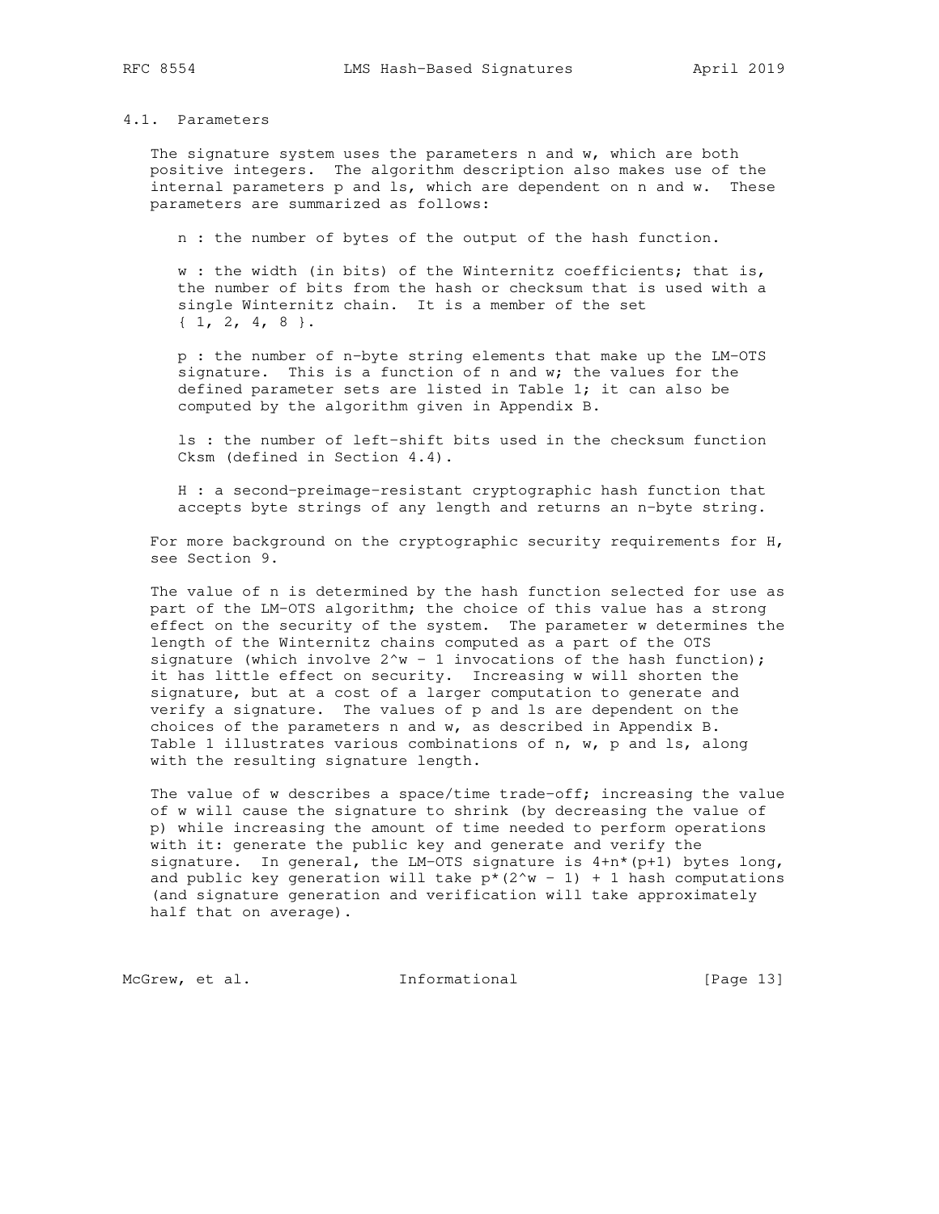### 4.1. Parameters

The signature system uses the parameters n and w, which are both positive integers. The algorithm description also makes use of the internal parameters p and ls, which are dependent on n and w. These parameters are summarized as follows:

- n : the number of bytes of the output of the hash function.
- w : the width (in bits) of the Winternitz coefficients; that is, the number of bits from the hash or checksum that is used with a single Winternitz chain. It is a member of the set { 1, 2, 4, 8 }.
- p : the number of n-byte string elements that make up the LM-OTS signature. This is a function of n and w; the values for the defined parameter sets are listed in Table 1; it can also be computed by the algorithm given in Appendix B.
- ls : the number of left-shift bits used in the checksum function Cksm (defined in Section 4.4).
- H : a second-preimage-resistant cryptographic hash function that accepts byte strings of any length and returns an n-byte string.

For more background on the cryptographic security requirements for H, see Section 9.

The value of n is determined by the hash function selected for use as part of the LM-OTS algorithm; the choice of this value has a strong effect on the security of the system. The parameter w determines the length of the Winternitz chains computed as a part of the OTS signature (which involve $2^w - 1$ invocations of the hash function); it has little effect on security. Increasing w will shorten the signature, but at a cost of a larger computation to generate and verify a signature. The values of p and ls are dependent on the choices of the parameters n and w, as described in Appendix B. Table 1 illustrates various combinations of n, w, p and ls, along with the resulting signature length.

The value of w describes a space/time trade-off; increasing the value of w will cause the signature to shrink (by decreasing the value of p) while increasing the amount of time needed to perform operations with it: generate the public key and generate and verify the signature. In general, the LM-OTS signature is $4+n*(p+1)$ bytes long, and public key generation will take $p*(2^w - 1) + 1$ hash computations (and signature generation and verification will take approximately half that on average).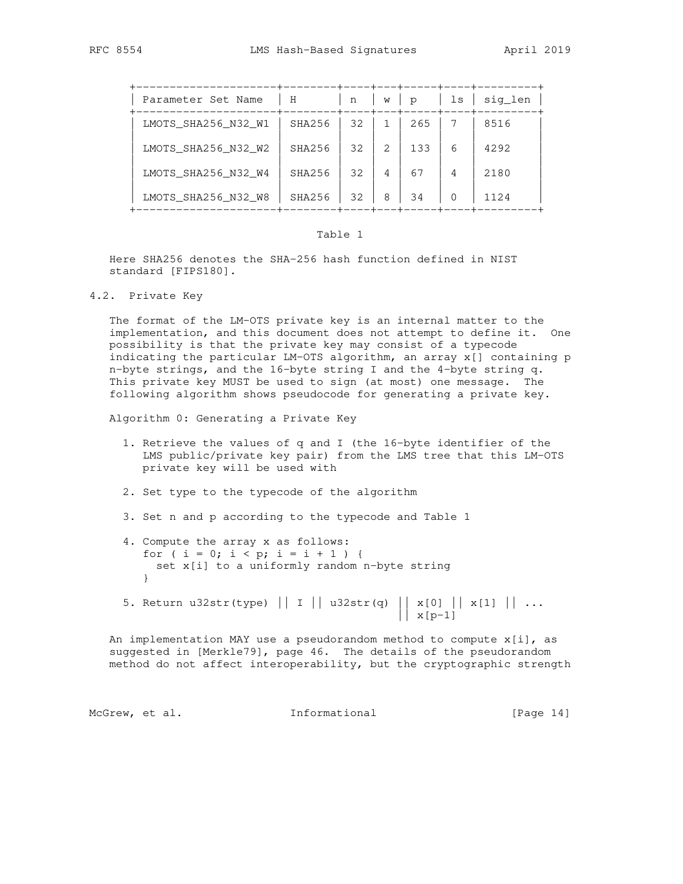| Parameter Set Name | H | n | w | p | ls | sig_len |
|---|---|---|---|---|---|---|
| LMOTS_SHA256_N32_W1 | SHA256 | 32 | 1 | 265 | 7 | 8516 |
| LMOTS_SHA256_N32_W2 | SHA256 | 32 | 2 | 133 | 6 | 4292 |
| LMOTS_SHA256_N32_W4 | SHA256 | 32 | 4 | 67 | 4 | 2180 |
| LMOTS_SHA256_N32_W8 | SHA256 | 32 | 8 | 34 | 0 | 1124 |

Table 1

Here SHA256 denotes the SHA-256 hash function defined in NIST standard [FIPS180].

## 4.2. Private Key

The format of the LM-OTS private key is an internal matter to the implementation, and this document does not attempt to define it. One possibility is that the private key may consist of a typecode indicating the particular LM-OTS algorithm, an array x[] containing p n-byte strings, and the 16-byte string I and the 4-byte string q. This private key MUST be used to sign (at most) one message. The following algorithm shows pseudocode for generating a private key.

Algorithm 0: Generating a Private Key

1. Retrieve the values of q and I (the 16-byte identifier of the LMS public/private key pair) from the LMS tree that this LM-OTS private key will be used with

2. Set type to the typecode of the algorithm

3. Set n and p according to the typecode and Table 1

4. Compute the array x as follows:
   ```
   for ( i = 0; i < p; i = i + 1 ) {
     set x[i] to a uniformly random n-byte string
   }
   ```

5. Return u32str(type) || I || u32str(q) || x[0] || x[1] || ... || x[p-1]

An implementation MAY use a pseudorandom method to compute x[i], as suggested in [Merkle79], page 46. The details of the pseudorandom method do not affect interoperability, but the cryptographic strength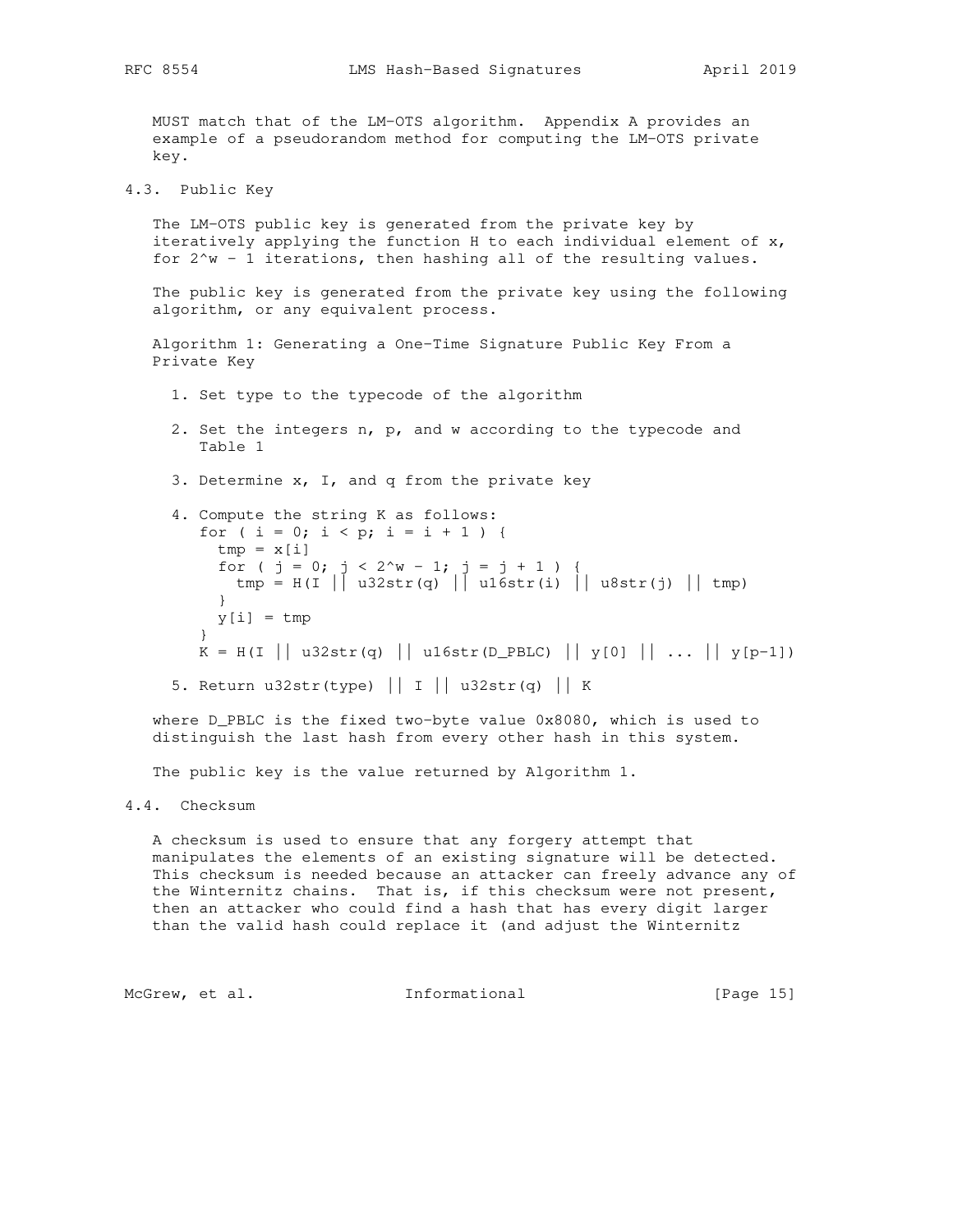MUST match that of the LM-OTS algorithm. Appendix A provides an example of a pseudorandom method for computing the LM-OTS private key.

### 4.3. Public Key

The LM-OTS public key is generated from the private key by iteratively applying the function H to each individual element of x, for 2^w - 1 iterations, then hashing all of the resulting values.

The public key is generated from the private key using the following algorithm, or any equivalent process.

Algorithm 1: Generating a One-Time Signature Public Key From a Private Key

1. Set type to the typecode of the algorithm

2. Set the integers n, p, and w according to the typecode and Table 1

3. Determine x, I, and q from the private key

4. Compute the string K as follows:

```
for ( i = 0; i < p; i = i + 1 ) {
  tmp = x[i]
  for ( j = 0; j < 2^w - 1; j = j + 1 ) {
    tmp = H(I || u32str(q) || u16str(i) || u8str(j) || tmp)
  }
  y[i] = tmp
}
K = H(I || u32str(q) || u16str(D_PBLC) || y[0] || ... || y[p-1])
```

5. Return u32str(type) || I || u32str(q) || K

where D_PBLC is the fixed two-byte value 0x8080, which is used to distinguish the last hash from every other hash in this system.

The public key is the value returned by Algorithm 1.

### 4.4. Checksum

A checksum is used to ensure that any forgery attempt that manipulates the elements of an existing signature will be detected. This checksum is needed because an attacker can freely advance any of the Winternitz chains. That is, if this checksum were not present, then an attacker who could find a hash that has every digit larger than the valid hash could replace it (and adjust the Winternitz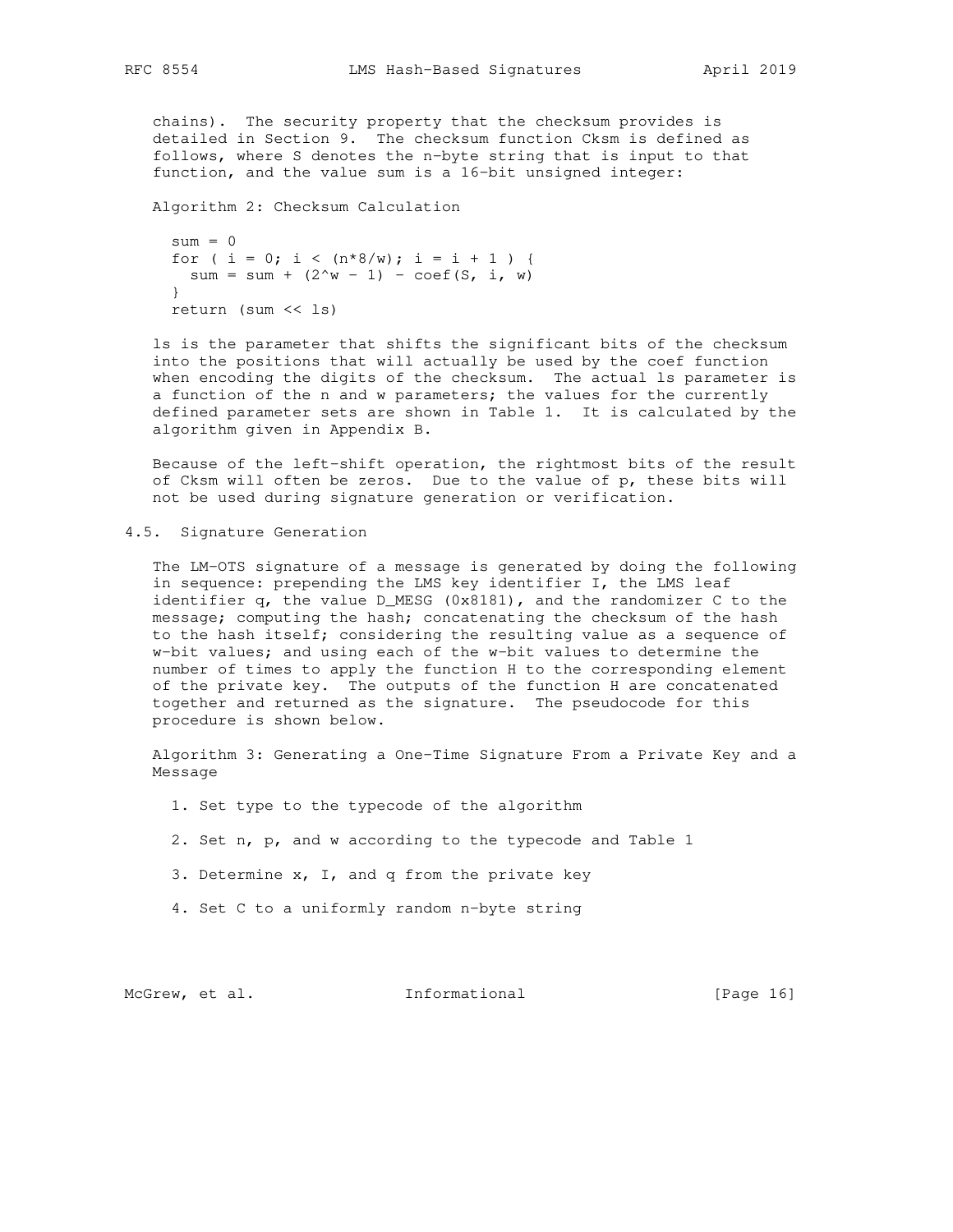chains). The security property that the checksum provides is detailed in Section 9. The checksum function Cksm is defined as follows, where S denotes the n-byte string that is input to that function, and the value sum is a 16-bit unsigned integer:

Algorithm 2: Checksum Calculation

```
  sum = 0
  for ( i = 0; i < (n*8/w); i = i + 1 ) {
    sum = sum + (2^w - 1) - coef(S, i, w)
  }
  return (sum << ls)
```

ls is the parameter that shifts the significant bits of the checksum into the positions that will actually be used by the coef function when encoding the digits of the checksum. The actual ls parameter is a function of the n and w parameters; the values for the currently defined parameter sets are shown in Table 1. It is calculated by the algorithm given in Appendix B.

Because of the left-shift operation, the rightmost bits of the result of Cksm will often be zeros. Due to the value of p, these bits will not be used during signature generation or verification.

## 4.5. Signature Generation

The LM-OTS signature of a message is generated by doing the following in sequence: prepending the LMS key identifier I, the LMS leaf identifier q, the value D_MESG (0x8181), and the randomizer C to the message; computing the hash; concatenating the checksum of the hash to the hash itself; considering the resulting value as a sequence of w-bit values; and using each of the w-bit values to determine the number of times to apply the function H to the corresponding element of the private key. The outputs of the function H are concatenated together and returned as the signature. The pseudocode for this procedure is shown below.

Algorithm 3: Generating a One-Time Signature From a Private Key and a Message

1. Set type to the typecode of the algorithm

2. Set n, p, and w according to the typecode and Table 1

3. Determine x, I, and q from the private key

4. Set C to a uniformly random n-byte string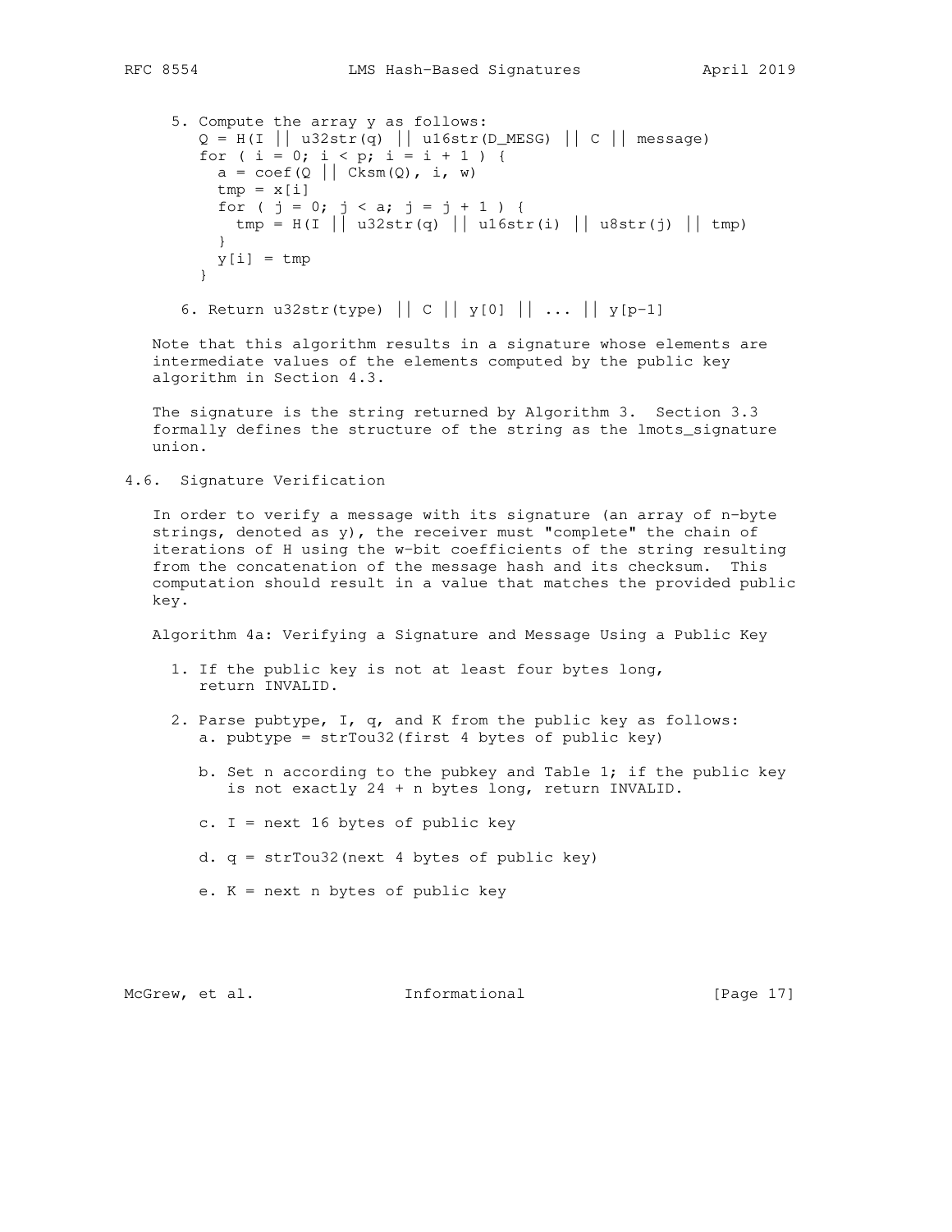5. Compute the array y as follows:

```
   Q = H(I || u32str(q) || u16str(D_MESG) || C || message)
   for ( i = 0; i < p; i = i + 1 ) {
     a = coef(Q || Cksm(Q), i, w)
     tmp = x[i]
     for ( j = 0; j < a; j = j + 1 ) {
       tmp = H(I || u32str(q) || u16str(i) || u8str(j) || tmp)
     }
     y[i] = tmp
   }
```

6. Return u32str(type) || C || y[0] || ... || y[p-1]

Note that this algorithm results in a signature whose elements are intermediate values of the elements computed by the public key algorithm in Section 4.3.

The signature is the string returned by Algorithm 3. Section 3.3 formally defines the structure of the string as the lmots_signature union.

## 4.6. Signature Verification

In order to verify a message with its signature (an array of n-byte strings, denoted as y), the receiver must "complete" the chain of iterations of H using the w-bit coefficients of the string resulting from the concatenation of the message hash and its checksum. This computation should result in a value that matches the provided public key.

Algorithm 4a: Verifying a Signature and Message Using a Public Key

1. If the public key is not at least four bytes long, return INVALID.

2. Parse pubtype, I, q, and K from the public key as follows:
   a. pubtype = strTou32(first 4 bytes of public key)

   b. Set n according to the pubkey and Table 1; if the public key is not exactly 24 + n bytes long, return INVALID.

   c. I = next 16 bytes of public key

   d. q = strTou32(next 4 bytes of public key)

   e. K = next n bytes of public key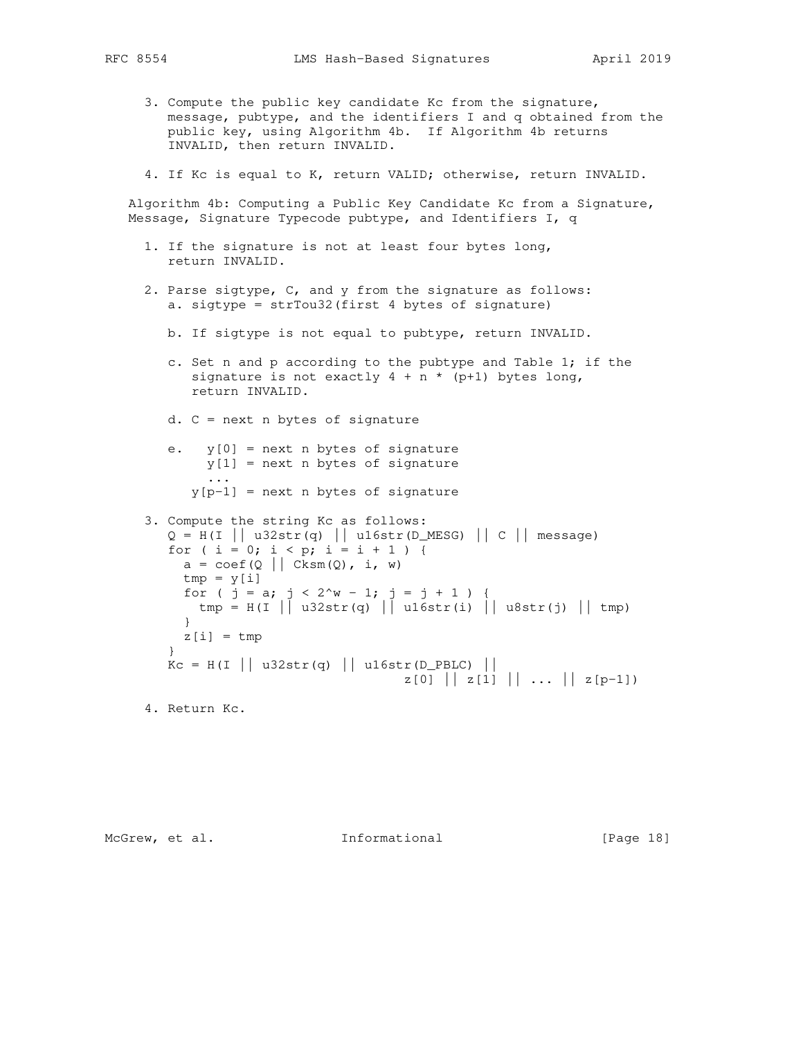3. Compute the public key candidate Kc from the signature, message, pubtype, and the identifiers I and q obtained from the public key, using Algorithm 4b. If Algorithm 4b returns INVALID, then return INVALID.

4. If Kc is equal to K, return VALID; otherwise, return INVALID.

Algorithm 4b: Computing a Public Key Candidate Kc from a Signature, Message, Signature Typecode pubtype, and Identifiers I, q

1. If the signature is not at least four bytes long, return INVALID.

2. Parse sigtype, C, and y from the signature as follows:

   a. sigtype = strTou32(first 4 bytes of signature)

   b. If sigtype is not equal to pubtype, return INVALID.

   c. Set n and p according to the pubtype and Table 1; if the signature is not exactly 4 + n * (p+1) bytes long, return INVALID.

   d. C = next n bytes of signature

   e.
   ```
     y[0] = next n bytes of signature
     y[1] = next n bytes of signature
     ...
   y[p-1] = next n bytes of signature
   ```

3. Compute the string Kc as follows:

```
Q = H(I || u32str(q) || u16str(D_MESG) || C || message)
for ( i = 0; i < p; i = i + 1 ) {
  a = coef(Q || Cksm(Q), i, w)
  tmp = y[i]
  for ( j = a; j < 2^w - 1; j = j + 1 ) {
    tmp = H(I || u32str(q) || u16str(i) || u8str(j) || tmp)
  }
  z[i] = tmp
}
Kc = H(I || u32str(q) || u16str(D_PBLC) ||
                              z[0] || z[1] || ... || z[p-1])
```

4. Return Kc.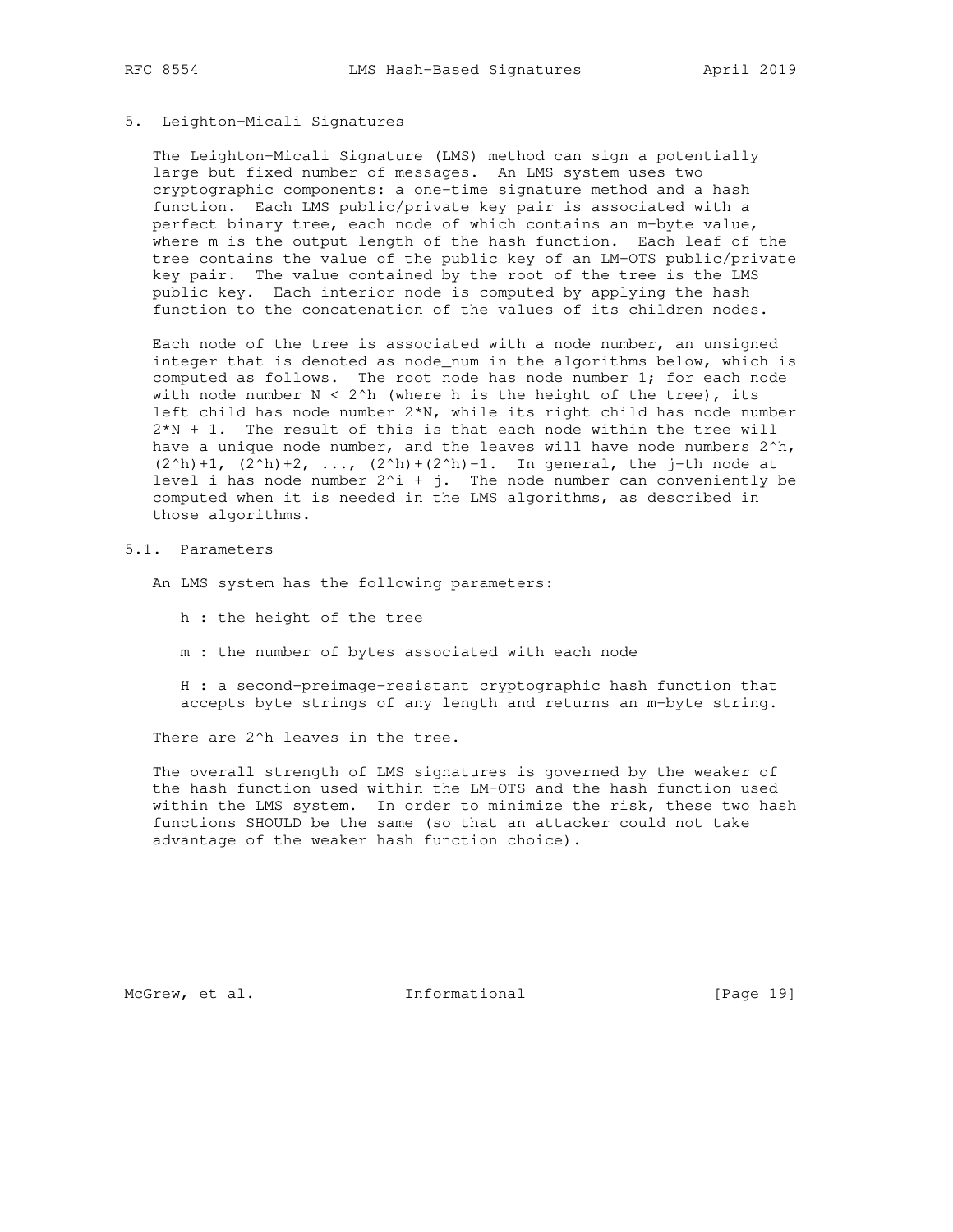## 5. Leighton-Micali Signatures

The Leighton-Micali Signature (LMS) method can sign a potentially large but fixed number of messages. An LMS system uses two cryptographic components: a one-time signature method and a hash function. Each LMS public/private key pair is associated with a perfect binary tree, each node of which contains an m-byte value, where m is the output length of the hash function. Each leaf of the tree contains the value of the public key of an LM-OTS public/private key pair. The value contained by the root of the tree is the LMS public key. Each interior node is computed by applying the hash function to the concatenation of the values of its children nodes.

Each node of the tree is associated with a node number, an unsigned integer that is denoted as node_num in the algorithms below, which is computed as follows. The root node has node number 1; for each node with node number $N < 2^h$ (where h is the height of the tree), its left child has node number $2*N$, while its right child has node number $2*N + 1$. The result of this is that each node within the tree will have a unique node number, and the leaves will have node numbers $2^h$, $(2^h)+1$, $(2^h)+2$, ..., $(2^h)+(2^h)-1$. In general, the j-th node at level i has node number $2^i + j$. The node number can conveniently be computed when it is needed in the LMS algorithms, as described in those algorithms.

### 5.1. Parameters

An LMS system has the following parameters:

- h : the height of the tree
- m : the number of bytes associated with each node
- H : a second-preimage-resistant cryptographic hash function that accepts byte strings of any length and returns an m-byte string.

There are $2^h$ leaves in the tree.

The overall strength of LMS signatures is governed by the weaker of the hash function used within the LM-OTS and the hash function used within the LMS system. In order to minimize the risk, these two hash functions SHOULD be the same (so that an attacker could not take advantage of the weaker hash function choice).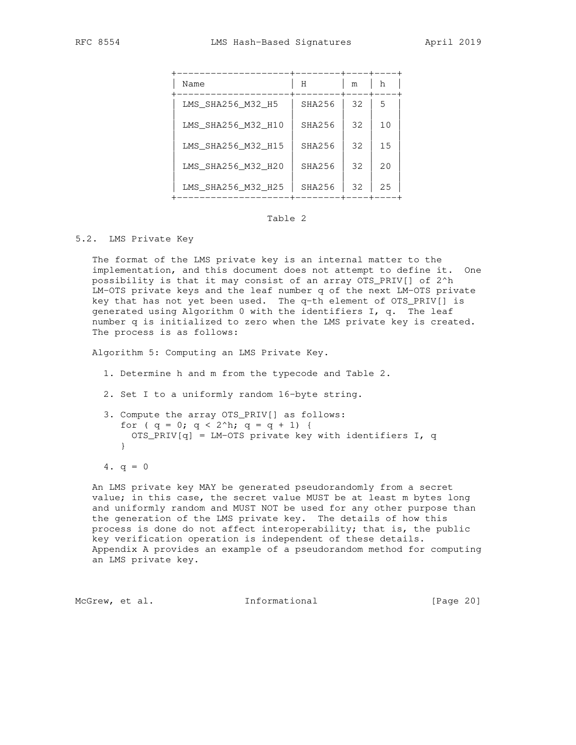| Name | H | m | h |
|---|---|---|---|
| LMS_SHA256_M32_H5 | SHA256 | 32 | 5 |
| LMS_SHA256_M32_H10 | SHA256 | 32 | 10 |
| LMS_SHA256_M32_H15 | SHA256 | 32 | 15 |
| LMS_SHA256_M32_H20 | SHA256 | 32 | 20 |
| LMS_SHA256_M32_H25 | SHA256 | 32 | 25 |

Table 2

### 5.2. LMS Private Key

The format of the LMS private key is an internal matter to the implementation, and this document does not attempt to define it. One possibility is that it may consist of an array OTS_PRIV[] of $2^h$ LM-OTS private keys and the leaf number q of the next LM-OTS private key that has not yet been used. The q-th element of OTS_PRIV[] is generated using Algorithm 0 with the identifiers I, q. The leaf number q is initialized to zero when the LMS private key is created. The process is as follows:

Algorithm 5: Computing an LMS Private Key.

1. Determine h and m from the typecode and Table 2.

2. Set I to a uniformly random 16-byte string.

3. Compute the array OTS_PRIV[] as follows:
   ```
   for ( q = 0; q < 2^h; q = q + 1) {
     OTS_PRIV[q] = LM-OTS private key with identifiers I, q
   }
   ```

4. q = 0

An LMS private key MAY be generated pseudorandomly from a secret value; in this case, the secret value MUST be at least m bytes long and uniformly random and MUST NOT be used for any other purpose than the generation of the LMS private key. The details of how this process is done do not affect interoperability; that is, the public key verification operation is independent of these details. Appendix A provides an example of a pseudorandom method for computing an LMS private key.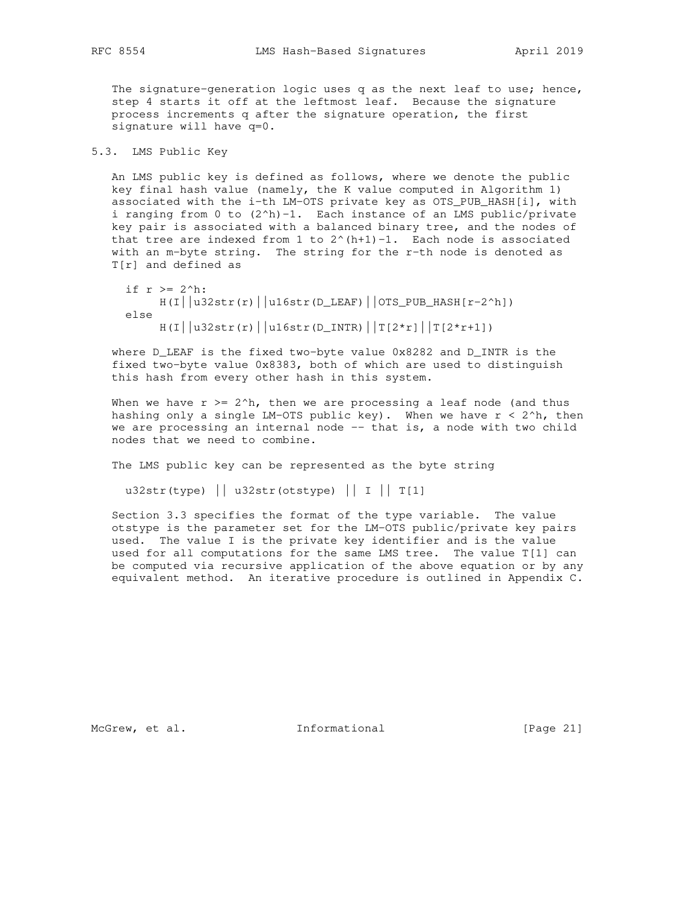The signature-generation logic uses q as the next leaf to use; hence, step 4 starts it off at the leftmost leaf. Because the signature process increments q after the signature operation, the first signature will have q=0.

### 5.3. LMS Public Key

An LMS public key is defined as follows, where we denote the public key final hash value (namely, the K value computed in Algorithm 1) associated with the i-th LM-OTS private key as OTS_PUB_HASH[i], with i ranging from 0 to (2^h)-1. Each instance of an LMS public/private key pair is associated with a balanced binary tree, and the nodes of that tree are indexed from 1 to 2^(h+1)-1. Each node is associated with an m-byte string. The string for the r-th node is denoted as T[r] and defined as

```
if r >= 2^h:
     H(I||u32str(r)||u16str(D_LEAF)||OTS_PUB_HASH[r-2^h])
else
     H(I||u32str(r)||u16str(D_INTR)||T[2*r]||T[2*r+1])
```

where D_LEAF is the fixed two-byte value 0x8282 and D_INTR is the fixed two-byte value 0x8383, both of which are used to distinguish this hash from every other hash in this system.

When we have r >= 2^h, then we are processing a leaf node (and thus hashing only a single LM-OTS public key). When we have r < 2^h, then we are processing an internal node -- that is, a node with two child nodes that we need to combine.

The LMS public key can be represented as the byte string

```
u32str(type) || u32str(otstype) || I || T[1]
```

Section 3.3 specifies the format of the type variable. The value otstype is the parameter set for the LM-OTS public/private key pairs used. The value I is the private key identifier and is the value used for all computations for the same LMS tree. The value T[1] can be computed via recursive application of the above equation or by any equivalent method. An iterative procedure is outlined in Appendix C.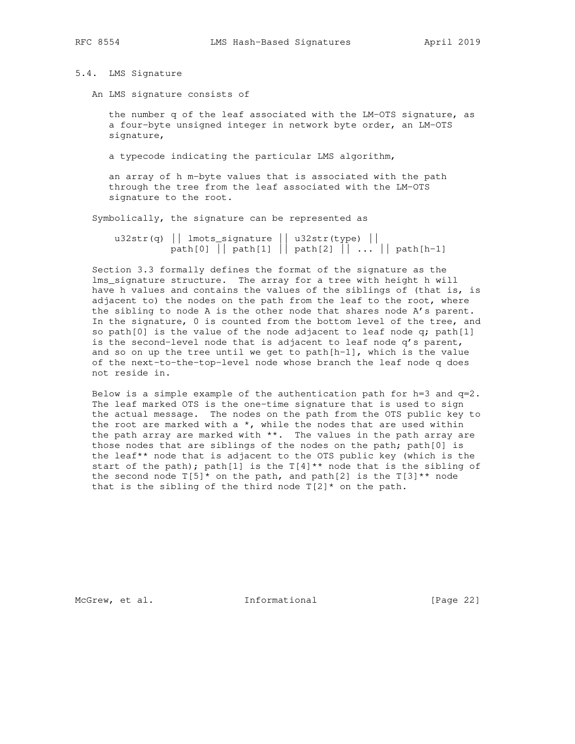### 5.4. LMS Signature

An LMS signature consists of

the number q of the leaf associated with the LM-OTS signature, as a four-byte unsigned integer in network byte order, an LM-OTS signature,

a typecode indicating the particular LMS algorithm,

an array of h m-byte values that is associated with the path through the tree from the leaf associated with the LM-OTS signature to the root.

Symbolically, the signature can be represented as

```
u32str(q) || lmots_signature || u32str(type) ||
          path[0] || path[1] || path[2] || ... || path[h-1]
```

Section 3.3 formally defines the format of the signature as the lms_signature structure. The array for a tree with height h will have h values and contains the values of the siblings of (that is, is adjacent to) the nodes on the path from the leaf to the root, where the sibling to node A is the other node that shares node A's parent. In the signature, 0 is counted from the bottom level of the tree, and so path[0] is the value of the node adjacent to leaf node q; path[1] is the second-level node that is adjacent to leaf node q's parent, and so on up the tree until we get to path[h-1], which is the value of the next-to-the-top-level node whose branch the leaf node q does not reside in.

Below is a simple example of the authentication path for h=3 and q=2. The leaf marked OTS is the one-time signature that is used to sign the actual message. The nodes on the path from the OTS public key to the root are marked with a *, while the nodes that are used within the path array are marked with **. The values in the path array are those nodes that are siblings of the nodes on the path; path[0] is the leaf** node that is adjacent to the OTS public key (which is the start of the path); path[1] is the T[4]** node that is the sibling of the second node T[5]* on the path, and path[2] is the T[3]** node that is the sibling of the third node T[2]* on the path.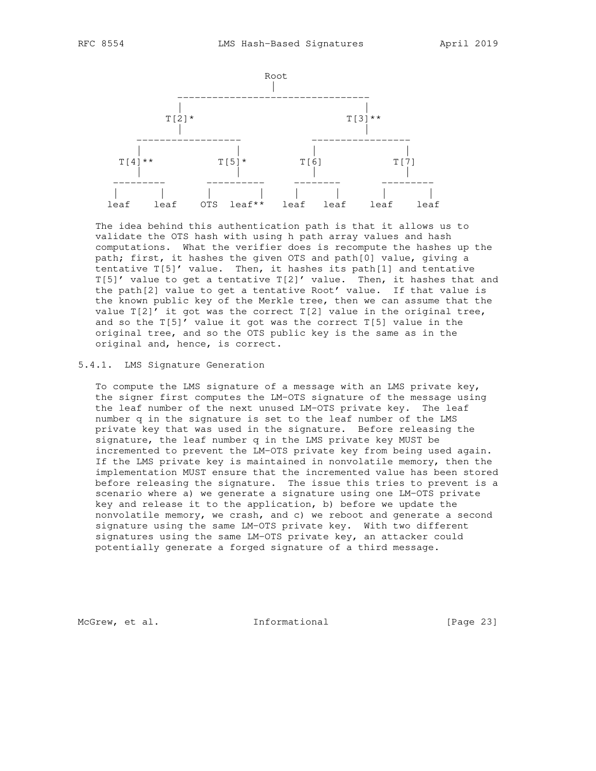```
                                   Root
                                    |
                  ---------------------------------
                  |                               |
                T[2]*                           T[3]**
                  |                               |
          ------------------            -----------------
          |                |            |               |
      T[4]**             T[5]*         T[6]            T[7]
        |                  |            |               |
    ---------         ----------     --------       ---------
    |       |         |        |     |      |       |       |
   leaf    leaf      OTS   leaf**   leaf   leaf    leaf    leaf
```

The idea behind this authentication path is that it allows us to validate the OTS hash with using h path array values and hash computations. What the verifier does is recompute the hashes up the path; first, it hashes the given OTS and path[0] value, giving a tentative T[5]' value. Then, it hashes its path[1] and tentative T[5]' value to get a tentative T[2]' value. Then, it hashes that and the path[2] value to get a tentative Root' value. If that value is the known public key of the Merkle tree, then we can assume that the value T[2]' it got was the correct T[2] value in the original tree, and so the T[5]' value it got was the correct T[5] value in the original tree, and so the OTS public key is the same as in the original and, hence, is correct.

### 5.4.1. LMS Signature Generation

To compute the LMS signature of a message with an LMS private key, the signer first computes the LM-OTS signature of the message using the leaf number of the next unused LM-OTS private key. The leaf number q in the signature is set to the leaf number of the LMS private key that was used in the signature. Before releasing the signature, the leaf number q in the LMS private key MUST be incremented to prevent the LM-OTS private key from being used again. If the LMS private key is maintained in nonvolatile memory, then the implementation MUST ensure that the incremented value has been stored before releasing the signature. The issue this tries to prevent is a scenario where a) we generate a signature using one LM-OTS private key and release it to the application, b) before we update the nonvolatile memory, we crash, and c) we reboot and generate a second signature using the same LM-OTS private key. With two different signatures using the same LM-OTS private key, an attacker could potentially generate a forged signature of a third message.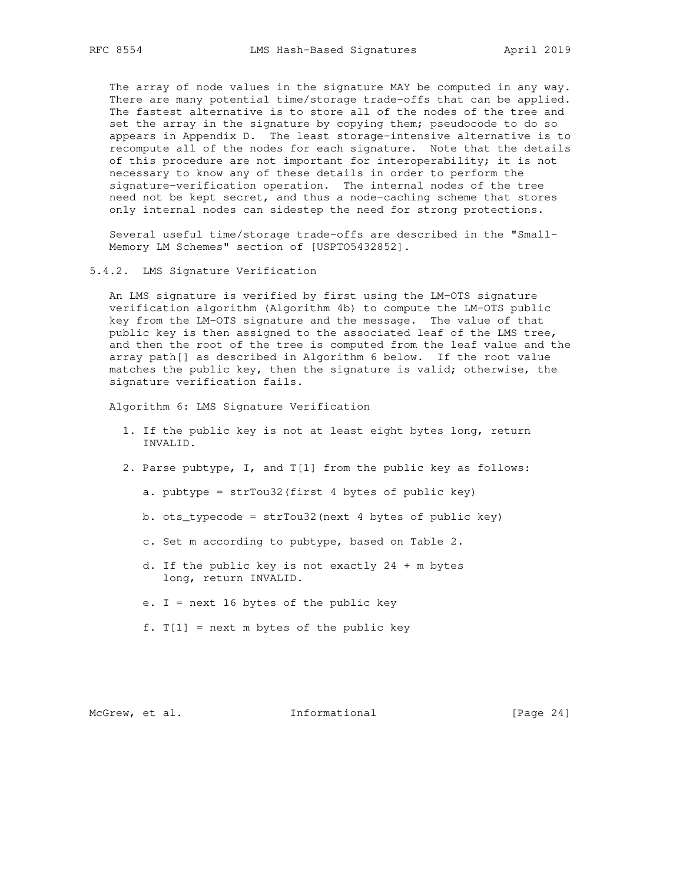The array of node values in the signature MAY be computed in any way. There are many potential time/storage trade-offs that can be applied. The fastest alternative is to store all of the nodes of the tree and set the array in the signature by copying them; pseudocode to do so appears in Appendix D. The least storage-intensive alternative is to recompute all of the nodes for each signature. Note that the details of this procedure are not important for interoperability; it is not necessary to know any of these details in order to perform the signature-verification operation. The internal nodes of the tree need not be kept secret, and thus a node-caching scheme that stores only internal nodes can sidestep the need for strong protections.

Several useful time/storage trade-offs are described in the "Small-Memory LM Schemes" section of [USPTO5432852].

### 5.4.2. LMS Signature Verification

An LMS signature is verified by first using the LM-OTS signature verification algorithm (Algorithm 4b) to compute the LM-OTS public key from the LM-OTS signature and the message. The value of that public key is then assigned to the associated leaf of the LMS tree, and then the root of the tree is computed from the leaf value and the array path[] as described in Algorithm 6 below. If the root value matches the public key, then the signature is valid; otherwise, the signature verification fails.

Algorithm 6: LMS Signature Verification

1. If the public key is not at least eight bytes long, return INVALID.

2. Parse pubtype, I, and T[1] from the public key as follows:

   a. pubtype = strTou32(first 4 bytes of public key)

   b. ots_typecode = strTou32(next 4 bytes of public key)

   c. Set m according to pubtype, based on Table 2.

   d. If the public key is not exactly 24 + m bytes long, return INVALID.

   e. I = next 16 bytes of the public key

   f. T[1] = next m bytes of the public key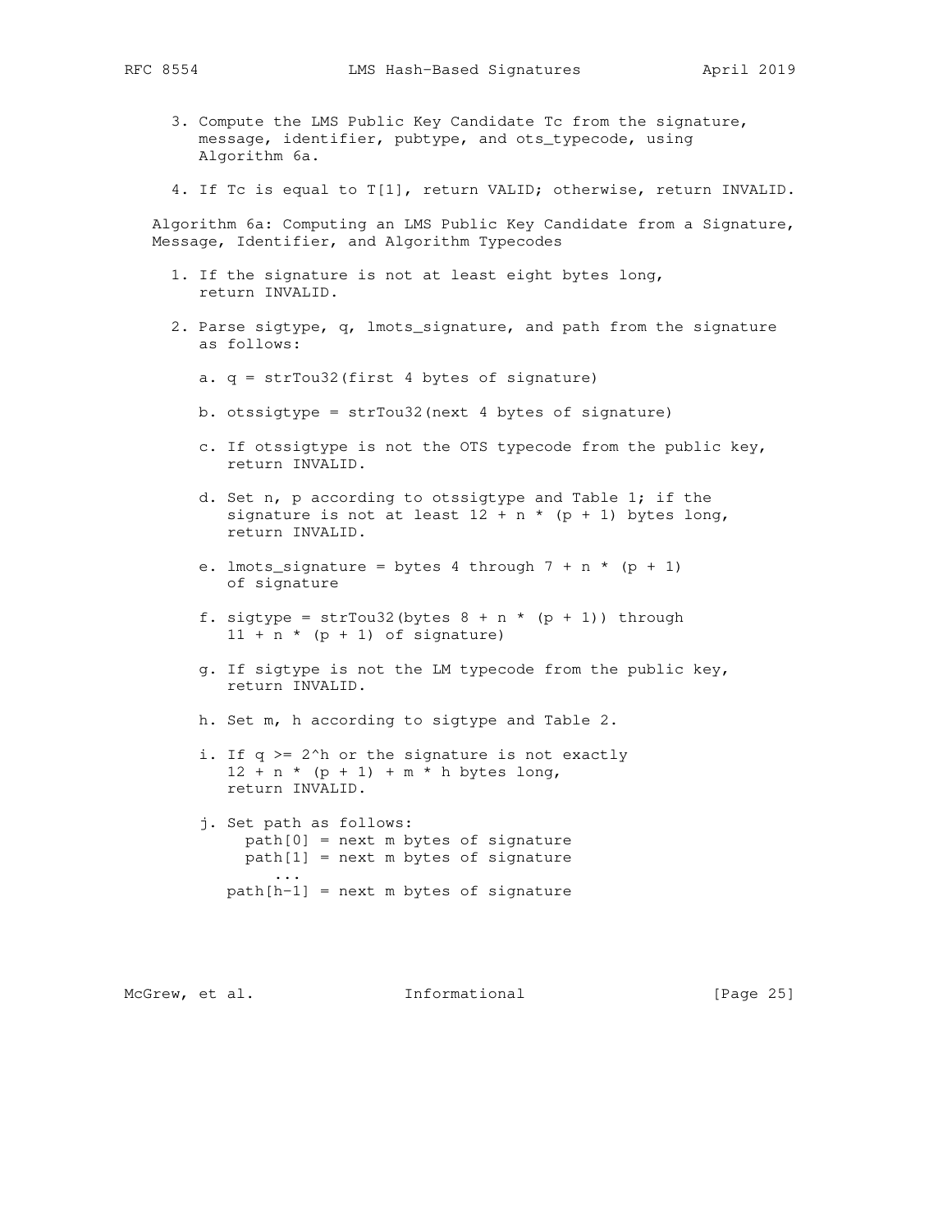3. Compute the LMS Public Key Candidate Tc from the signature, message, identifier, pubtype, and ots_typecode, using Algorithm 6a.

4. If Tc is equal to T[1], return VALID; otherwise, return INVALID.

Algorithm 6a: Computing an LMS Public Key Candidate from a Signature, Message, Identifier, and Algorithm Typecodes

1. If the signature is not at least eight bytes long, return INVALID.

2. Parse sigtype, q, lmots_signature, and path from the signature as follows:

   a. q = strTou32(first 4 bytes of signature)

   b. otssigtype = strTou32(next 4 bytes of signature)

   c. If otssigtype is not the OTS typecode from the public key, return INVALID.

   d. Set n, p according to otssigtype and Table 1; if the signature is not at least 12 + n * (p + 1) bytes long, return INVALID.

   e. lmots_signature = bytes 4 through 7 + n * (p + 1) of signature

   f. sigtype = strTou32(bytes 8 + n * (p + 1)) through 11 + n * (p + 1) of signature)

   g. If sigtype is not the LM typecode from the public key, return INVALID.

   h. Set m, h according to sigtype and Table 2.

   i. If q >= 2^h or the signature is not exactly 12 + n * (p + 1) + m * h bytes long, return INVALID.

   j. Set path as follows:

```
        path[0] = next m bytes of signature
        path[1] = next m bytes of signature
          ...
      path[h-1] = next m bytes of signature
```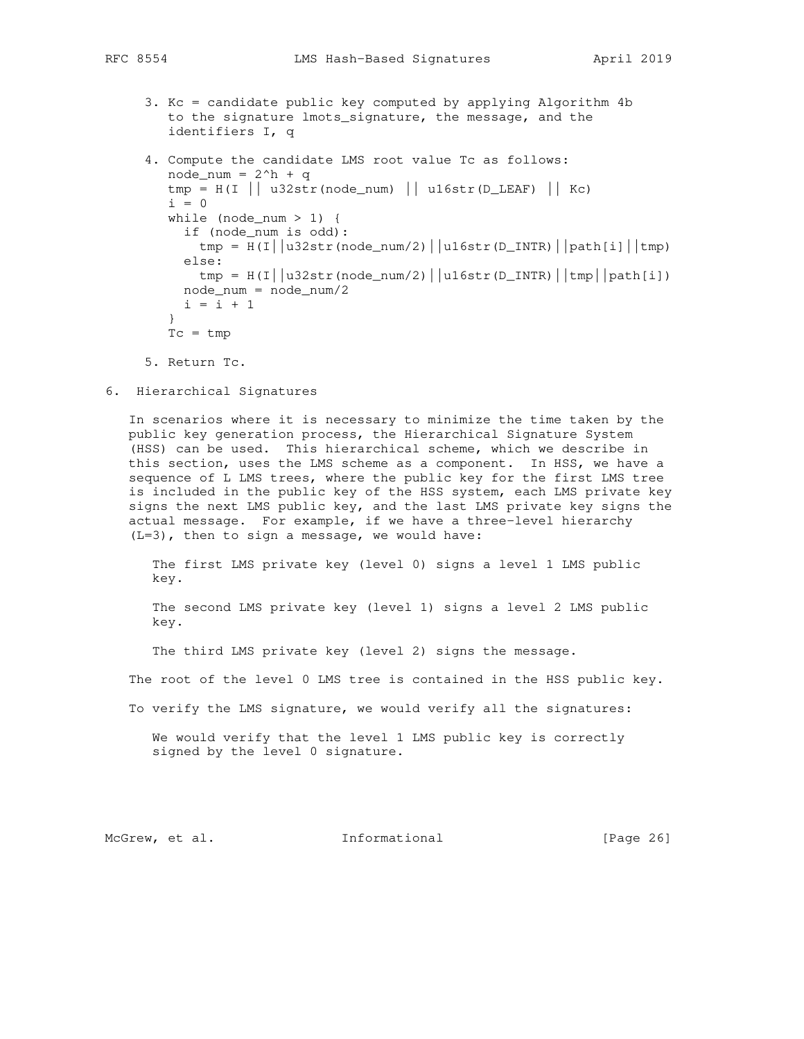3. Kc = candidate public key computed by applying Algorithm 4b to the signature lmots_signature, the message, and the identifiers I, q

4. Compute the candidate LMS root value Tc as follows:

```
node_num = 2^h + q
tmp = H(I || u32str(node_num) || u16str(D_LEAF) || Kc)
i = 0
while (node_num > 1) {
  if (node_num is odd):
    tmp = H(I||u32str(node_num/2)||u16str(D_INTR)||path[i]||tmp)
  else:
    tmp = H(I||u32str(node_num/2)||u16str(D_INTR)||tmp||path[i])
  node_num = node_num/2
  i = i + 1
}
Tc = tmp
```

5. Return Tc.

## 6. Hierarchical Signatures

In scenarios where it is necessary to minimize the time taken by the public key generation process, the Hierarchical Signature System (HSS) can be used. This hierarchical scheme, which we describe in this section, uses the LMS scheme as a component. In HSS, we have a sequence of L LMS trees, where the public key for the first LMS tree is included in the public key of the HSS system, each LMS private key signs the next LMS public key, and the last LMS private key signs the actual message. For example, if we have a three-level hierarchy (L=3), then to sign a message, we would have:

> The first LMS private key (level 0) signs a level 1 LMS public key.
>
> The second LMS private key (level 1) signs a level 2 LMS public key.
>
> The third LMS private key (level 2) signs the message.

The root of the level 0 LMS tree is contained in the HSS public key.

To verify the LMS signature, we would verify all the signatures:

> We would verify that the level 1 LMS public key is correctly signed by the level 0 signature.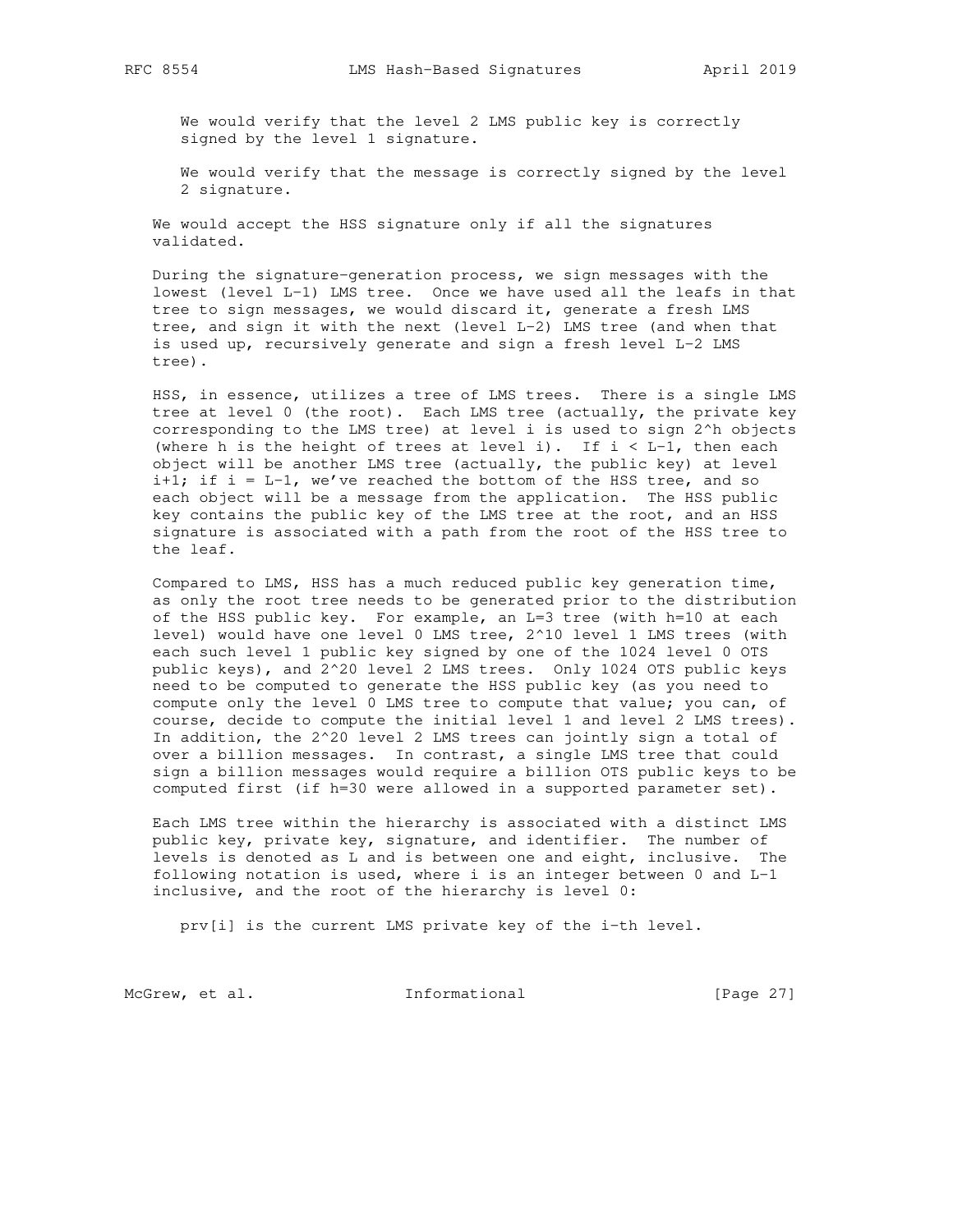We would verify that the level 2 LMS public key is correctly signed by the level 1 signature.

We would verify that the message is correctly signed by the level 2 signature.

We would accept the HSS signature only if all the signatures validated.

During the signature-generation process, we sign messages with the lowest (level L-1) LMS tree. Once we have used all the leafs in that tree to sign messages, we would discard it, generate a fresh LMS tree, and sign it with the next (level L-2) LMS tree (and when that is used up, recursively generate and sign a fresh level L-2 LMS tree).

HSS, in essence, utilizes a tree of LMS trees. There is a single LMS tree at level 0 (the root). Each LMS tree (actually, the private key corresponding to the LMS tree) at level i is used to sign 2^h objects (where h is the height of trees at level i). If i < L-1, then each object will be another LMS tree (actually, the public key) at level i+1; if i = L-1, we've reached the bottom of the HSS tree, and so each object will be a message from the application. The HSS public key contains the public key of the LMS tree at the root, and an HSS signature is associated with a path from the root of the HSS tree to the leaf.

Compared to LMS, HSS has a much reduced public key generation time, as only the root tree needs to be generated prior to the distribution of the HSS public key. For example, an L=3 tree (with h=10 at each level) would have one level 0 LMS tree, 2^10 level 1 LMS trees (with each such level 1 public key signed by one of the 1024 level 0 OTS public keys), and 2^20 level 2 LMS trees. Only 1024 OTS public keys need to be computed to generate the HSS public key (as you need to compute only the level 0 LMS tree to compute that value; you can, of course, decide to compute the initial level 1 and level 2 LMS trees). In addition, the 2^20 level 2 LMS trees can jointly sign a total of over a billion messages. In contrast, a single LMS tree that could sign a billion messages would require a billion OTS public keys to be computed first (if h=30 were allowed in a supported parameter set).

Each LMS tree within the hierarchy is associated with a distinct LMS public key, private key, signature, and identifier. The number of levels is denoted as L and is between one and eight, inclusive. The following notation is used, where i is an integer between 0 and L-1 inclusive, and the root of the hierarchy is level 0:

prv[i] is the current LMS private key of the i-th level.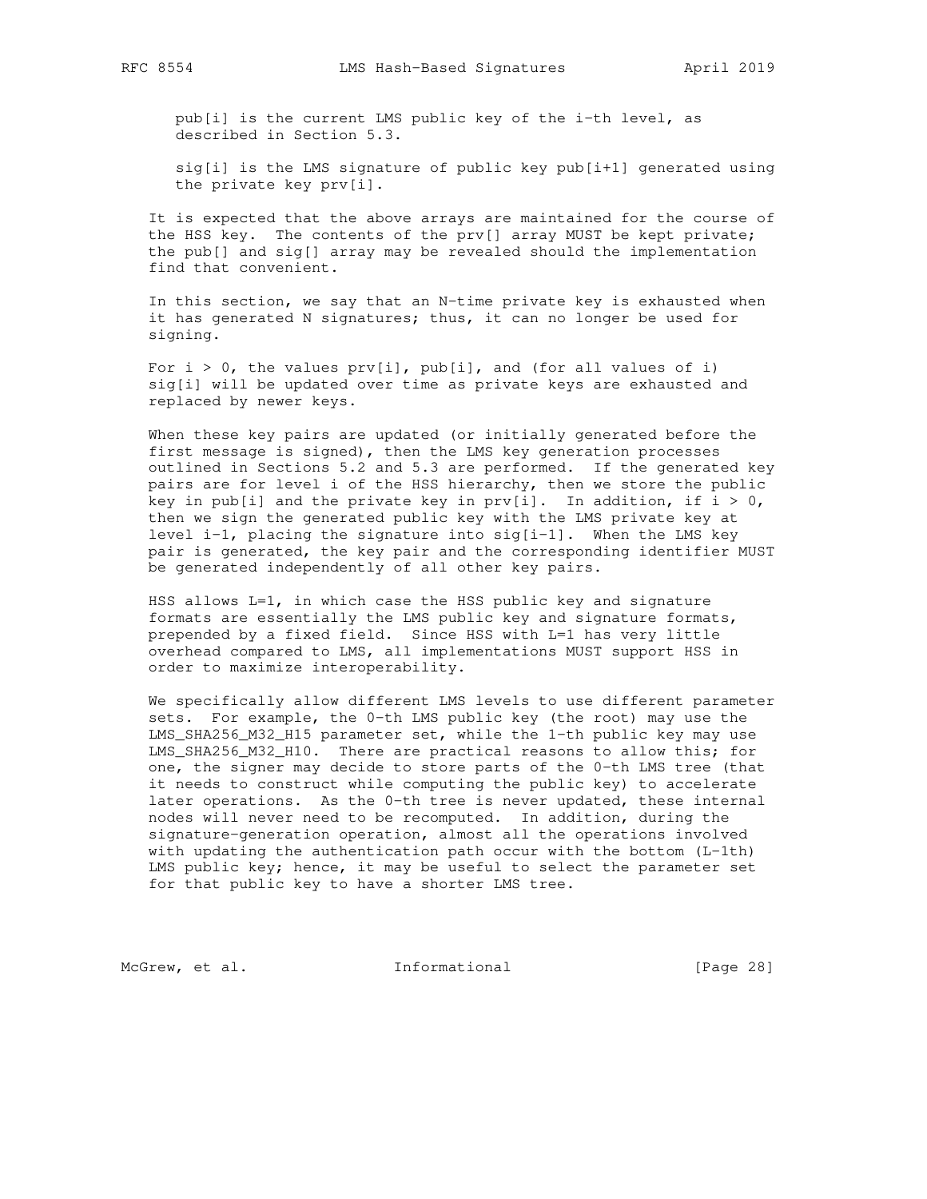pub[i] is the current LMS public key of the i-th level, as described in Section 5.3.

sig[i] is the LMS signature of public key pub[i+1] generated using the private key prv[i].

It is expected that the above arrays are maintained for the course of the HSS key. The contents of the prv[] array MUST be kept private; the pub[] and sig[] array may be revealed should the implementation find that convenient.

In this section, we say that an N-time private key is exhausted when it has generated N signatures; thus, it can no longer be used for signing.

For i > 0, the values prv[i], pub[i], and (for all values of i) sig[i] will be updated over time as private keys are exhausted and replaced by newer keys.

When these key pairs are updated (or initially generated before the first message is signed), then the LMS key generation processes outlined in Sections 5.2 and 5.3 are performed. If the generated key pairs are for level i of the HSS hierarchy, then we store the public key in pub[i] and the private key in prv[i]. In addition, if i > 0, then we sign the generated public key with the LMS private key at level i-1, placing the signature into sig[i-1]. When the LMS key pair is generated, the key pair and the corresponding identifier MUST be generated independently of all other key pairs.

HSS allows L=1, in which case the HSS public key and signature formats are essentially the LMS public key and signature formats, prepended by a fixed field. Since HSS with L=1 has very little overhead compared to LMS, all implementations MUST support HSS in order to maximize interoperability.

We specifically allow different LMS levels to use different parameter sets. For example, the 0-th LMS public key (the root) may use the LMS_SHA256_M32_H15 parameter set, while the 1-th public key may use LMS_SHA256_M32_H10. There are practical reasons to allow this; for one, the signer may decide to store parts of the 0-th LMS tree (that it needs to construct while computing the public key) to accelerate later operations. As the 0-th tree is never updated, these internal nodes will never need to be recomputed. In addition, during the signature-generation operation, almost all the operations involved with updating the authentication path occur with the bottom (L-1th) LMS public key; hence, it may be useful to select the parameter set for that public key to have a shorter LMS tree.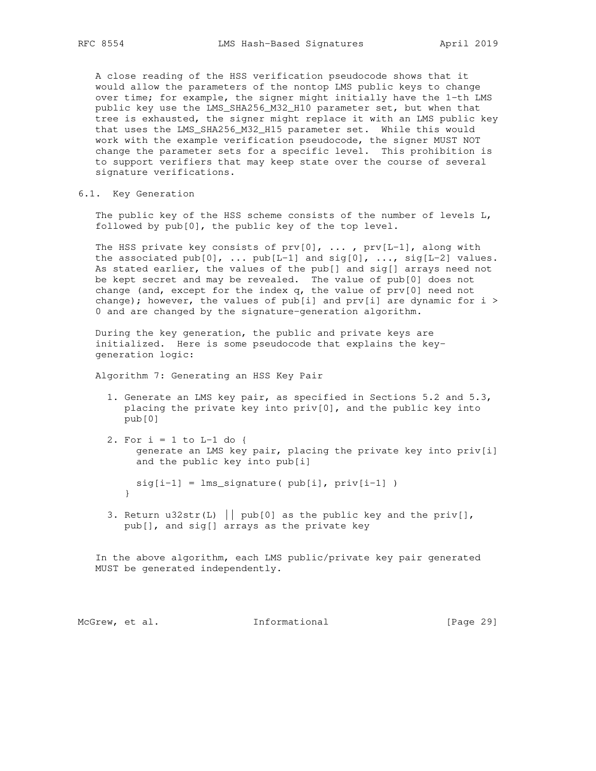A close reading of the HSS verification pseudocode shows that it would allow the parameters of the nontop LMS public keys to change over time; for example, the signer might initially have the 1-th LMS public key use the LMS_SHA256_M32_H10 parameter set, but when that tree is exhausted, the signer might replace it with an LMS public key that uses the LMS_SHA256_M32_H15 parameter set. While this would work with the example verification pseudocode, the signer MUST NOT change the parameter sets for a specific level. This prohibition is to support verifiers that may keep state over the course of several signature verifications.

### 6.1. Key Generation

The public key of the HSS scheme consists of the number of levels L, followed by pub[0], the public key of the top level.

The HSS private key consists of prv[0], ... , prv[L-1], along with the associated pub[0], ... pub[L-1] and sig[0], ..., sig[L-2] values. As stated earlier, the values of the pub[] and sig[] arrays need not be kept secret and may be revealed. The value of pub[0] does not change (and, except for the index q, the value of prv[0] need not change); however, the values of pub[i] and prv[i] are dynamic for i > 0 and are changed by the signature-generation algorithm.

During the key generation, the public and private keys are initialized. Here is some pseudocode that explains the key-generation logic:

Algorithm 7: Generating an HSS Key Pair

```
1. Generate an LMS key pair, as specified in Sections 5.2 and 5.3,
   placing the private key into priv[0], and the public key into
   pub[0]

2. For i = 1 to L-1 do {
     generate an LMS key pair, placing the private key into priv[i]
     and the public key into pub[i]

     sig[i-1] = lms_signature( pub[i], priv[i-1] )
   }

3. Return u32str(L) || pub[0] as the public key and the priv[],
   pub[], and sig[] arrays as the private key
```

In the above algorithm, each LMS public/private key pair generated MUST be generated independently.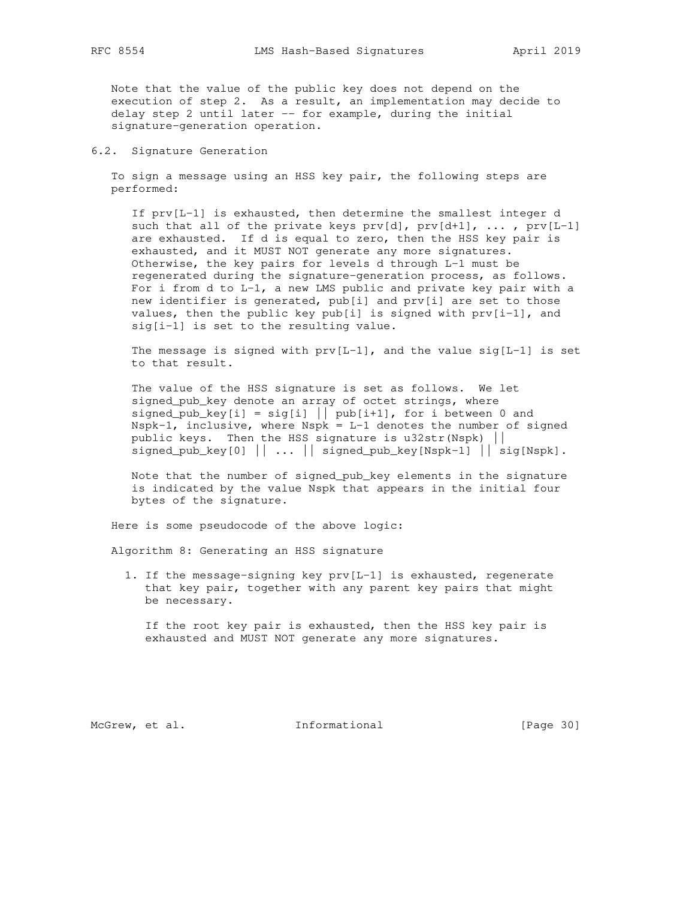Note that the value of the public key does not depend on the execution of step 2. As a result, an implementation may decide to delay step 2 until later -- for example, during the initial signature-generation operation.

## 6.2. Signature Generation

To sign a message using an HSS key pair, the following steps are performed:

If prv[L-1] is exhausted, then determine the smallest integer d such that all of the private keys prv[d], prv[d+1], ... , prv[L-1] are exhausted. If d is equal to zero, then the HSS key pair is exhausted, and it MUST NOT generate any more signatures. Otherwise, the key pairs for levels d through L-1 must be regenerated during the signature-generation process, as follows. For i from d to L-1, a new LMS public and private key pair with a new identifier is generated, pub[i] and prv[i] are set to those values, then the public key pub[i] is signed with prv[i-1], and sig[i-1] is set to the resulting value.

The message is signed with prv[L-1], and the value sig[L-1] is set to that result.

The value of the HSS signature is set as follows. We let signed_pub_key denote an array of octet strings, where signed_pub_key[i] = sig[i] || pub[i+1], for i between 0 and Nspk-1, inclusive, where Nspk = L-1 denotes the number of signed public keys. Then the HSS signature is u32str(Nspk) || signed_pub_key[0] || ... || signed_pub_key[Nspk-1] || sig[Nspk].

Note that the number of signed_pub_key elements in the signature is indicated by the value Nspk that appears in the initial four bytes of the signature.

Here is some pseudocode of the above logic:

Algorithm 8: Generating an HSS signature

```
1. If the message-signing key prv[L-1] is exhausted, regenerate
   that key pair, together with any parent key pairs that might
   be necessary.

   If the root key pair is exhausted, then the HSS key pair is
   exhausted and MUST NOT generate any more signatures.
```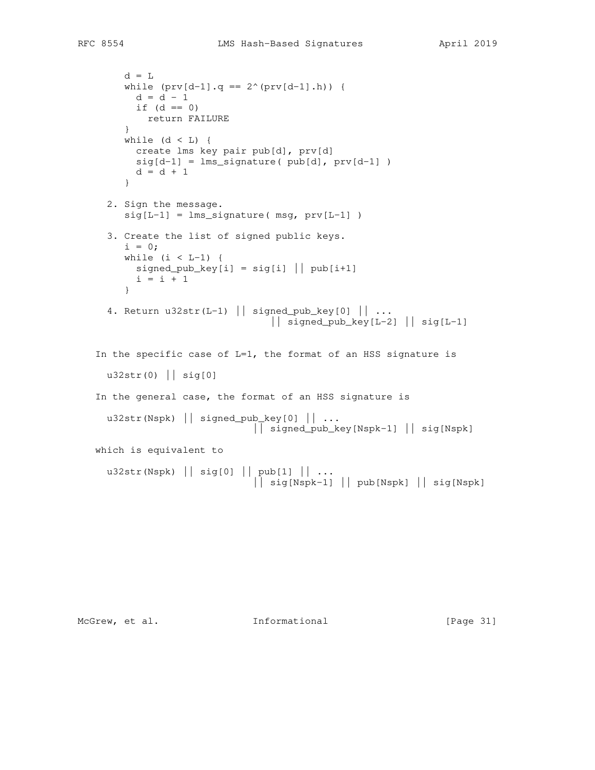```
        d = L
        while (prv[d-1].q == 2^(prv[d-1].h)) {
          d = d - 1
          if (d == 0)
            return FAILURE
        }
        while (d < L) {
          create lms key pair pub[d], prv[d]
          sig[d-1] = lms_signature( pub[d], prv[d-1] )
          d = d + 1
        }
```

2. Sign the message.

```
   sig[L-1] = lms_signature( msg, prv[L-1] )
```

3. Create the list of signed public keys.

```
   i = 0;
   while (i < L-1) {
     signed_pub_key[i] = sig[i] || pub[i+1]
     i = i + 1
   }
```

4. Return

```
   u32str(L-1) || signed_pub_key[0] || ...
                          || signed_pub_key[L-2] || sig[L-1]
```

In the specific case of L=1, the format of an HSS signature is

```
   u32str(0) || sig[0]
```

In the general case, the format of an HSS signature is

```
   u32str(Nspk) || signed_pub_key[0] || ...
                          || signed_pub_key[Nspk-1] || sig[Nspk]
```

which is equivalent to

```
   u32str(Nspk) || sig[0] || pub[1] || ...
                          || sig[Nspk-1] || pub[Nspk] || sig[Nspk]
```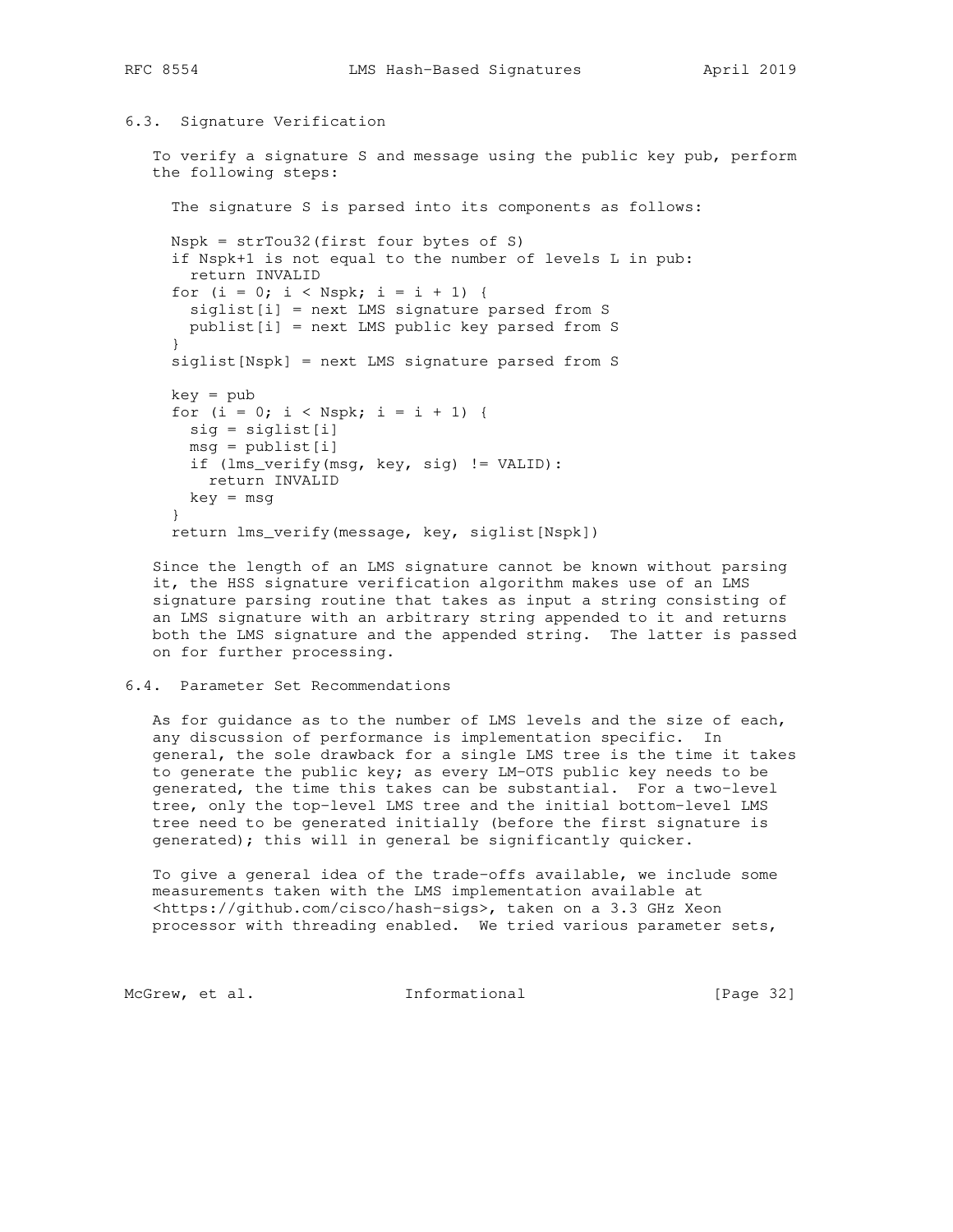### 6.3. Signature Verification

To verify a signature S and message using the public key pub, perform the following steps:

```
  The signature S is parsed into its components as follows:

  Nspk = strTou32(first four bytes of S)
  if Nspk+1 is not equal to the number of levels L in pub:
    return INVALID
  for (i = 0; i < Nspk; i = i + 1) {
    siglist[i] = next LMS signature parsed from S
    publist[i] = next LMS public key parsed from S
  }
  siglist[Nspk] = next LMS signature parsed from S

  key = pub
  for (i = 0; i < Nspk; i = i + 1) {
    sig = siglist[i]
    msg = publist[i]
    if (lms_verify(msg, key, sig) != VALID):
      return INVALID
    key = msg
  }
  return lms_verify(message, key, siglist[Nspk])
```

Since the length of an LMS signature cannot be known without parsing it, the HSS signature verification algorithm makes use of an LMS signature parsing routine that takes as input a string consisting of an LMS signature with an arbitrary string appended to it and returns both the LMS signature and the appended string. The latter is passed on for further processing.

### 6.4. Parameter Set Recommendations

As for guidance as to the number of LMS levels and the size of each, any discussion of performance is implementation specific. In general, the sole drawback for a single LMS tree is the time it takes to generate the public key; as every LM-OTS public key needs to be generated, the time this takes can be substantial. For a two-level tree, only the top-level LMS tree and the initial bottom-level LMS tree need to be generated initially (before the first signature is generated); this will in general be significantly quicker.

To give a general idea of the trade-offs available, we include some measurements taken with the LMS implementation available at <https://github.com/cisco/hash-sigs>, taken on a 3.3 GHz Xeon processor with threading enabled. We tried various parameter sets,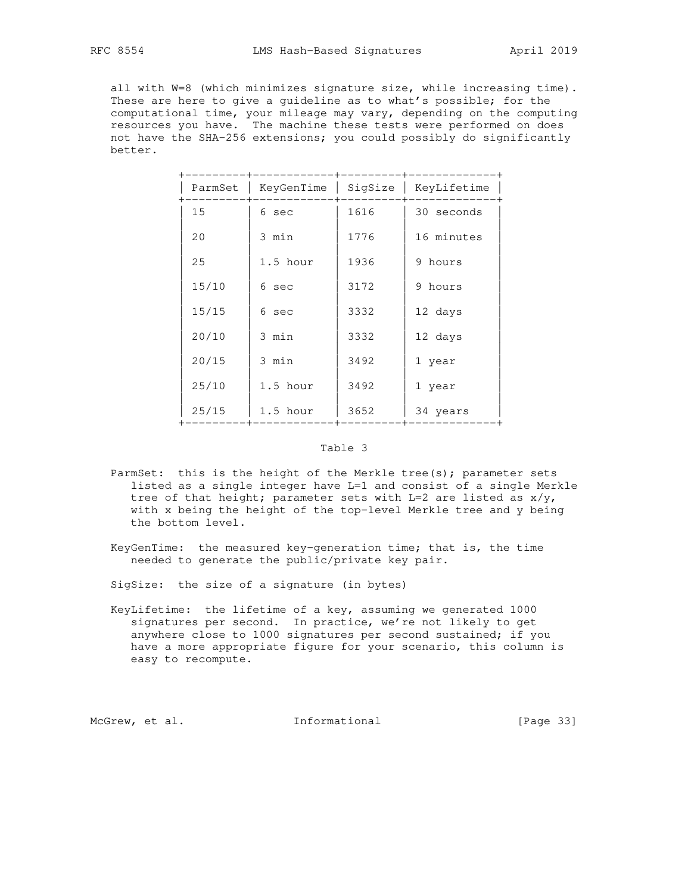all with W=8 (which minimizes signature size, while increasing time). These are here to give a guideline as to what's possible; for the computational time, your mileage may vary, depending on the computing resources you have. The machine these tests were performed on does not have the SHA-256 extensions; you could possibly do significantly better.

| ParmSet | KeyGenTime | SigSize | KeyLifetime |
|---|---|---|---|
| 15 | 6 sec | 1616 | 30 seconds |
| 20 | 3 min | 1776 | 16 minutes |
| 25 | 1.5 hour | 1936 | 9 hours |
| 15/10 | 6 sec | 3172 | 9 hours |
| 15/15 | 6 sec | 3332 | 12 days |
| 20/10 | 3 min | 3332 | 12 days |
| 20/15 | 3 min | 3492 | 1 year |
| 25/10 | 1.5 hour | 3492 | 1 year |
| 25/15 | 1.5 hour | 3652 | 34 years |

Table 3

ParmSet: this is the height of the Merkle tree(s); parameter sets listed as a single integer have L=1 and consist of a single Merkle tree of that height; parameter sets with L=2 are listed as x/y, with x being the height of the top-level Merkle tree and y being the bottom level.

KeyGenTime: the measured key-generation time; that is, the time needed to generate the public/private key pair.

SigSize: the size of a signature (in bytes)

KeyLifetime: the lifetime of a key, assuming we generated 1000 signatures per second. In practice, we're not likely to get anywhere close to 1000 signatures per second sustained; if you have a more appropriate figure for your scenario, this column is easy to recompute.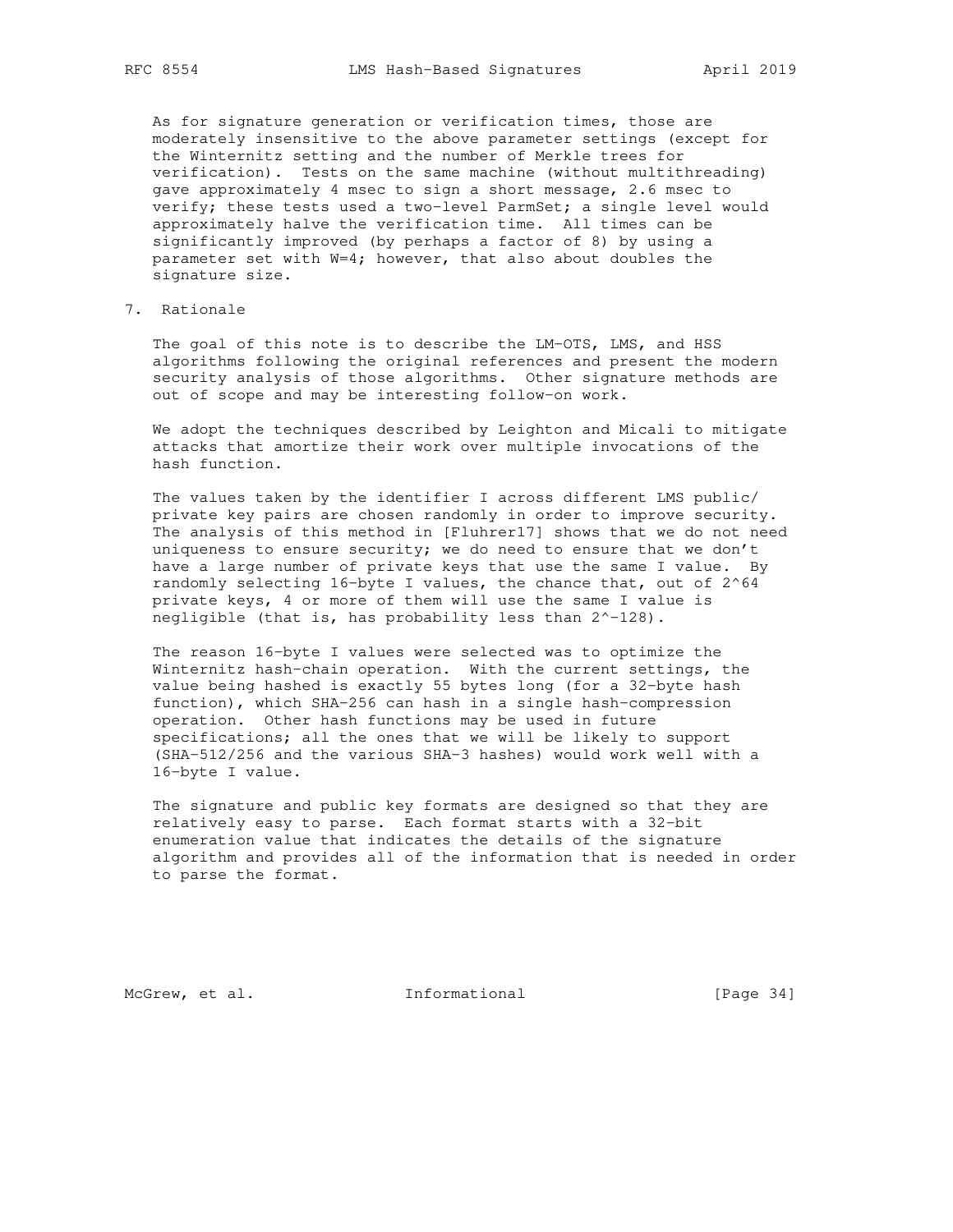As for signature generation or verification times, those are moderately insensitive to the above parameter settings (except for the Winternitz setting and the number of Merkle trees for verification). Tests on the same machine (without multithreading) gave approximately 4 msec to sign a short message, 2.6 msec to verify; these tests used a two-level ParmSet; a single level would approximately halve the verification time. All times can be significantly improved (by perhaps a factor of 8) by using a parameter set with W=4; however, that also about doubles the signature size.

## 7. Rationale

The goal of this note is to describe the LM-OTS, LMS, and HSS algorithms following the original references and present the modern security analysis of those algorithms. Other signature methods are out of scope and may be interesting follow-on work.

We adopt the techniques described by Leighton and Micali to mitigate attacks that amortize their work over multiple invocations of the hash function.

The values taken by the identifier I across different LMS public/private key pairs are chosen randomly in order to improve security. The analysis of this method in [Fluhrer17] shows that we do not need uniqueness to ensure security; we do need to ensure that we don't have a large number of private keys that use the same I value. By randomly selecting 16-byte I values, the chance that, out of $2^{64}$ private keys, 4 or more of them will use the same I value is negligible (that is, has probability less than $2^{-128}$).

The reason 16-byte I values were selected was to optimize the Winternitz hash-chain operation. With the current settings, the value being hashed is exactly 55 bytes long (for a 32-byte hash function), which SHA-256 can hash in a single hash-compression operation. Other hash functions may be used in future specifications; all the ones that we will be likely to support (SHA-512/256 and the various SHA-3 hashes) would work well with a 16-byte I value.

The signature and public key formats are designed so that they are relatively easy to parse. Each format starts with a 32-bit enumeration value that indicates the details of the signature algorithm and provides all of the information that is needed in order to parse the format.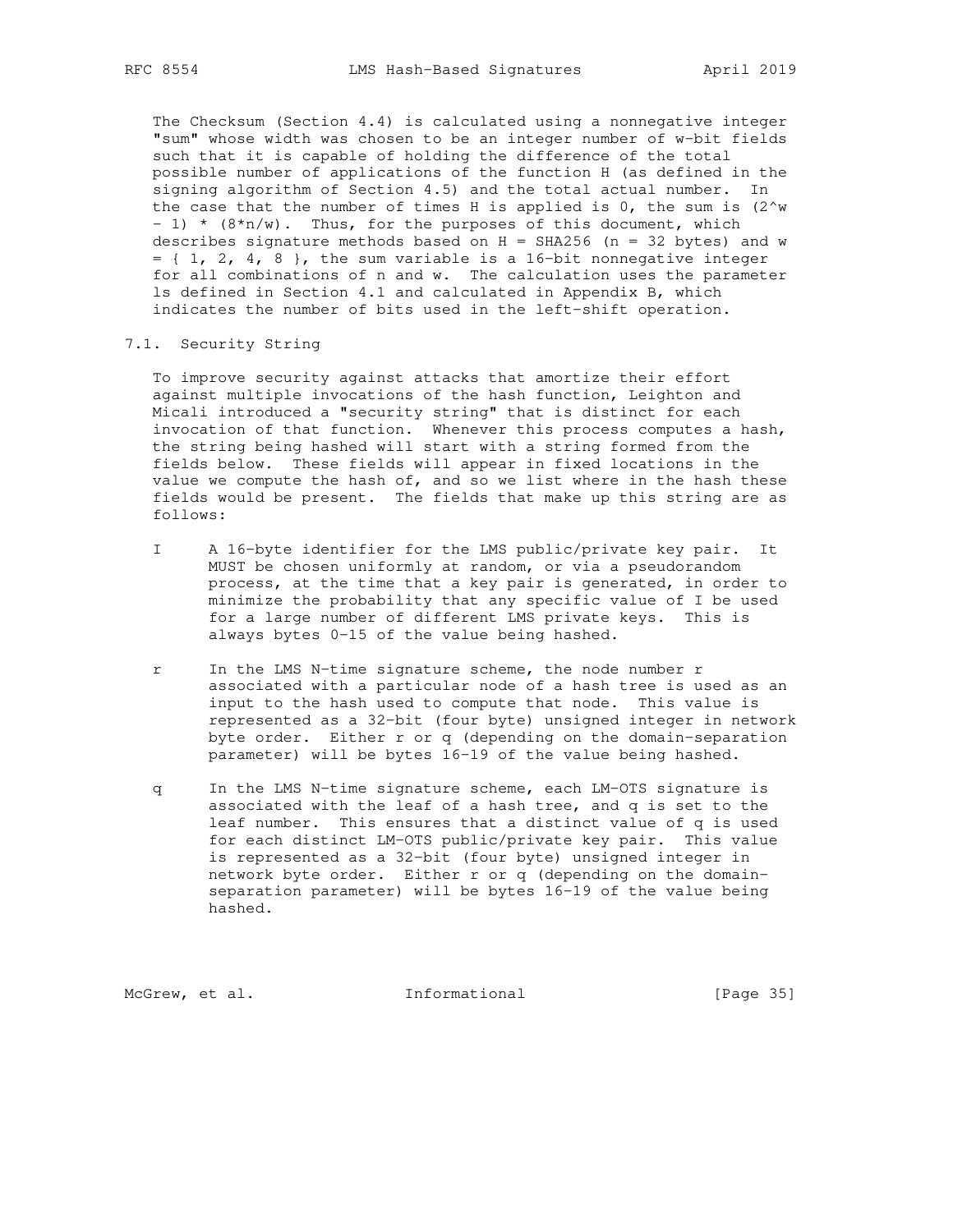The Checksum (Section 4.4) is calculated using a nonnegative integer "sum" whose width was chosen to be an integer number of w-bit fields such that it is capable of holding the difference of the total possible number of applications of the function H (as defined in the signing algorithm of Section 4.5) and the total actual number. In the case that the number of times H is applied is 0, the sum is $(2^w - 1) * (8*n/w)$. Thus, for the purposes of this document, which describes signature methods based on H = SHA256 (n = 32 bytes) and w = { 1, 2, 4, 8 }, the sum variable is a 16-bit nonnegative integer for all combinations of n and w. The calculation uses the parameter ls defined in Section 4.1 and calculated in Appendix B, which indicates the number of bits used in the left-shift operation.

## 7.1. Security String

To improve security against attacks that amortize their effort against multiple invocations of the hash function, Leighton and Micali introduced a "security string" that is distinct for each invocation of that function. Whenever this process computes a hash, the string being hashed will start with a string formed from the fields below. These fields will appear in fixed locations in the value we compute the hash of, and so we list where in the hash these fields would be present. The fields that make up this string are as follows:

I
: A 16-byte identifier for the LMS public/private key pair. It MUST be chosen uniformly at random, or via a pseudorandom process, at the time that a key pair is generated, in order to minimize the probability that any specific value of I be used for a large number of different LMS private keys. This is always bytes 0-15 of the value being hashed.

r
: In the LMS N-time signature scheme, the node number r associated with a particular node of a hash tree is used as an input to the hash used to compute that node. This value is represented as a 32-bit (four byte) unsigned integer in network byte order. Either r or q (depending on the domain-separation parameter) will be bytes 16-19 of the value being hashed.

q
: In the LMS N-time signature scheme, each LM-OTS signature is associated with the leaf of a hash tree, and q is set to the leaf number. This ensures that a distinct value of q is used for each distinct LM-OTS public/private key pair. This value is represented as a 32-bit (four byte) unsigned integer in network byte order. Either r or q (depending on the domain-separation parameter) will be bytes 16-19 of the value being hashed.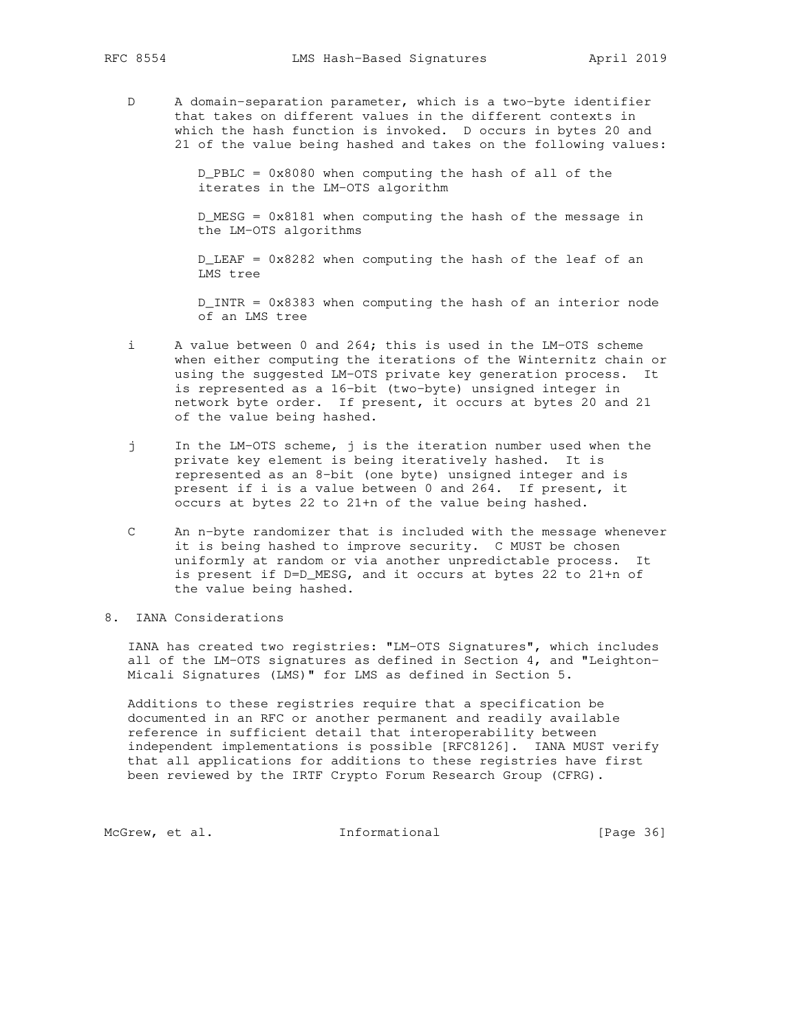D A domain-separation parameter, which is a two-byte identifier that takes on different values in the different contexts in which the hash function is invoked. D occurs in bytes 20 and 21 of the value being hashed and takes on the following values:

D_PBLC = 0x8080 when computing the hash of all of the iterates in the LM-OTS algorithm

D_MESG = 0x8181 when computing the hash of the message in the LM-OTS algorithms

D_LEAF = 0x8282 when computing the hash of the leaf of an LMS tree

D_INTR = 0x8383 when computing the hash of an interior node of an LMS tree

i A value between 0 and 264; this is used in the LM-OTS scheme when either computing the iterations of the Winternitz chain or using the suggested LM-OTS private key generation process. It is represented as a 16-bit (two-byte) unsigned integer in network byte order. If present, it occurs at bytes 20 and 21 of the value being hashed.

j In the LM-OTS scheme, j is the iteration number used when the private key element is being iteratively hashed. It is represented as an 8-bit (one byte) unsigned integer and is present if i is a value between 0 and 264. If present, it occurs at bytes 22 to 21+n of the value being hashed.

C An n-byte randomizer that is included with the message whenever it is being hashed to improve security. C MUST be chosen uniformly at random or via another unpredictable process. It is present if D=D_MESG, and it occurs at bytes 22 to 21+n of the value being hashed.

## 8. IANA Considerations

IANA has created two registries: "LM-OTS Signatures", which includes all of the LM-OTS signatures as defined in Section 4, and "Leighton-Micali Signatures (LMS)" for LMS as defined in Section 5.

Additions to these registries require that a specification be documented in an RFC or another permanent and readily available reference in sufficient detail that interoperability between independent implementations is possible [RFC8126]. IANA MUST verify that all applications for additions to these registries have first been reviewed by the IRTF Crypto Forum Research Group (CFRG).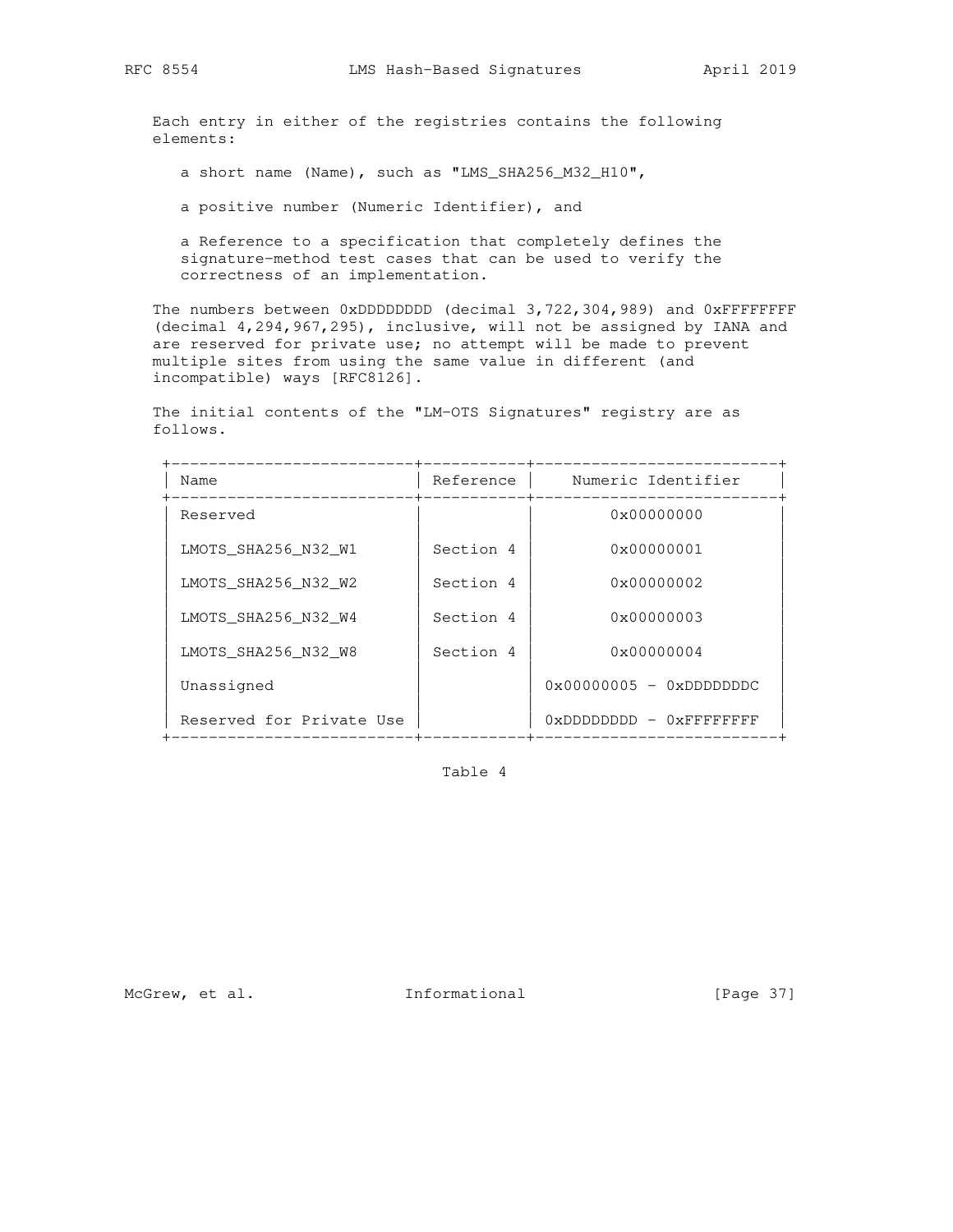Each entry in either of the registries contains the following elements:

a short name (Name), such as "LMS_SHA256_M32_H10",

a positive number (Numeric Identifier), and

a Reference to a specification that completely defines the signature-method test cases that can be used to verify the correctness of an implementation.

The numbers between 0xDDDDDDDD (decimal 3,722,304,989) and 0xFFFFFFFF (decimal 4,294,967,295), inclusive, will not be assigned by IANA and are reserved for private use; no attempt will be made to prevent multiple sites from using the same value in different (and incompatible) ways [RFC8126].

The initial contents of the "LM-OTS Signatures" registry are as follows.

| Name | Reference | Numeric Identifier |
|---|---|---|
| Reserved | | 0x00000000 |
| LMOTS_SHA256_N32_W1 | Section 4 | 0x00000001 |
| LMOTS_SHA256_N32_W2 | Section 4 | 0x00000002 |
| LMOTS_SHA256_N32_W4 | Section 4 | 0x00000003 |
| LMOTS_SHA256_N32_W8 | Section 4 | 0x00000004 |
| Unassigned | | 0x00000005 - 0xDDDDDDDC |
| Reserved for Private Use | | 0xDDDDDDDD - 0xFFFFFFFF |

Table 4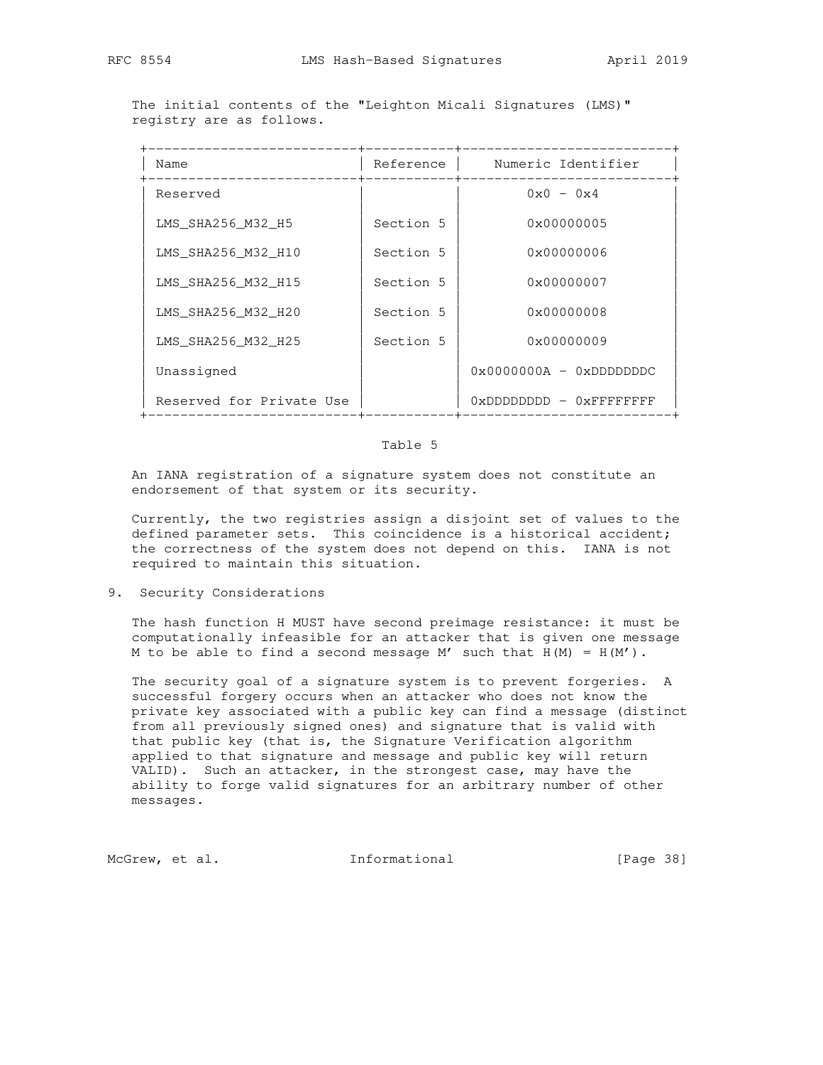The initial contents of the "Leighton Micali Signatures (LMS)" registry are as follows.

| Name | Reference | Numeric Identifier |
|---|---|---|
| Reserved | | 0x0 - 0x4 |
| LMS_SHA256_M32_H5 | Section 5 | 0x00000005 |
| LMS_SHA256_M32_H10 | Section 5 | 0x00000006 |
| LMS_SHA256_M32_H15 | Section 5 | 0x00000007 |
| LMS_SHA256_M32_H20 | Section 5 | 0x00000008 |
| LMS_SHA256_M32_H25 | Section 5 | 0x00000009 |
| Unassigned | | 0x0000000A - 0xDDDDDDDC |
| Reserved for Private Use | | 0xDDDDDDDD - 0xFFFFFFFF |

Table 5

An IANA registration of a signature system does not constitute an endorsement of that system or its security.

Currently, the two registries assign a disjoint set of values to the defined parameter sets. This coincidence is a historical accident; the correctness of the system does not depend on this. IANA is not required to maintain this situation.

# 9. Security Considerations

The hash function H MUST have second preimage resistance: it must be computationally infeasible for an attacker that is given one message M to be able to find a second message M' such that H(M) = H(M').

The security goal of a signature system is to prevent forgeries. A successful forgery occurs when an attacker who does not know the private key associated with a public key can find a message (distinct from all previously signed ones) and signature that is valid with that public key (that is, the Signature Verification algorithm applied to that signature and message and public key will return VALID). Such an attacker, in the strongest case, may have the ability to forge valid signatures for an arbitrary number of other messages.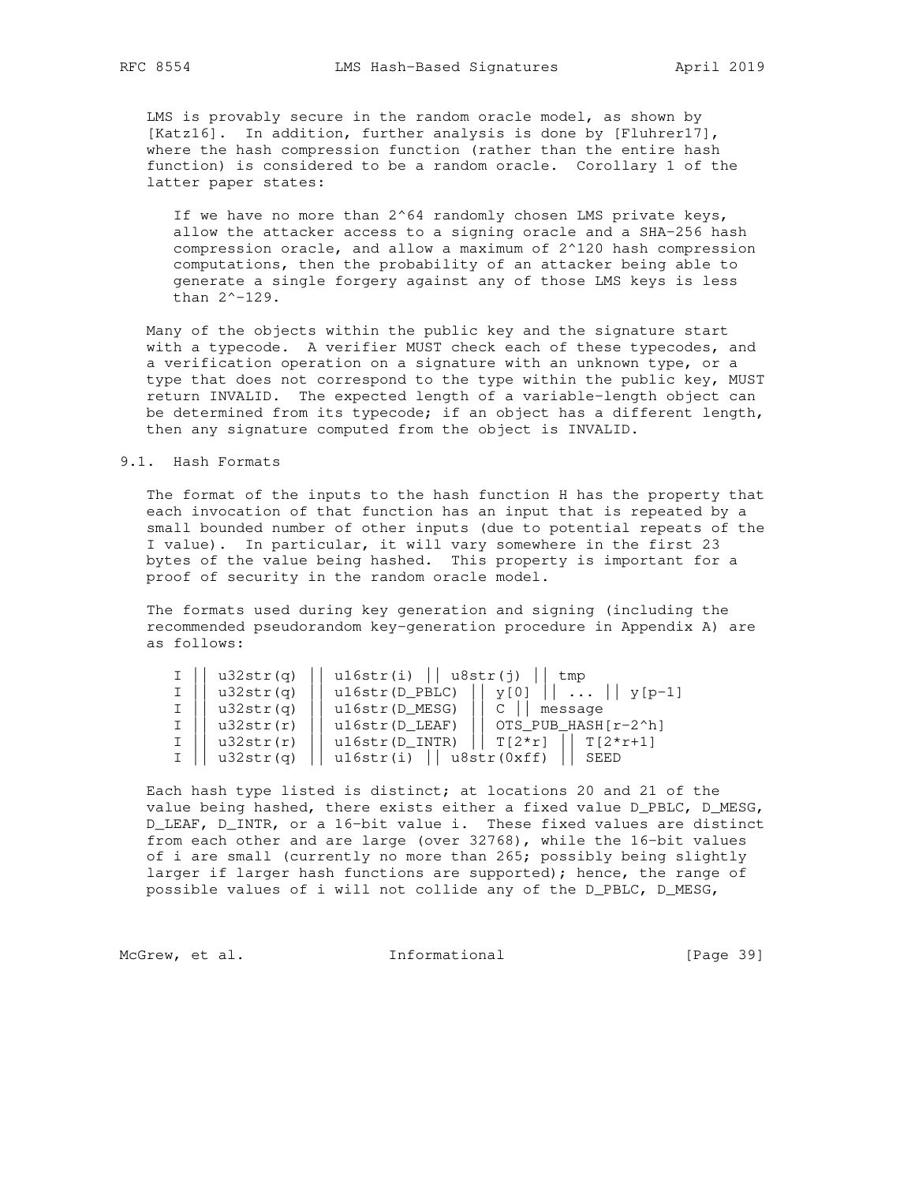LMS is provably secure in the random oracle model, as shown by [Katz16]. In addition, further analysis is done by [Fluhrer17], where the hash compression function (rather than the entire hash function) is considered to be a random oracle. Corollary 1 of the latter paper states:

> If we have no more than $2^{64}$ randomly chosen LMS private keys, allow the attacker access to a signing oracle and a SHA-256 hash compression oracle, and allow a maximum of $2^{120}$ hash compression computations, then the probability of an attacker being able to generate a single forgery against any of those LMS keys is less than $2^{-129}$.

Many of the objects within the public key and the signature start with a typecode. A verifier MUST check each of these typecodes, and a verification operation on a signature with an unknown type, or a type that does not correspond to the type within the public key, MUST return INVALID. The expected length of a variable-length object can be determined from its typecode; if an object has a different length, then any signature computed from the object is INVALID.

## 9.1. Hash Formats

The format of the inputs to the hash function H has the property that each invocation of that function has an input that is repeated by a small bounded number of other inputs (due to potential repeats of the I value). In particular, it will vary somewhere in the first 23 bytes of the value being hashed. This property is important for a proof of security in the random oracle model.

The formats used during key generation and signing (including the recommended pseudorandom key-generation procedure in Appendix A) are as follows:

```
I || u32str(q) || u16str(i) || u8str(j) || tmp
I || u32str(q) || u16str(D_PBLC) || y[0] || ... || y[p-1]
I || u32str(q) || u16str(D_MESG) || C || message
I || u32str(r) || u16str(D_LEAF) || OTS_PUB_HASH[r-2^h]
I || u32str(r) || u16str(D_INTR) || T[2*r] || T[2*r+1]
I || u32str(q) || u16str(i) || u8str(0xff) || SEED
```

Each hash type listed is distinct; at locations 20 and 21 of the value being hashed, there exists either a fixed value D_PBLC, D_MESG, D_LEAF, D_INTR, or a 16-bit value i. These fixed values are distinct from each other and are large (over 32768), while the 16-bit values of i are small (currently no more than 265; possibly being slightly larger if larger hash functions are supported); hence, the range of possible values of i will not collide any of the D_PBLC, D_MESG,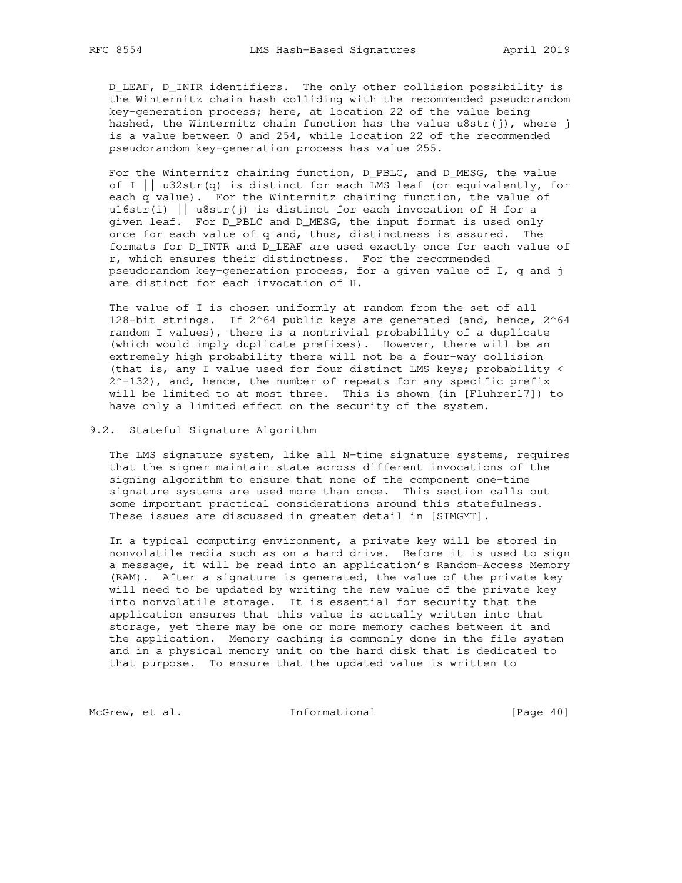D_LEAF, D_INTR identifiers. The only other collision possibility is the Winternitz chain hash colliding with the recommended pseudorandom key-generation process; here, at location 22 of the value being hashed, the Winternitz chain function has the value u8str(j), where j is a value between 0 and 254, while location 22 of the recommended pseudorandom key-generation process has value 255.

For the Winternitz chaining function, D_PBLC, and D_MESG, the value of I || u32str(q) is distinct for each LMS leaf (or equivalently, for each q value). For the Winternitz chaining function, the value of u16str(i) || u8str(j) is distinct for each invocation of H for a given leaf. For D_PBLC and D_MESG, the input format is used only once for each value of q and, thus, distinctness is assured. The formats for D_INTR and D_LEAF are used exactly once for each value of r, which ensures their distinctness. For the recommended pseudorandom key-generation process, for a given value of I, q and j are distinct for each invocation of H.

The value of I is chosen uniformly at random from the set of all 128-bit strings. If $2^{64}$ public keys are generated (and, hence, $2^{64}$ random I values), there is a nontrivial probability of a duplicate (which would imply duplicate prefixes). However, there will be an extremely high probability there will not be a four-way collision (that is, any I value used for four distinct LMS keys; probability < $2^{-132}$), and, hence, the number of repeats for any specific prefix will be limited to at most three. This is shown (in [Fluhrer17]) to have only a limited effect on the security of the system.

## 9.2. Stateful Signature Algorithm

The LMS signature system, like all N-time signature systems, requires that the signer maintain state across different invocations of the signing algorithm to ensure that none of the component one-time signature systems are used more than once. This section calls out some important practical considerations around this statefulness. These issues are discussed in greater detail in [STMGMT].

In a typical computing environment, a private key will be stored in nonvolatile media such as on a hard drive. Before it is used to sign a message, it will be read into an application's Random-Access Memory (RAM). After a signature is generated, the value of the private key will need to be updated by writing the new value of the private key into nonvolatile storage. It is essential for security that the application ensures that this value is actually written into that storage, yet there may be one or more memory caches between it and the application. Memory caching is commonly done in the file system and in a physical memory unit on the hard disk that is dedicated to that purpose. To ensure that the updated value is written to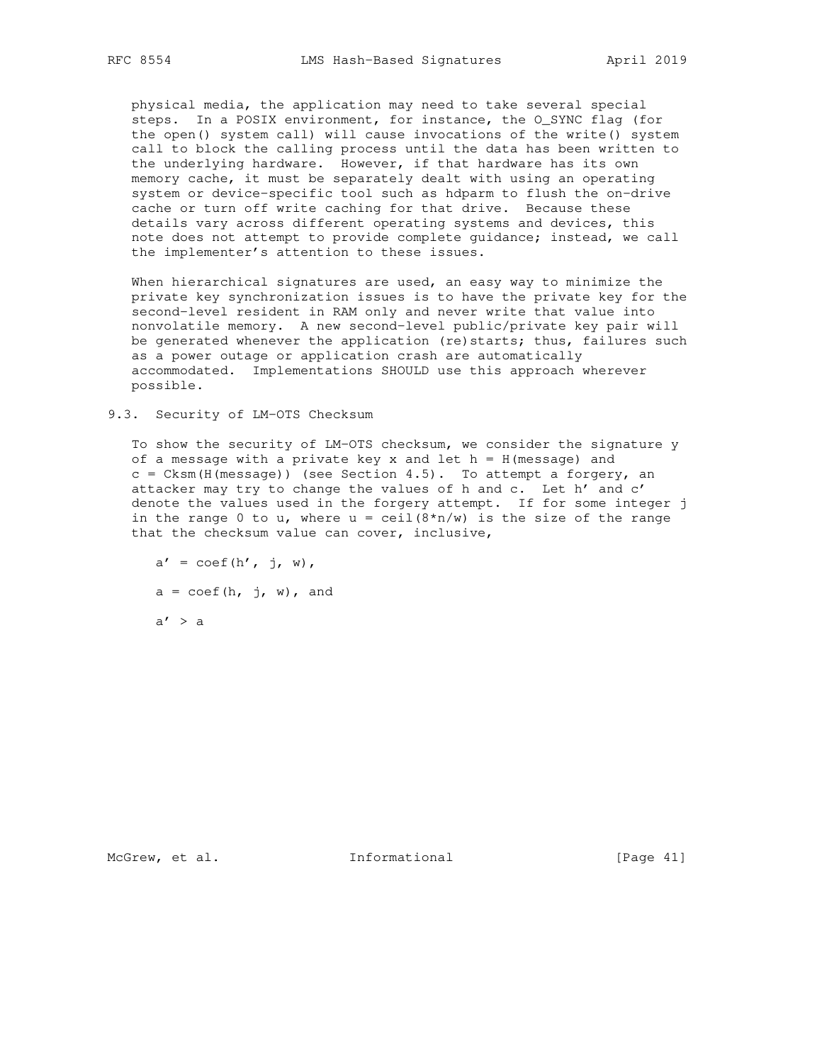physical media, the application may need to take several special steps. In a POSIX environment, for instance, the O_SYNC flag (for the open() system call) will cause invocations of the write() system call to block the calling process until the data has been written to the underlying hardware. However, if that hardware has its own memory cache, it must be separately dealt with using an operating system or device-specific tool such as hdparm to flush the on-drive cache or turn off write caching for that drive. Because these details vary across different operating systems and devices, this note does not attempt to provide complete guidance; instead, we call the implementer's attention to these issues.

When hierarchical signatures are used, an easy way to minimize the private key synchronization issues is to have the private key for the second-level resident in RAM only and never write that value into nonvolatile memory. A new second-level public/private key pair will be generated whenever the application (re)starts; thus, failures such as a power outage or application crash are automatically accommodated. Implementations SHOULD use this approach wherever possible.

## 9.3. Security of LM-OTS Checksum

To show the security of LM-OTS checksum, we consider the signature y of a message with a private key x and let h = H(message) and c = Cksm(H(message)) (see Section 4.5). To attempt a forgery, an attacker may try to change the values of h and c. Let h' and c' denote the values used in the forgery attempt. If for some integer j in the range 0 to u, where u = ceil(8*n/w) is the size of the range that the checksum value can cover, inclusive,

```
a' = coef(h', j, w),

a = coef(h, j, w), and

a' > a
```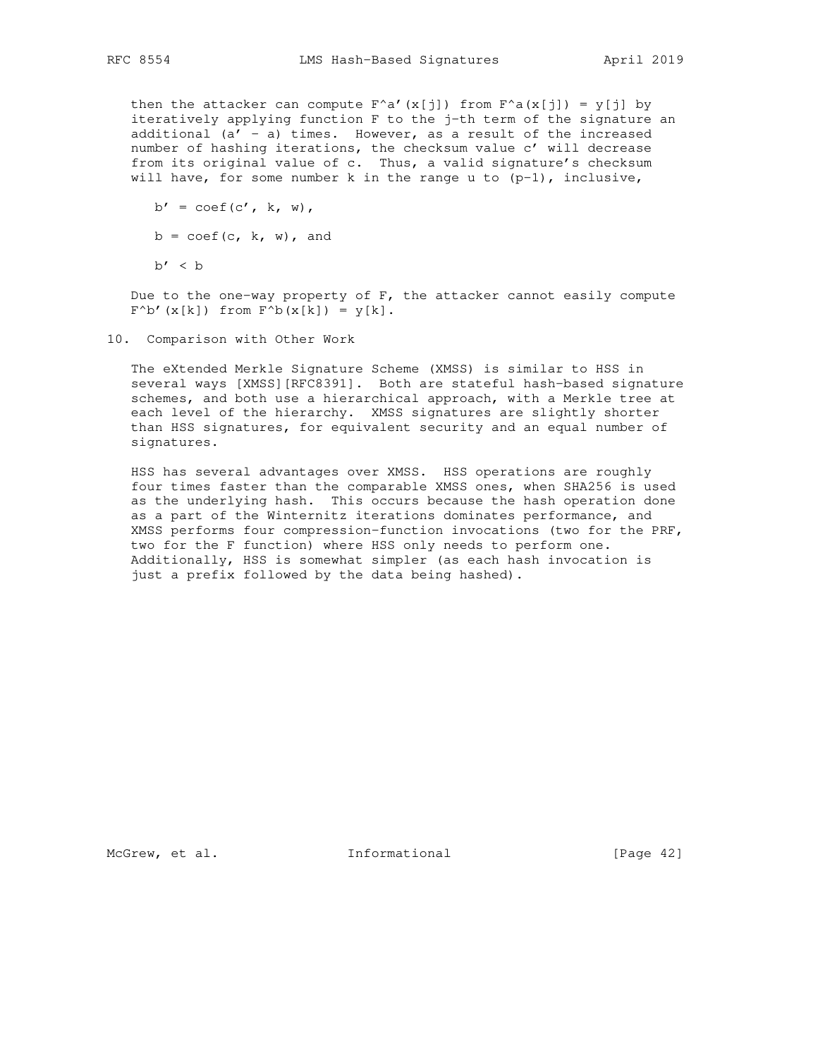then the attacker can compute $F^{a'}(x[j])$ from $F^a(x[j]) = y[j]$ by iteratively applying function F to the j-th term of the signature an additional $(a' - a)$ times. However, as a result of the increased number of hashing iterations, the checksum value c' will decrease from its original value of c. Thus, a valid signature's checksum will have, for some number k in the range u to (p-1), inclusive,

$$b' = \text{coef}(c', k, w),$$

$$b = \text{coef}(c, k, w), \text{ and}$$

$$b' < b$$

Due to the one-way property of F, the attacker cannot easily compute $F^{b'}(x[k])$ from $F^b(x[k]) = y[k]$.

## 10. Comparison with Other Work

The eXtended Merkle Signature Scheme (XMSS) is similar to HSS in several ways [XMSS][RFC8391]. Both are stateful hash-based signature schemes, and both use a hierarchical approach, with a Merkle tree at each level of the hierarchy. XMSS signatures are slightly shorter than HSS signatures, for equivalent security and an equal number of signatures.

HSS has several advantages over XMSS. HSS operations are roughly four times faster than the comparable XMSS ones, when SHA256 is used as the underlying hash. This occurs because the hash operation done as a part of the Winternitz iterations dominates performance, and XMSS performs four compression-function invocations (two for the PRF, two for the F function) where HSS only needs to perform one. Additionally, HSS is somewhat simpler (as each hash invocation is just a prefix followed by the data being hashed).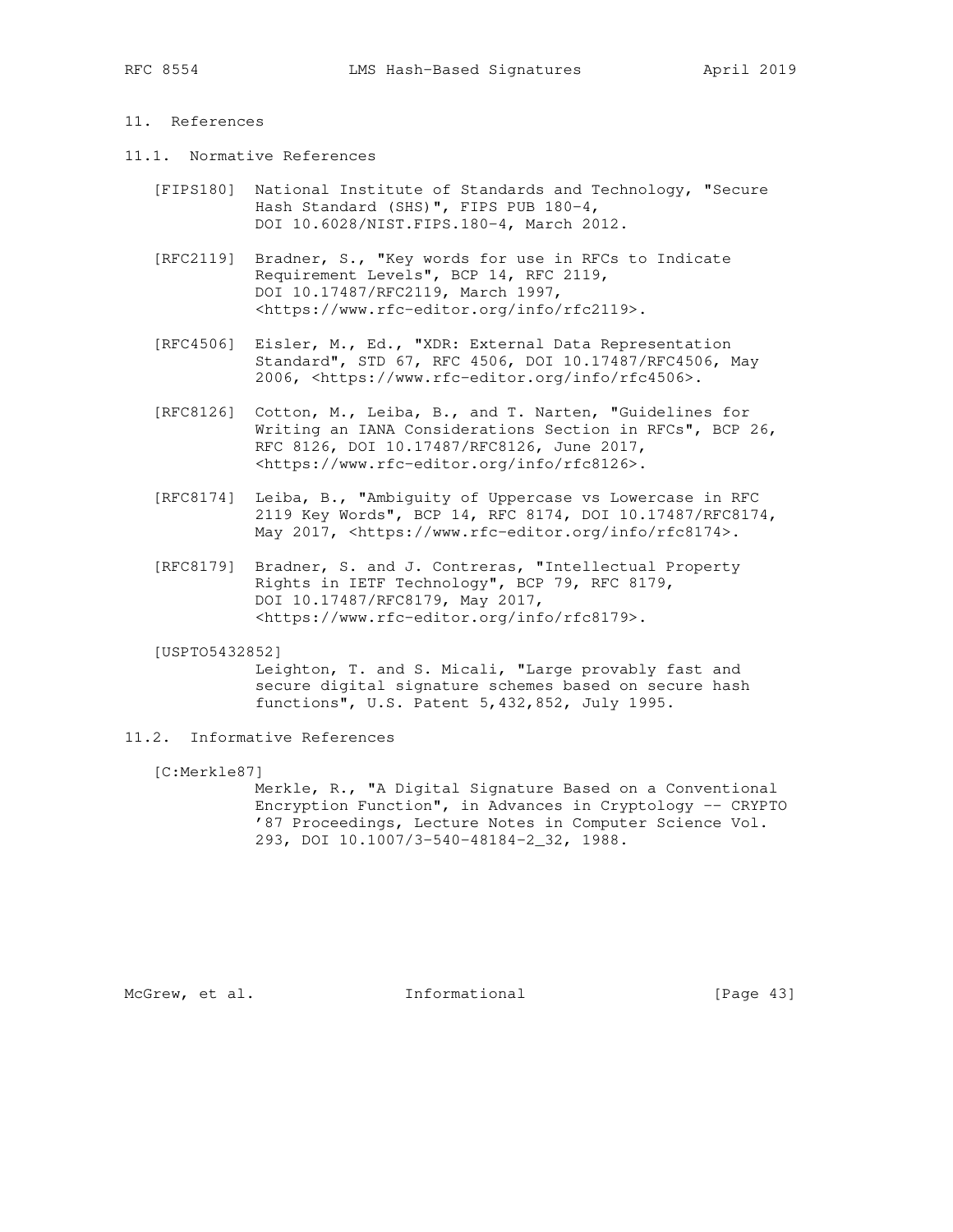## 11. References

### 11.1. Normative References

[FIPS180] National Institute of Standards and Technology, "Secure Hash Standard (SHS)", FIPS PUB 180-4, DOI 10.6028/NIST.FIPS.180-4, March 2012.

[RFC2119] Bradner, S., "Key words for use in RFCs to Indicate Requirement Levels", BCP 14, RFC 2119, DOI 10.17487/RFC2119, March 1997, <https://www.rfc-editor.org/info/rfc2119>.

[RFC4506] Eisler, M., Ed., "XDR: External Data Representation Standard", STD 67, RFC 4506, DOI 10.17487/RFC4506, May 2006, <https://www.rfc-editor.org/info/rfc4506>.

[RFC8126] Cotton, M., Leiba, B., and T. Narten, "Guidelines for Writing an IANA Considerations Section in RFCs", BCP 26, RFC 8126, DOI 10.17487/RFC8126, June 2017, <https://www.rfc-editor.org/info/rfc8126>.

[RFC8174] Leiba, B., "Ambiguity of Uppercase vs Lowercase in RFC 2119 Key Words", BCP 14, RFC 8174, DOI 10.17487/RFC8174, May 2017, <https://www.rfc-editor.org/info/rfc8174>.

[RFC8179] Bradner, S. and J. Contreras, "Intellectual Property Rights in IETF Technology", BCP 79, RFC 8179, DOI 10.17487/RFC8179, May 2017, <https://www.rfc-editor.org/info/rfc8179>.

[USPTO5432852]
Leighton, T. and S. Micali, "Large provably fast and secure digital signature schemes based on secure hash functions", U.S. Patent 5,432,852, July 1995.

### 11.2. Informative References

[C:Merkle87]
Merkle, R., "A Digital Signature Based on a Conventional Encryption Function", in Advances in Cryptology -- CRYPTO '87 Proceedings, Lecture Notes in Computer Science Vol. 293, DOI 10.1007/3-540-48184-2_32, 1988.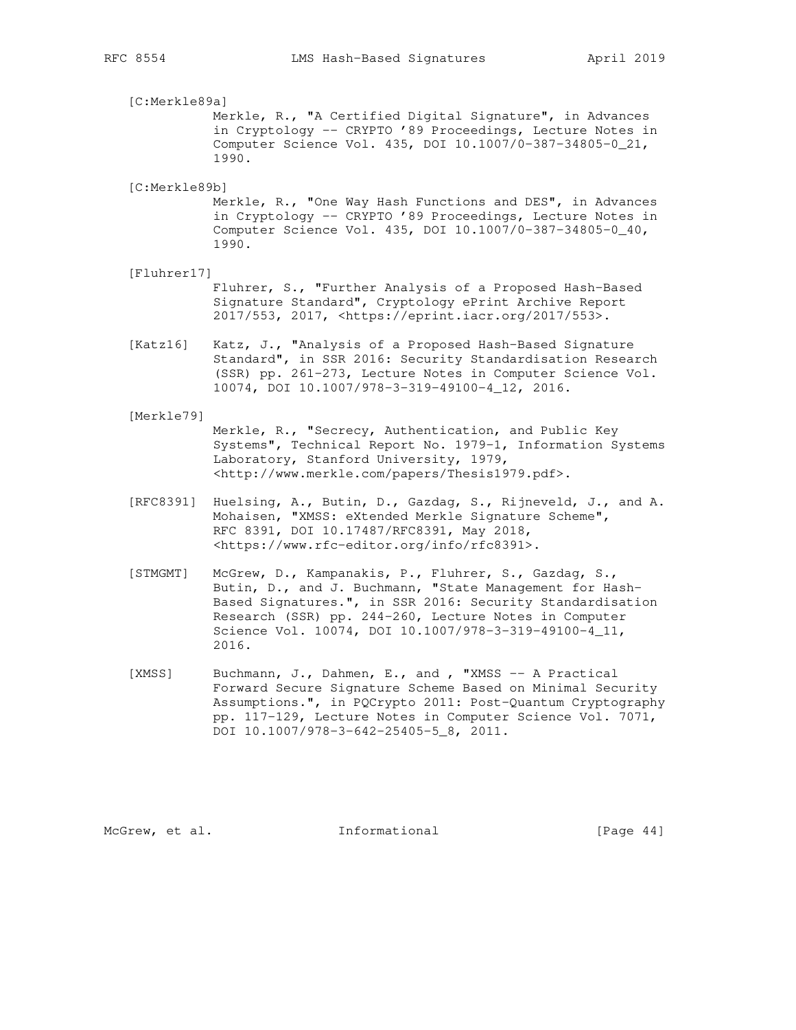[C:Merkle89a]
Merkle, R., "A Certified Digital Signature", in Advances in Cryptology -- CRYPTO '89 Proceedings, Lecture Notes in Computer Science Vol. 435, DOI 10.1007/0-387-34805-0_21, 1990.

[C:Merkle89b]
Merkle, R., "One Way Hash Functions and DES", in Advances in Cryptology -- CRYPTO '89 Proceedings, Lecture Notes in Computer Science Vol. 435, DOI 10.1007/0-387-34805-0_40, 1990.

[Fluhrer17]
Fluhrer, S., "Further Analysis of a Proposed Hash-Based Signature Standard", Cryptology ePrint Archive Report 2017/553, 2017, <https://eprint.iacr.org/2017/553>.

[Katz16] Katz, J., "Analysis of a Proposed Hash-Based Signature Standard", in SSR 2016: Security Standardisation Research (SSR) pp. 261-273, Lecture Notes in Computer Science Vol. 10074, DOI 10.1007/978-3-319-49100-4_12, 2016.

[Merkle79]
Merkle, R., "Secrecy, Authentication, and Public Key Systems", Technical Report No. 1979-1, Information Systems Laboratory, Stanford University, 1979, <http://www.merkle.com/papers/Thesis1979.pdf>.

[RFC8391] Huelsing, A., Butin, D., Gazdag, S., Rijneveld, J., and A. Mohaisen, "XMSS: eXtended Merkle Signature Scheme", RFC 8391, DOI 10.17487/RFC8391, May 2018, <https://www.rfc-editor.org/info/rfc8391>.

[STMGMT] McGrew, D., Kampanakis, P., Fluhrer, S., Gazdag, S., Butin, D., and J. Buchmann, "State Management for Hash-Based Signatures.", in SSR 2016: Security Standardisation Research (SSR) pp. 244-260, Lecture Notes in Computer Science Vol. 10074, DOI 10.1007/978-3-319-49100-4_11, 2016.

[XMSS] Buchmann, J., Dahmen, E., and , "XMSS -- A Practical Forward Secure Signature Scheme Based on Minimal Security Assumptions.", in PQCrypto 2011: Post-Quantum Cryptography pp. 117-129, Lecture Notes in Computer Science Vol. 7071, DOI 10.1007/978-3-642-25405-5_8, 2011.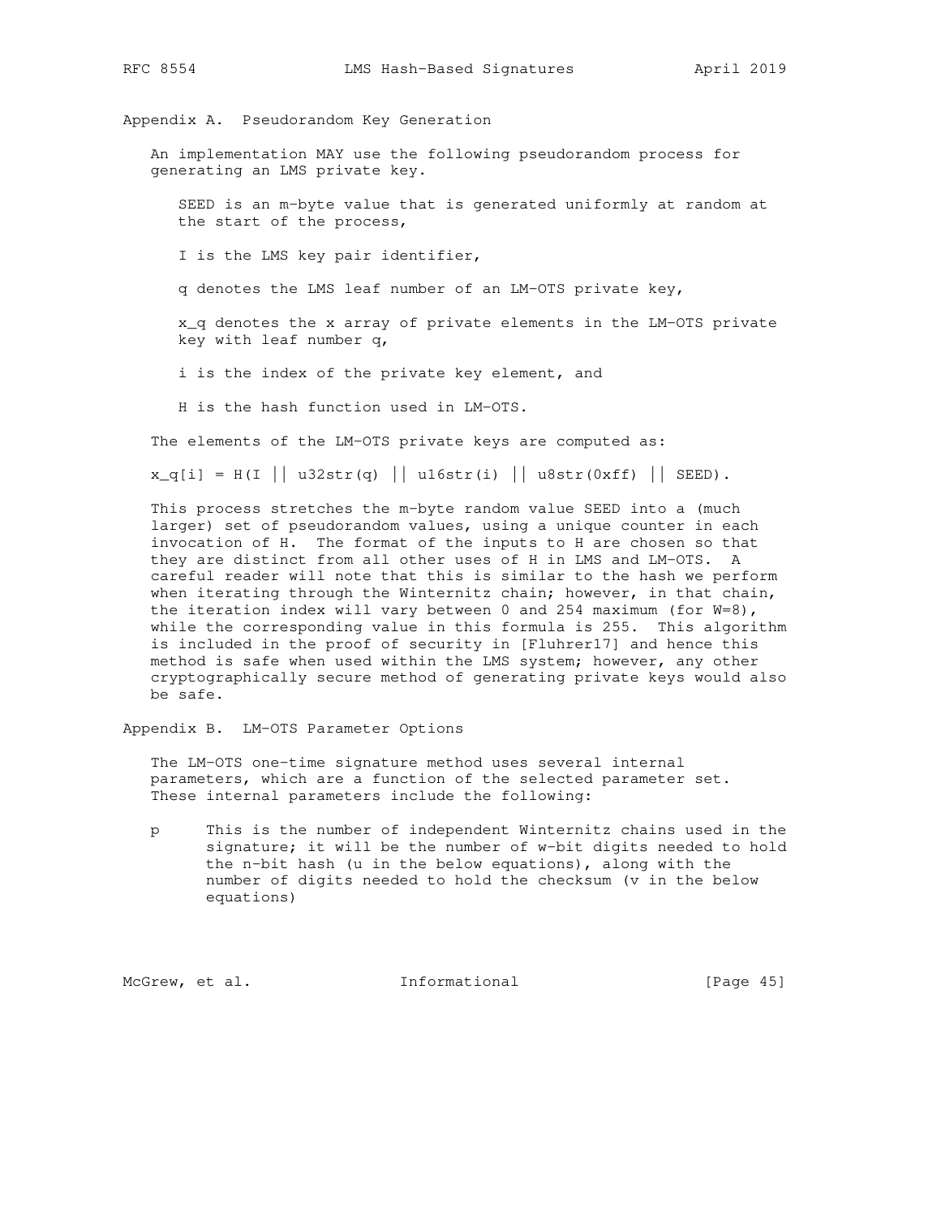## Appendix A. Pseudorandom Key Generation

An implementation MAY use the following pseudorandom process for generating an LMS private key.

> SEED is an m-byte value that is generated uniformly at random at the start of the process,
>
> I is the LMS key pair identifier,
>
> q denotes the LMS leaf number of an LM-OTS private key,
>
> x_q denotes the x array of private elements in the LM-OTS private key with leaf number q,
>
> i is the index of the private key element, and
>
> H is the hash function used in LM-OTS.

The elements of the LM-OTS private keys are computed as:

```
x_q[i] = H(I || u32str(q) || u16str(i) || u8str(0xff) || SEED).
```

This process stretches the m-byte random value SEED into a (much larger) set of pseudorandom values, using a unique counter in each invocation of H. The format of the inputs to H are chosen so that they are distinct from all other uses of H in LMS and LM-OTS. A careful reader will note that this is similar to the hash we perform when iterating through the Winternitz chain; however, in that chain, the iteration index will vary between 0 and 254 maximum (for W=8), while the corresponding value in this formula is 255. This algorithm is included in the proof of security in [Fluhrer17] and hence this method is safe when used within the LMS system; however, any other cryptographically secure method of generating private keys would also be safe.

## Appendix B. LM-OTS Parameter Options

The LM-OTS one-time signature method uses several internal parameters, which are a function of the selected parameter set. These internal parameters include the following:

p
: This is the number of independent Winternitz chains used in the signature; it will be the number of w-bit digits needed to hold the n-bit hash (u in the below equations), along with the number of digits needed to hold the checksum (v in the below equations)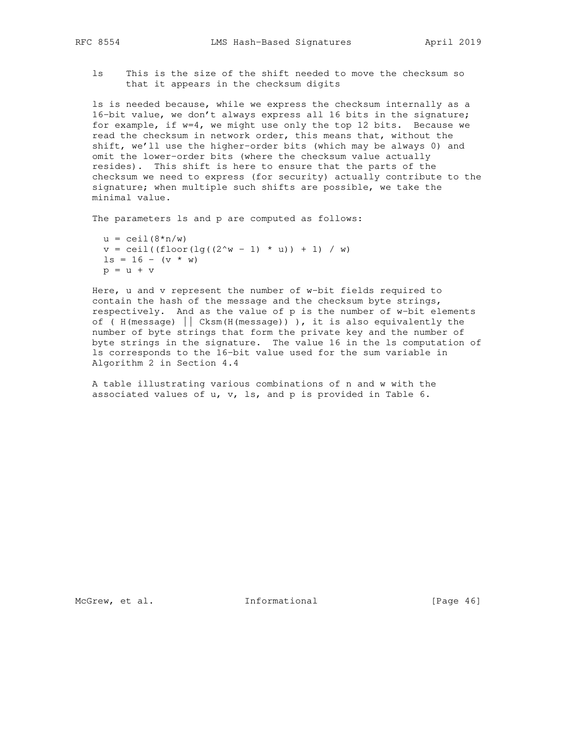ls  This is the size of the shift needed to move the checksum so that it appears in the checksum digits

ls is needed because, while we express the checksum internally as a 16-bit value, we don't always express all 16 bits in the signature; for example, if w=4, we might use only the top 12 bits. Because we read the checksum in network order, this means that, without the shift, we'll use the higher-order bits (which may be always 0) and omit the lower-order bits (where the checksum value actually resides). This shift is here to ensure that the parts of the checksum we need to express (for security) actually contribute to the signature; when multiple such shifts are possible, we take the minimal value.

The parameters ls and p are computed as follows:

```
u = ceil(8*n/w)
v = ceil((floor(lg((2^w - 1) * u)) + 1) / w)
ls = 16 - (v * w)
p = u + v
```

Here, u and v represent the number of w-bit fields required to contain the hash of the message and the checksum byte strings, respectively. And as the value of p is the number of w-bit elements of ( H(message) || Cksm(H(message)) ), it is also equivalently the number of byte strings that form the private key and the number of byte strings in the signature. The value 16 in the ls computation of ls corresponds to the 16-bit value used for the sum variable in Algorithm 2 in Section 4.4

A table illustrating various combinations of n and w with the associated values of u, v, ls, and p is provided in Table 6.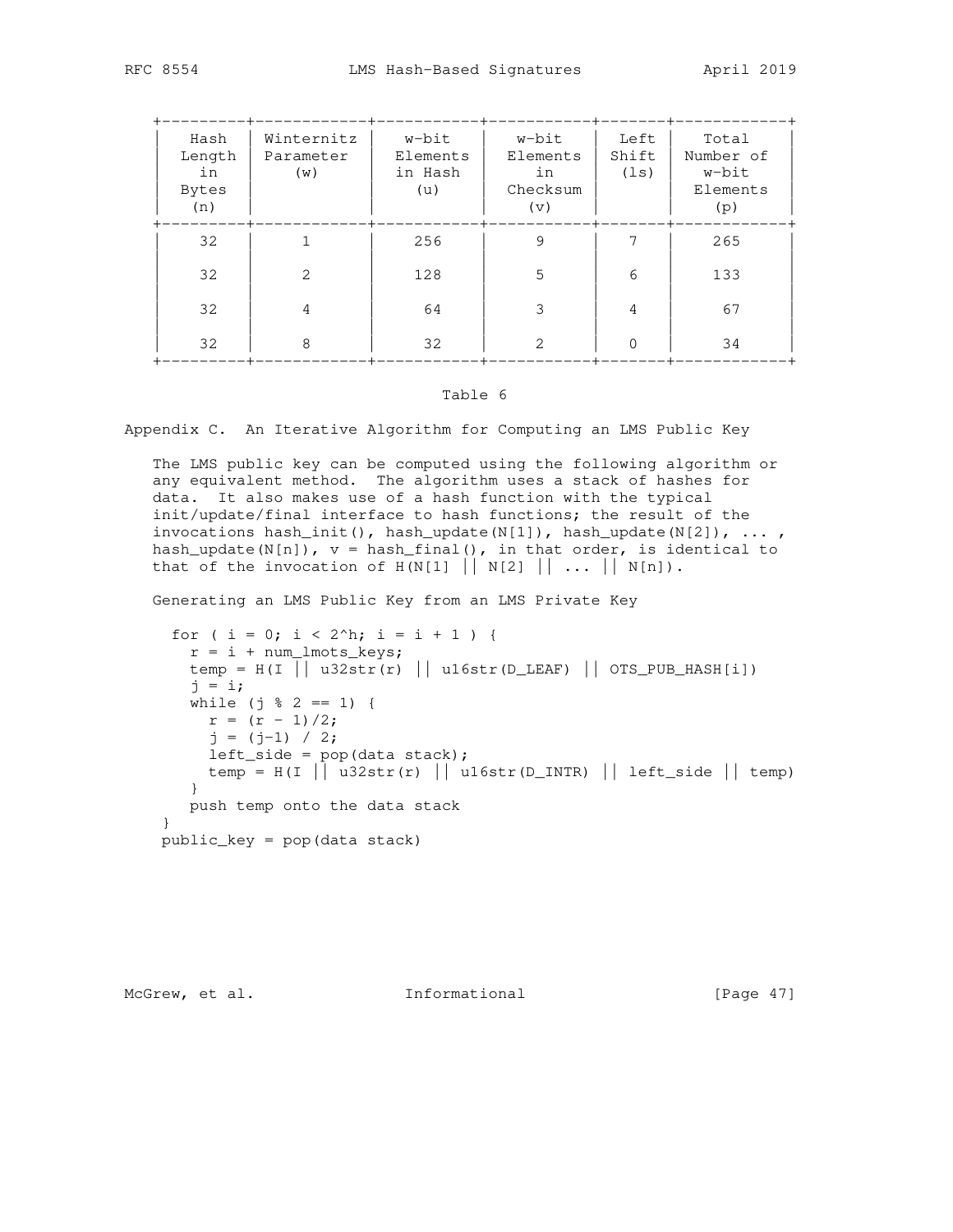| Hash Length in Bytes (n) | Winternitz Parameter (w) | w-bit Elements in Hash (u) | w-bit Elements in Checksum (v) | Left Shift (ls) | Total Number of w-bit Elements (p) |
|---|---|---|---|---|---|
| 32 | 1 | 256 | 9 | 7 | 265 |
| 32 | 2 | 128 | 5 | 6 | 133 |
| 32 | 4 | 64 | 3 | 4 | 67 |
| 32 | 8 | 32 | 2 | 0 | 34 |

Table 6

## Appendix C. An Iterative Algorithm for Computing an LMS Public Key

The LMS public key can be computed using the following algorithm or any equivalent method. The algorithm uses a stack of hashes for data. It also makes use of a hash function with the typical init/update/final interface to hash functions; the result of the invocations hash_init(), hash_update(N[1]), hash_update(N[2]), ... , hash_update(N[n]), v = hash_final(), in that order, is identical to that of the invocation of H(N[1] || N[2] || ... || N[n]).

Generating an LMS Public Key from an LMS Private Key

```
  for ( i = 0; i < 2^h; i = i + 1 ) {
    r = i + num_lmots_keys;
    temp = H(I || u32str(r) || u16str(D_LEAF) || OTS_PUB_HASH[i])
    j = i;
    while (j % 2 == 1) {
      r = (r - 1)/2;
      j = (j-1) / 2;
      left_side = pop(data stack);
      temp = H(I || u32str(r) || u16str(D_INTR) || left_side || temp)
    }
    push temp onto the data stack
 }
 public_key = pop(data stack)
```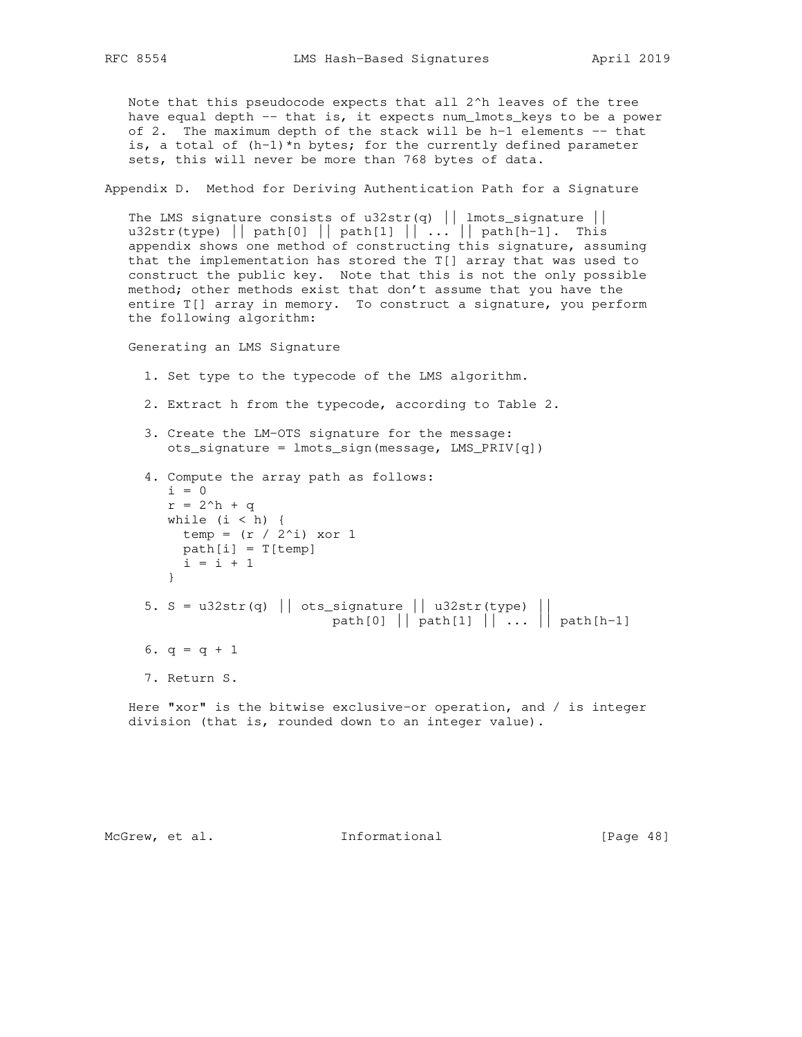Note that this pseudocode expects that all 2^h leaves of the tree have equal depth -- that is, it expects num_lmots_keys to be a power of 2. The maximum depth of the stack will be h-1 elements -- that is, a total of (h-1)*n bytes; for the currently defined parameter sets, this will never be more than 768 bytes of data.

## Appendix D. Method for Deriving Authentication Path for a Signature

The LMS signature consists of u32str(q) || lmots_signature || u32str(type) || path[0] || path[1] || ... || path[h-1]. This appendix shows one method of constructing this signature, assuming that the implementation has stored the T[] array that was used to construct the public key. Note that this is not the only possible method; other methods exist that don't assume that you have the entire T[] array in memory. To construct a signature, you perform the following algorithm:

Generating an LMS Signature

1. Set type to the typecode of the LMS algorithm.

2. Extract h from the typecode, according to Table 2.

3. Create the LM-OTS signature for the message:
   ots_signature = lmots_sign(message, LMS_PRIV[q])

4. Compute the array path as follows:

   ```
   i = 0
   r = 2^h + q
   while (i < h) {
     temp = (r / 2^i) xor 1
     path[i] = T[temp]
     i = i + 1
   }
   ```

5. S = u32str(q) || ots_signature || u32str(type) ||
   path[0] || path[1] || ... || path[h-1]

6. q = q + 1

7. Return S.

Here "xor" is the bitwise exclusive-or operation, and / is integer division (that is, rounded down to an integer value).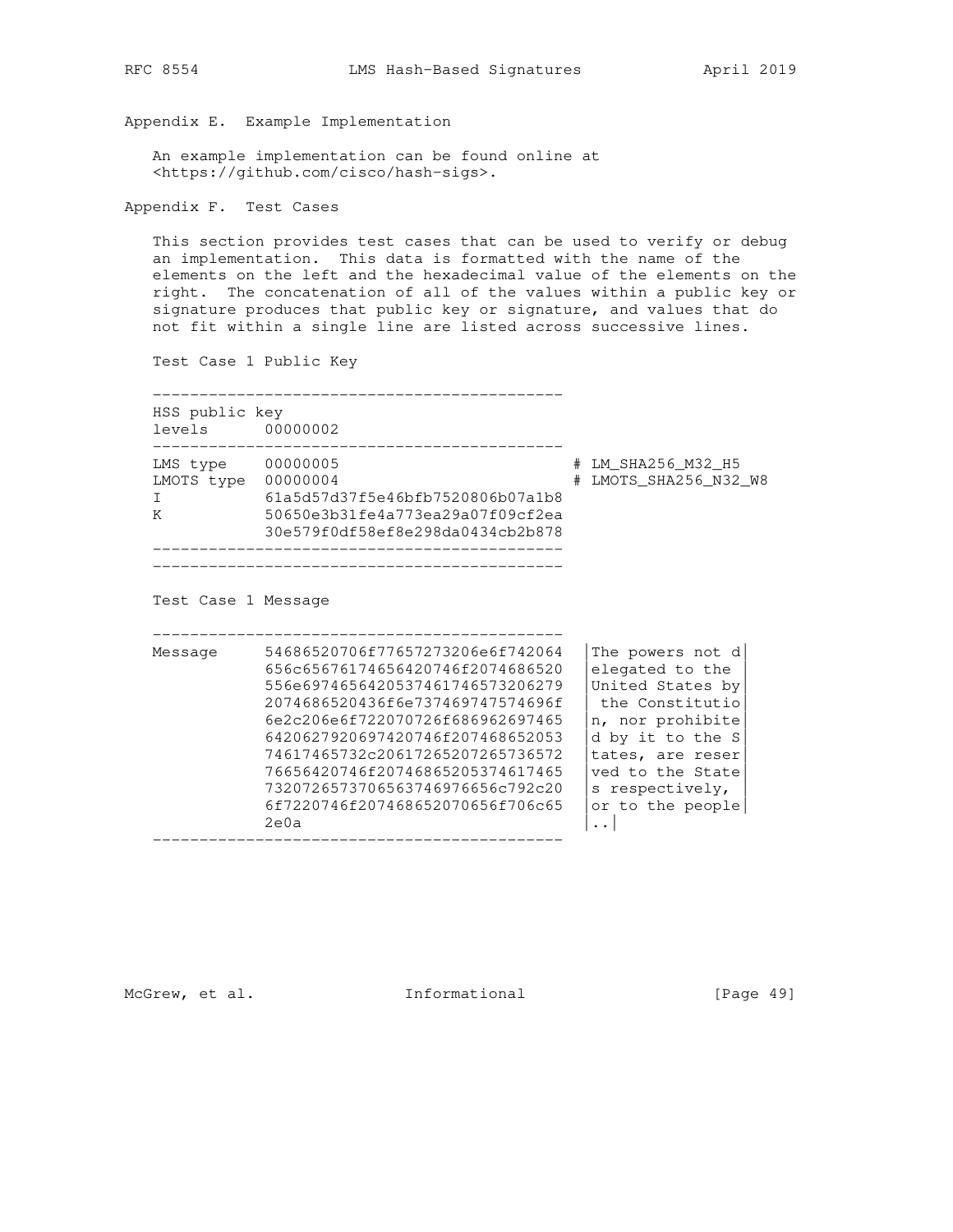## Appendix E. Example Implementation

An example implementation can be found online at <https://github.com/cisco/hash-sigs>.

## Appendix F. Test Cases

This section provides test cases that can be used to verify or debug an implementation. This data is formatted with the name of the elements on the left and the hexadecimal value of the elements on the right. The concatenation of all of the values within a public key or signature produces that public key or signature, and values that do not fit within a single line are listed across successive lines.

Test Case 1 Public Key

```
--------------------------------------------
HSS public key
levels       00000002
--------------------------------------------
LMS type     00000005                         # LM_SHA256_M32_H5
LMOTS type   00000004                         # LMOTS_SHA256_N32_W8
I            61a5d57d37f5e46bfb7520806b07a1b8
K            50650e3b31fe4a773ea29a07f09cf2ea
             30e579f0df58ef8e298da0434cb2b878
--------------------------------------------
--------------------------------------------
```

Test Case 1 Message

```
--------------------------------------------
Message      54686520706f77657273206e6f742064  |The powers not d|
             656c65676174656420746f2074686520  |elegated to the |
             556e6974656420537461746573206279  |United States by|
             2074686520436f6e737469747574696f  | the Constitutio|
             6e2c206e6f722070726f686962697465  |n, nor prohibite|
             6420627920697420746f207468652053  |d by it to the S|
             74617465732c20617265207265736572  |tates, are reser|
             76656420746f20746865205374617465  |ved to the State|
             73207265737065637469766656c792c20  |s respectively, |
             6f7220746f207468652070656f706c65  |or to the people|
             2e0a                              |..|
--------------------------------------------
```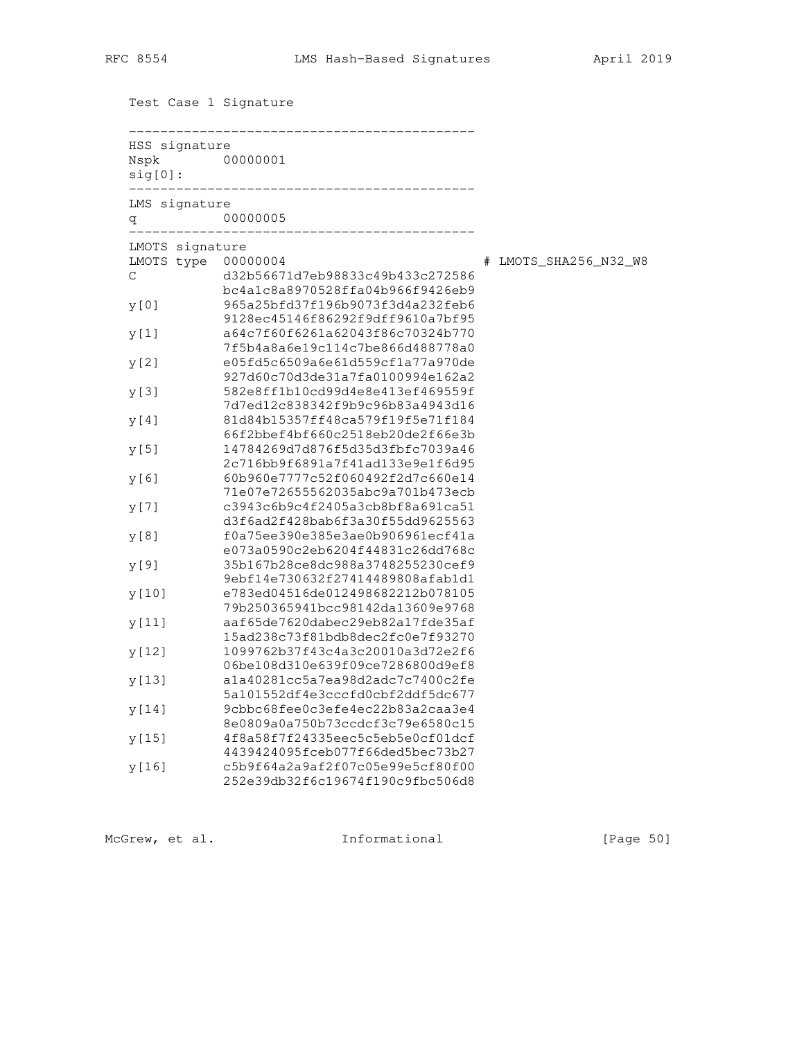Test Case 1 Signature

```
--------------------------------------------
HSS signature
Nspk         00000001
sig[0]:
--------------------------------------------
LMS signature
q            00000005
--------------------------------------------
LMOTS signature
LMOTS type   00000004                          # LMOTS_SHA256_N32_W8
C            d32b56671d7eb98833c49b433c272586
             bc4a1c8a8970528ffa04b966f9426eb9
y[0]         965a25bfd37f196b9073f3d4a232feb6
             9128ec45146f86292f9dff9610a7bf95
y[1]         a64c7f60f6261a62043f86c70324b770
             7f5b4a8a6e19c114c7be866d488778a0
y[2]         e05fd5c6509a6e61d559cf1a77a970de
             927d60c70d3de31a7fa0100994e162a2
y[3]         582e8ff1b10cd99d4e8e413ef469559f
             7d7ed12c838342f9b9c96b83a4943d16
y[4]         81d84b15357ff48ca579f19f5e71f184
             66f2bbef4bf660c2518eb20de2f66e3b
y[5]         14784269d7d876f5d35d3fbfc7039a46
             2c716bb9f6891a7f41ad133e9e1f6d95
y[6]         60b960e7777c52f060492f2d7c660e14
             71e07e72655562035abc9a701b473ecb
y[7]         c3943c6b9c4f2405a3cb8bf8a691ca51
             d3f6ad2f428bab6f3a30f55dd9625563
y[8]         f0a75ee390e385e3ae0b906961ecf41a
             e073a0590c2eb6204f44831c26dd768c
y[9]         35b167b28ce8dc988a3748255230cef9
             9ebf14e730632f27414489808afab1d1
y[10]        e783ed04516de012498682212b078105
             79b250365941bcc98142da13609e9768
y[11]        aaf65de7620dabec29eb82a17fde35af
             15ad238c73f81bdb8dec2fc0e7f93270
y[12]        1099762b37f43c4a3c20010a3d72e2f6
             06be108d310e639f09ce7286800d9ef8
y[13]        a1a40281cc5a7ea98d2adc7c7400c2fe
             5a101552df4e3cccfd0cbf2ddf5dc677
y[14]        9cbbc68fee0c3efe4ec22b83a2caa3e4
             8e0809a0a750b73ccdcf3c79e6580c15
y[15]        4f8a58f7f24335eec5c5eb5e0cf01dcf
             4439424095fceb077f66ded5bec73b27
y[16]        c5b9f64a2a9af2f07c05e99e5cf80f00
             252e39db32f6c19674f190c9fbc506d8
```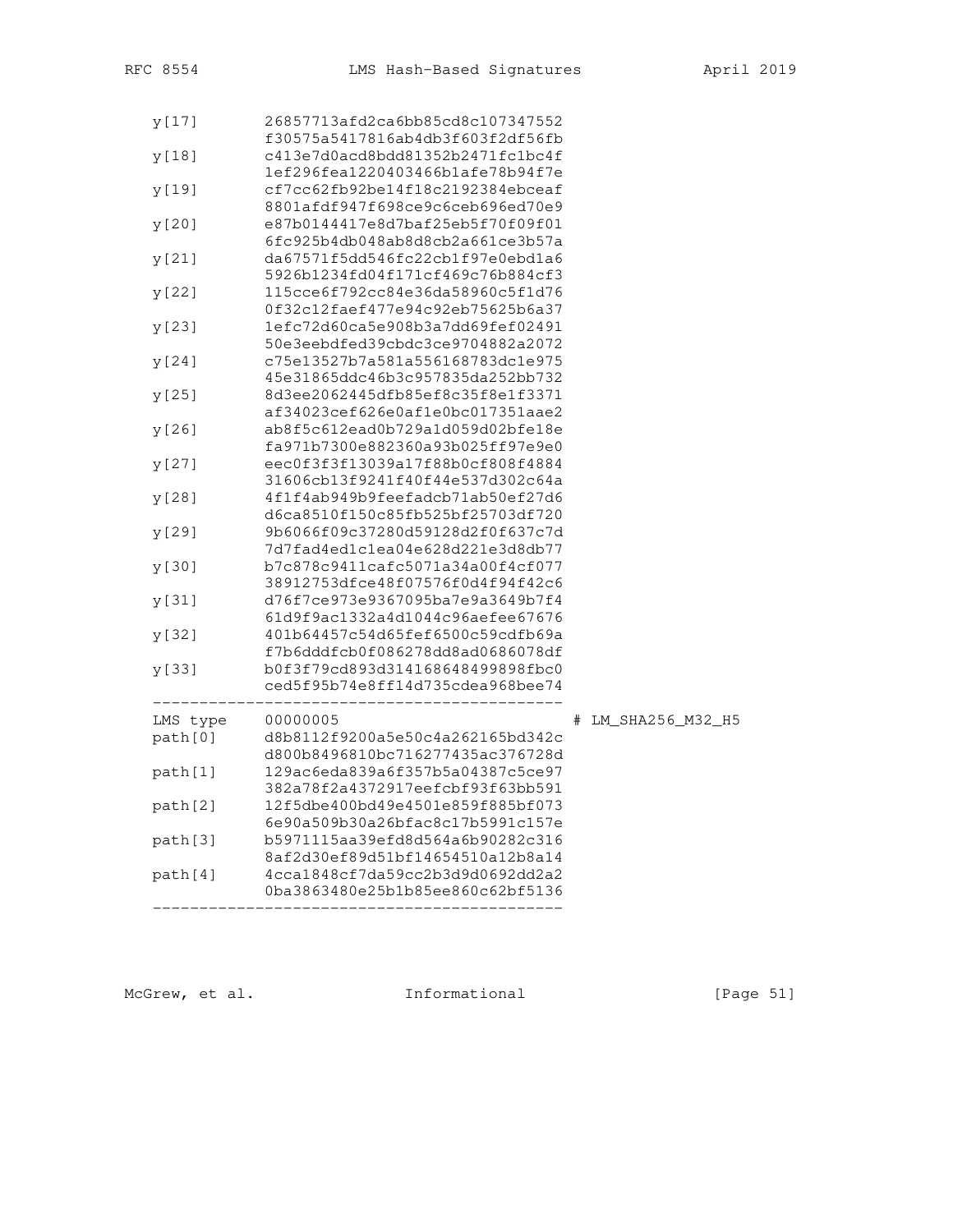```
   y[17]      26857713afd2ca6bb85cd8c107347552
              f30575a5417816ab4db3f603f2df56fb
   y[18]      c413e7d0acd8bdd81352b2471fc1bc4f
              1ef296fea1220403466b1afe78b94f7e
   y[19]      cf7cc62fb92be14f18c2192384ebceaf
              8801afdf947f698ce9c6ceb696ed70e9
   y[20]      e87b0144417e8d7baf25eb5f70f09f01
              6fc925b4db048ab8d8cb2a661ce3b57a
   y[21]      da67571f5dd546fc22cb1f97e0ebd1a6
              5926b1234fd04f171cf469c76b884cf3
   y[22]      115cce6f792cc84e36da58960c5f1d76
              0f32c12faef477e94c92eb75625b6a37
   y[23]      1efc72d60ca5e908b3a7dd69fef02491
              50e3eebdfed39cbdc3ce9704882a2072
   y[24]      c75e13527b7a581a556168783dc1e975
              45e31865ddc46b3c957835da252bb732
   y[25]      8d3ee2062445dfb85ef8c35f8e1f3371
              af34023cef626e0af1e0bc017351aae2
   y[26]      ab8f5c612ead0b729a1d059d02bfe18e
              fa971b7300e882360a93b025ff97e9e0
   y[27]      eec0f3f3f13039a17f88b0cf808f4884
              31606cb13f9241f40f44e537d302c64a
   y[28]      4f1f4ab949b9feefadcb71ab50ef27d6
              d6ca8510f150c85fb525bf25703df720
   y[29]      9b6066f09c37280d59128d2f0f637c7d
              7d7fad4ed1c1ea04e628d221e3d8db77
   y[30]      b7c878c9411cafc5071a34a00f4cf077
              38912753dfce48f07576f0d4f94f42c6
   y[31]      d76f7ce973e9367095ba7e9a3649b7f4
              61d9f9ac1332a4d1044c96aefee67676
   y[32]      401b64457c54d65fef6500c59cdfb69a
              f7b6dddfcb0f086278dd8ad0686078df
   y[33]      b0f3f79cd893d314168648499898fbc0
              ced5f95b74e8ff14d735cdea968bee74
   --------------------------------------------
   LMS type   00000005                           # LM_SHA256_M32_H5
   path[0]    d8b8112f9200a5e50c4a262165bd342c
              d800b8496810bc716277435ac376728d
   path[1]    129ac6eda839a6f357b5a04387c5ce97
              382a78f2a4372917eefcbf93f63bb591
   path[2]    12f5dbe400bd49e4501e859f885bf073
              6e90a509b30a26bfac8c17b5991c157e
   path[3]    b5971115aa39efd8d564a6b90282c316
              8af2d30ef89d51bf14654510a12b8a14
   path[4]    4cca1848cf7da59cc2b3d9d0692dd2a2
              0ba3863480e25b1b85ee860c62bf5136
   --------------------------------------------
```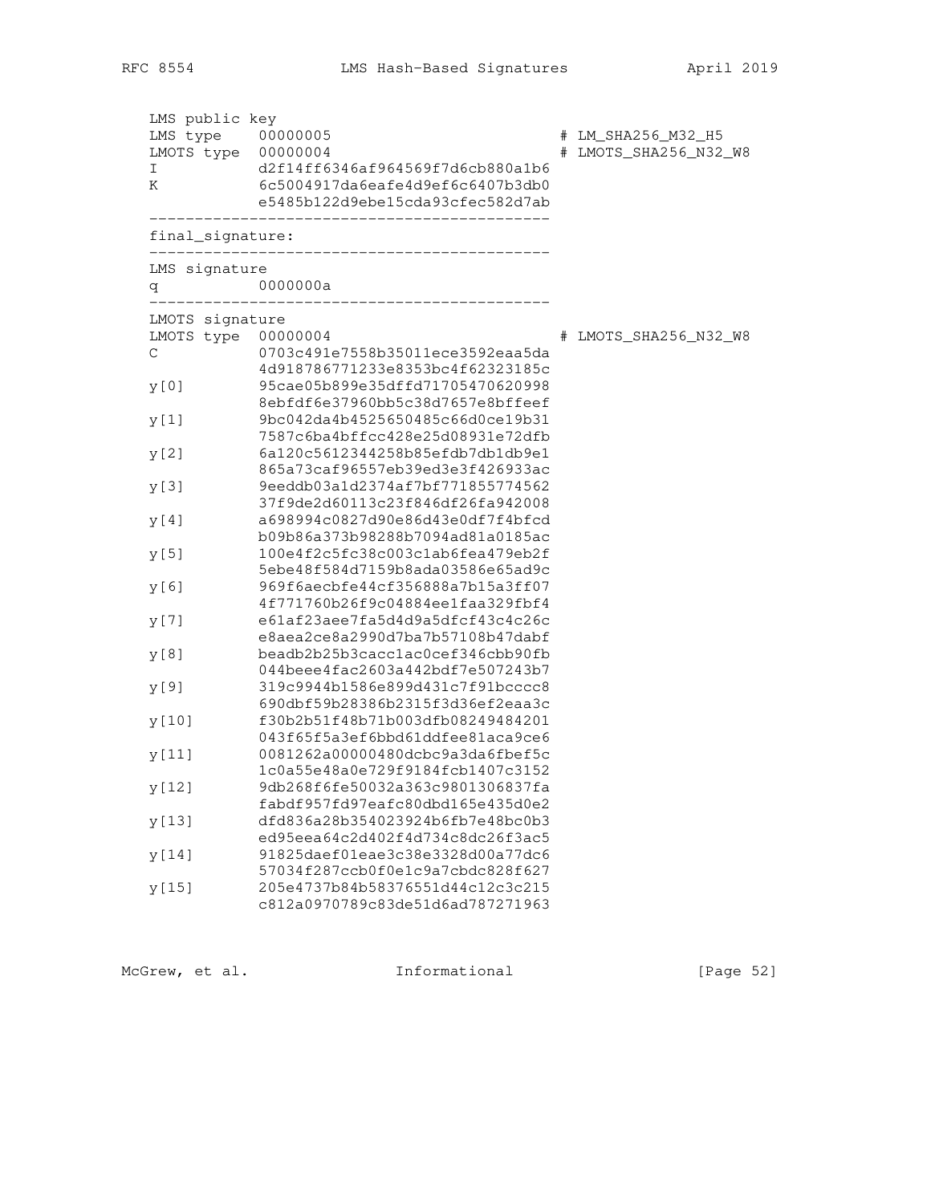```
LMS public key
LMS type    00000005                            # LM_SHA256_M32_H5
LMOTS type  00000004                            # LMOTS_SHA256_N32_W8
I           d2f14ff6346af964569f7d6cb880a1b6
K           6c5004917da6eafe4d9ef6c6407b3db0
            e5485b122d9ebe15cda93cfec582d7ab
--------------------------------------------
final_signature:
--------------------------------------------
LMS signature
q           0000000a
--------------------------------------------
LMOTS signature
LMOTS type  00000004                            # LMOTS_SHA256_N32_W8
C           0703c491e7558b35011ece3592eaa5da
            4d918786771233e8353bc4f62323185c
y[0]        95cae05b899e35dffd71705470620998
            8ebfdf6e37960bb5c38d7657e8bffeef
y[1]        9bc042da4b4525650485c66d0ce19b31
            7587c6ba4bffcc428e25d08931e72dfb
y[2]        6a120c5612344258b85efdb7db1db9e1
            865a73caf96557eb39ed3e3f426933ac
y[3]        9eeddb03a1d2374af7bf771855774562
            37f9de2d60113c23f846df26fa942008
y[4]        a698994c0827d90e86d43e0df7f4bfcd
            b09b86a373b98288b7094ad81a0185ac
y[5]        100e4f2c5fc38c003c1ab6fea479eb2f
            5ebe48f584d7159b8ada03586e65ad9c
y[6]        969f6aecbfe44cf356888a7b15a3ff07
            4f771760b26f9c04884ee1faa329fbf4
y[7]        e61af23aee7fa5d4d9a5dfcf43c4c26c
            e8aea2ce8a2990d7ba7b57108b47dabf
y[8]        beadb2b25b3cacc1ac0cef346cbb90fb
            044beee4fac2603a442bdf7e507243b7
y[9]        319c9944b1586e899d431c7f91bcccc8
            690dbf59b28386b2315f3d36ef2eaa3c
y[10]       f30b2b51f48b71b003dfb08249484201
            043f65f5a3ef6bbd61ddfee81aca9ce6
y[11]       0081262a00000480dcbc9a3da6fbef5c
            1c0a55e48a0e729f9184fcb1407c3152
y[12]       9db268f6fe50032a363c9801306837fa
            fabdf957fd97eafc80dbd165e435d0e2
y[13]       dfd836a28b354023924b6fb7e48bc0b3
            ed95eea64c2d402f4d734c8dc26f3ac5
y[14]       91825daef01eae3c38e3328d00a77dc6
            57034f287ccb0f0e1c9a7cbdc828f627
y[15]       205e4737b84b58376551d44c12c3c215
            c812a0970789c83de51d6ad787271963
```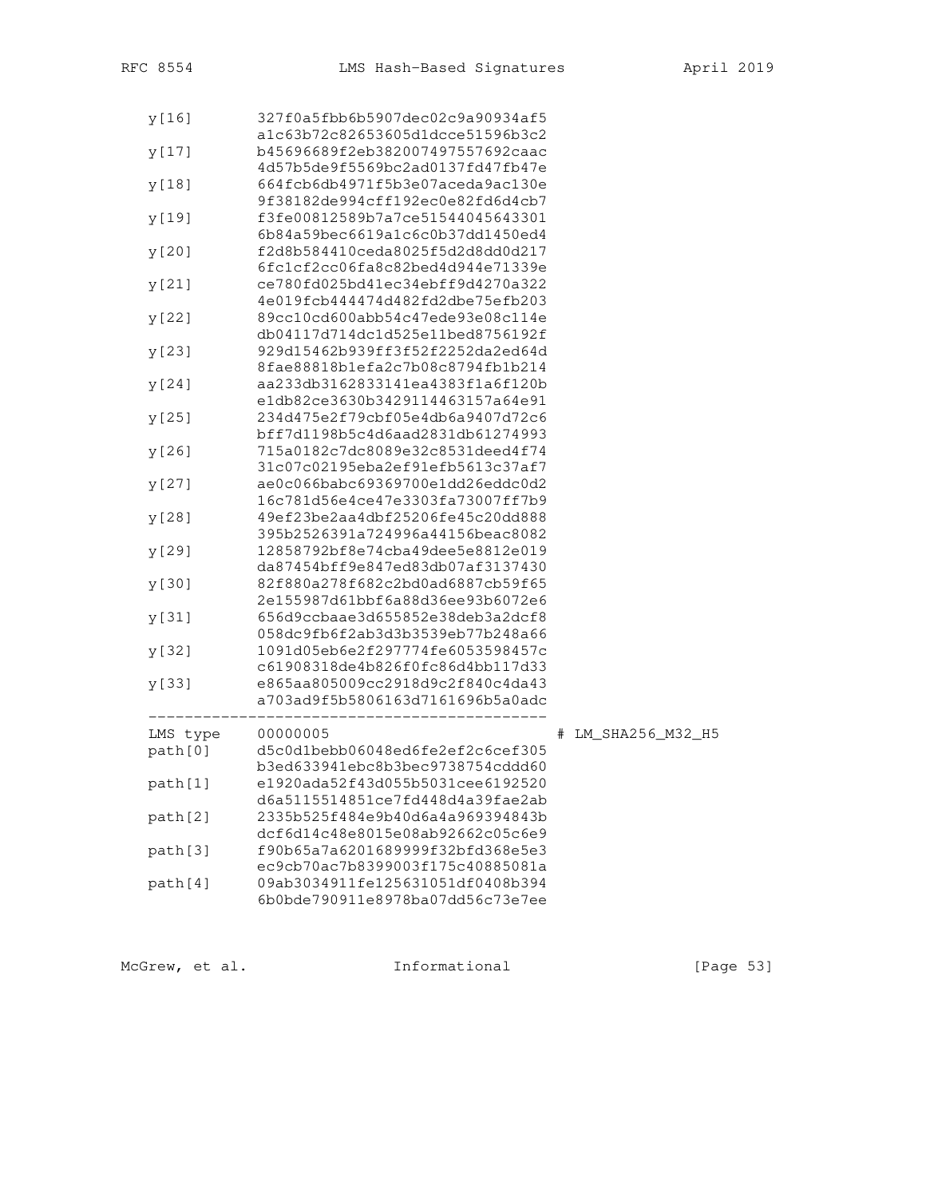```
   y[16]      327f0a5fbb6b5907dec02c9a90934af5
              a1c63b72c82653605d1dcce51596b3c2
   y[17]      b45696689f2eb382007497557692caac
              4d57b5de9f5569bc2ad0137fd47fb47e
   y[18]      664fcb6db4971f5b3e07aceda9ac130e
              9f38182de994cff192ec0e82fd6d4cb7
   y[19]      f3fe00812589b7a7ce51544045643301
              6b84a59bec6619a1c6c0b37dd1450ed4
   y[20]      f2d8b584410ceda8025f5d2d8dd0d217
              6fc1cf2cc06fa8c82bed4d944e71339e
   y[21]      ce780fd025bd41ec34ebff9d4270a322
              4e019fcb444474d482fd2dbe75efb203
   y[22]      89cc10cd600abb54c47ede93e08c114e
              db04117d714dc1d525e11bed8756192f
   y[23]      929d15462b939ff3f52f2252da2ed64d
              8fae88818b1efa2c7b08c8794fb1b214
   y[24]      aa233db3162833141ea4383f1a6f120b
              e1db82ce3630b3429114463157a64e91
   y[25]      234d475e2f79cbf05e4db6a9407d72c6
              bff7d1198b5c4d6aad2831db61274993
   y[26]      715a0182c7dc8089e32c8531deed4f74
              31c07c02195eba2ef91efb5613c37af7
   y[27]      ae0c066babc69369700e1dd26eddc0d2
              16c781d56e4ce47e3303fa73007ff7b9
   y[28]      49ef23be2aa4dbf25206fe45c20dd888
              395b2526391a724996a44156beac8082
   y[29]      12858792bf8e74cba49dee5e8812e019
              da87454bff9e847ed83db07af3137430
   y[30]      82f880a278f682c2bd0ad6887cb59f65
              2e155987d61bbf6a88d36ee93b6072e6
   y[31]      656d9ccbaae3d655852e38deb3a2dcf8
              058dc9fb6f2ab3d3b3539eb77b248a66
   y[32]      1091d05eb6e2f297774fe6053598457c
              c61908318de4b826f0fc86d4bb117d33
   y[33]      e865aa805009cc2918d9c2f840c4da43
              a703ad9f5b5806163d7161696b5a0adc
   --------------------------------------------
   LMS type   00000005                           # LM_SHA256_M32_H5
   path[0]    d5c0d1bebb06048ed6fe2ef2c6cef305
              b3ed633941ebc8b3bec9738754cddd60
   path[1]    e1920ada52f43d055b5031cee6192520
              d6a5115514851ce7fd448d4a39fae2ab
   path[2]    2335b525f484e9b40d6a4a969394843b
              dcf6d14c48e8015e08ab92662c05c6e9
   path[3]    f90b65a7a6201689999f32bfd368e5e3
              ec9cb70ac7b8399003f175c40885081a
   path[4]    09ab3034911fe125631051df0408b394
              6b0bde790911e8978ba07dd56c73e7ee
```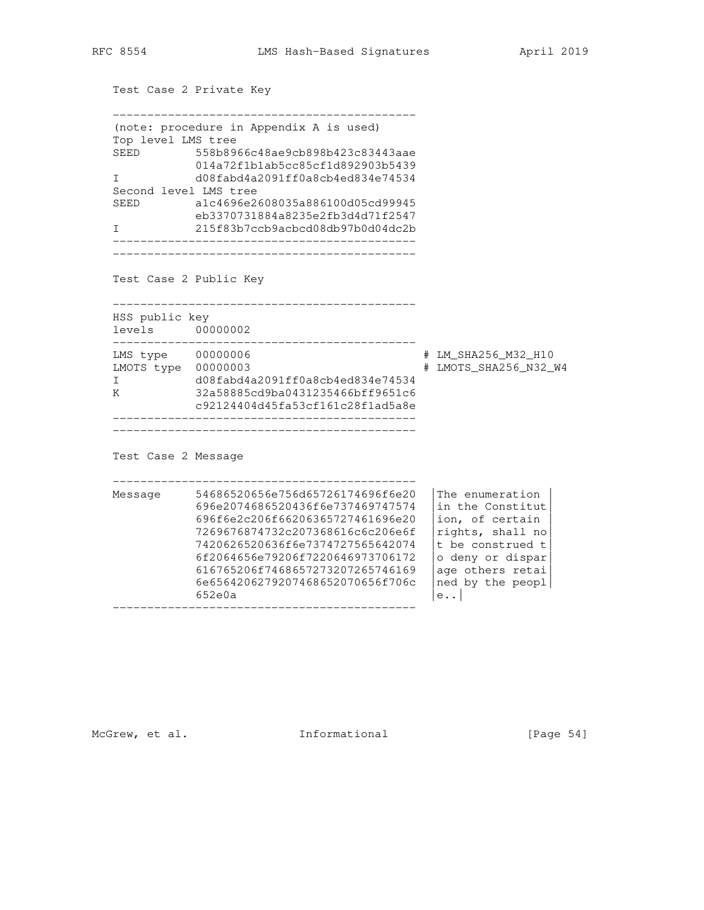Test Case 2 Private Key

```
--------------------------------------------
(note: procedure in Appendix A is used)
Top level LMS tree
SEED        558b8966c48ae9cb898b423c83443aae
            014a72f1b1ab5cc85cf1d892903b5439
I           d08fabd4a2091ff0a8cb4ed834e74534
Second level LMS tree
SEED        a1c4696e2608035a886100d05cd99945
            eb3370731884a8235e2fb3d4d71f2547
I           215f83b7ccb9acbcd08db97b0d04dc2b
--------------------------------------------
--------------------------------------------
```

Test Case 2 Public Key

```
--------------------------------------------
HSS public key
levels      00000002
--------------------------------------------
LMS type    00000006                          # LM_SHA256_M32_H10
LMOTS type  00000003                          # LMOTS_SHA256_N32_W4
I           d08fabd4a2091ff0a8cb4ed834e74534
K           32a58885cd9ba0431235466bff9651c6
            c92124404d45fa53cf161c28f1ad5a8e
--------------------------------------------
--------------------------------------------
```

Test Case 2 Message

```
--------------------------------------------
Message     54686520656e756d65726174696f6e20  |The enumeration |
            696e2074686520436f6e737469747574  |in the Constitut|
            696f6e2c206f66206365727461696e20  |ion, of certain |
            7269676874732c207368616c6c206e6f  |rights, shall no|
            7420626520636f6e7374727565642074  |t be construed t|
            6f2064656e79206f7220646973706172  |o deny or dispar|
            616765206f7468657273207265746169  |age others retai|
            6e656420627920746865207065f706c  |ned by the peopl|
            652e0a                            |e..|
--------------------------------------------
```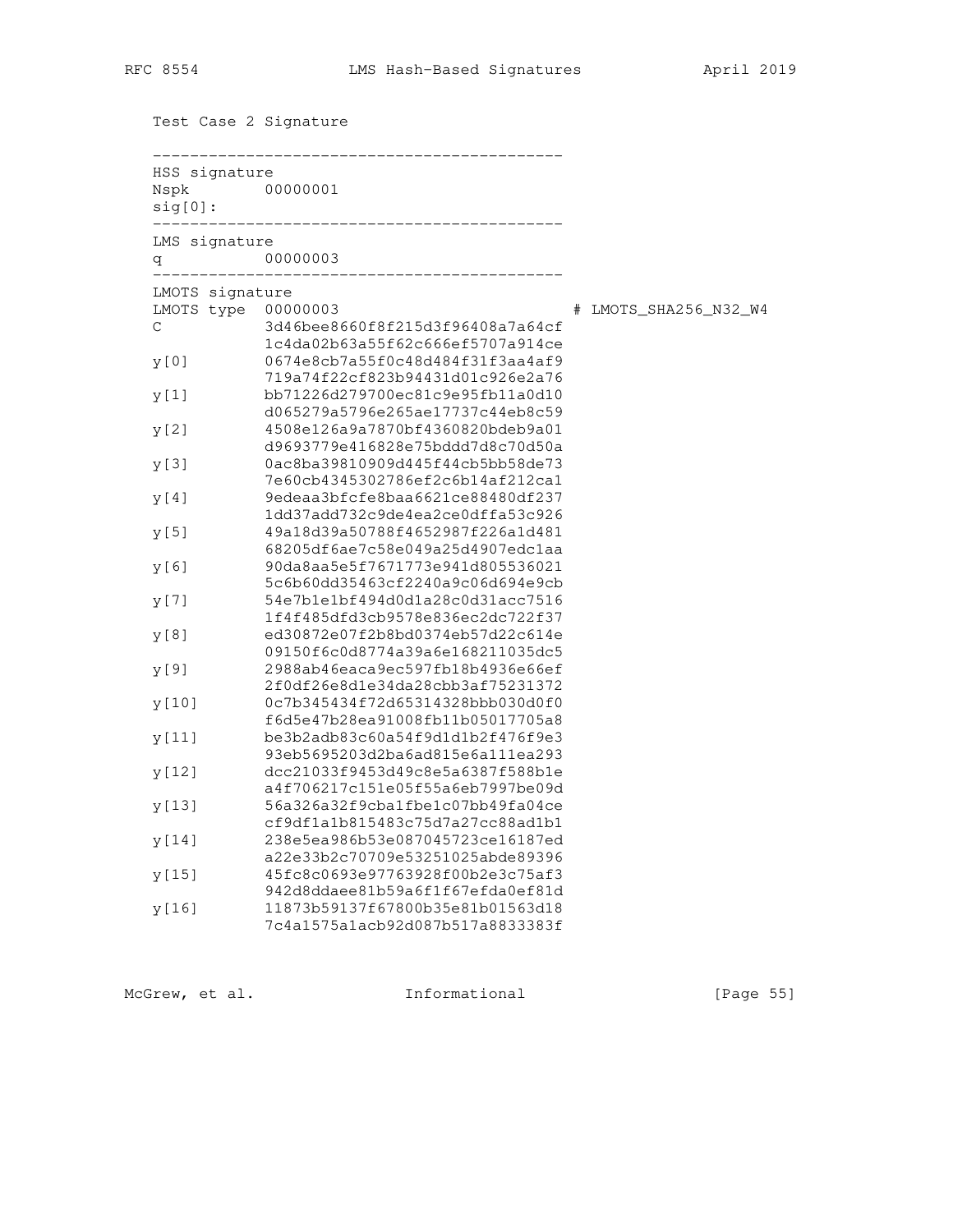Test Case 2 Signature

```
--------------------------------------------
HSS signature
Nspk          00000001
sig[0]:
--------------------------------------------
LMS signature
q             00000003
--------------------------------------------
LMOTS signature
LMOTS type    00000003                          # LMOTS_SHA256_N32_W4
C             3d46bee8660f8f215d3f96408a7a64cf
              1c4da02b63a55f62c666ef5707a914ce
y[0]          0674e8cb7a55f0c48d484f31f3aa4af9
              719a74f22cf823b94431d01c926e2a76
y[1]          bb71226d279700ec81c9e95fb11a0d10
              d065279a5796e265ae17737c44eb8c59
y[2]          4508e126a9a7870bf4360820bdeb9a01
              d9693779e416828e75bddd7d8c70d50a
y[3]          0ac8ba39810909d445f44cb5bb58de73
              7e60cb4345302786ef2c6b14af212ca1
y[4]          9edeaa3bfcfe8baa6621ce88480df237
              1dd37add732c9de4ea2ce0dffa53c926
y[5]          49a18d39a50788f4652987f226a1d481
              68205df6ae7c58e049a25d4907edc1aa
y[6]          90da8aa5e5f7671773e941d805536021
              5c6b60dd35463cf2240a9c06d694e9cb
y[7]          54e7b1e1bf494d0d1a28c0d31acc7516
              1f4f485dfd3cb9578e836ec2dc722f37
y[8]          ed30872e07f2b8bd0374eb57d22c614e
              09150f6c0d8774a39a6e168211035dc5
y[9]          2988ab46eaca9ec597fb18b4936e66ef
              2f0df26e8d1e34da28cbb3af75231372
y[10]         0c7b345434f72d65314328bbb030d0f0
              f6d5e47b28ea91008fb11b05017705a8
y[11]         be3b2adb83c60a54f9d1d1b2f476f9e3
              93eb5695203d2ba6ad815e6a111ea293
y[12]         dcc21033f9453d49c8e5a6387f588b1e
              a4f706217c151e05f55a6eb7997be09d
y[13]         56a326a32f9cba1fbe1c07bb49fa04ce
              cf9df1a1b815483c75d7a27cc88ad1b1
y[14]         238e5ea986b53e087045723ce16187ed
              a22e33b2c70709e53251025abde89396
y[15]         45fc8c0693e97763928f00b2e3c75af3
              942d8ddaee81b59a6f1f67efda0ef81d
y[16]         11873b59137f67800b35e81b01563d18
              7c4a1575a1acb92d087b517a8833383f
```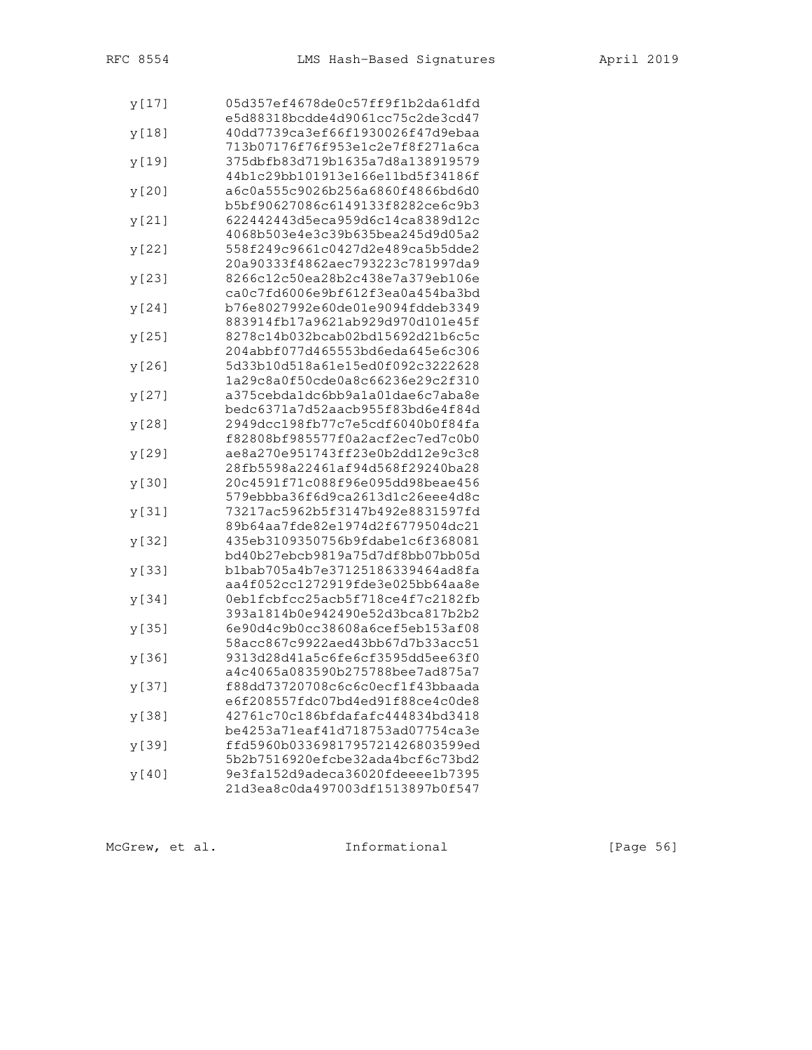```
   y[17]         05d357ef4678de0c57ff9f1b2da61dfd
                 e5d88318bcdde4d9061cc75c2de3cd47
   y[18]         40dd7739ca3ef66f1930026f47d9ebaa
                 713b07176f76f953e1c2e7f8f271a6ca
   y[19]         375dbfb83d719b1635a7d8a138919579
                 44b1c29bb101913e166e11bd5f34186f
   y[20]         a6c0a555c9026b256a6860f4866bd6d0
                 b5bf90627086c6149133f8282ce6c9b3
   y[21]         622442443d5eca959d6c14ca8389d12c
                 4068b503e4e3c39b635bea245d9d05a2
   y[22]         558f249c9661c0427d2e489ca5b5dde2
                 20a90333f4862aec793223c781997da9
   y[23]         8266c12c50ea28b2c438e7a379eb106e
                 ca0c7fd6006e9bf612f3ea0a454ba3bd
   y[24]         b76e8027992e60de01e9094fddeb3349
                 883914fb17a9621ab929d970d101e45f
   y[25]         8278c14b032bcab02bd15692d21b6c5c
                 204abbf077d465553bd6eda645e6c306
   y[26]         5d33b10d518a61e15ed0f092c3222628
                 1a29c8a0f50cde0a8c66236e29c2f310
   y[27]         a375cebda1dc6bb9a1a01dae6c7aba8e
                 bedc6371a7d52aacb955f83bd6e4f84d
   y[28]         2949dcc198fb77c7e5cdf6040b0f84fa
                 f82808bf985577f0a2acf2ec7ed7c0b0
   y[29]         ae8a270e951743ff23e0b2dd12e9c3c8
                 28fb5598a22461af94d568f29240ba28
   y[30]         20c4591f71c088f96e095dd98beae456
                 579ebbba36f6d9ca2613d1c26eee4d8c
   y[31]         73217ac5962b5f3147b492e8831597fd
                 89b64aa7fde82e1974d2f6779504dc21
   y[32]         435eb3109350756b9fdabe1c6f368081
                 bd40b27ebcb9819a75d7df8bb07bb05d
   y[33]         b1bab705a4b7e37125186339464ad8fa
                 aa4f052cc1272919fde3e025bb64aa8e
   y[34]         0eb1fcbfcc25acb5f718ce4f7c2182fb
                 393a1814b0e942490e52d3bca817b2b2
   y[35]         6e90d4c9b0cc38608a6cef5eb153af08
                 58acc867c9922aed43bb67d7b33acc51
   y[36]         9313d28d41a5c6fe6cf3595dd5ee63f0
                 a4c4065a083590b275788bee7ad875a7
   y[37]         f88dd73720708c6c6c0ecf1f43bbaada
                 e6f208557fdc07bd4ed91f88ce4c0de8
   y[38]         42761c70c186bfdafafc444834bd3418
                 be4253a71eaf41d718753ad07754ca3e
   y[39]         ffd5960b0336981795721426803599ed
                 5b2b7516920efcbe32ada4bcf6c73bd2
   y[40]         9e3fa152d9adeca36020fdeeee1b7395
                 21d3ea8c0da497003df1513897b0f547
```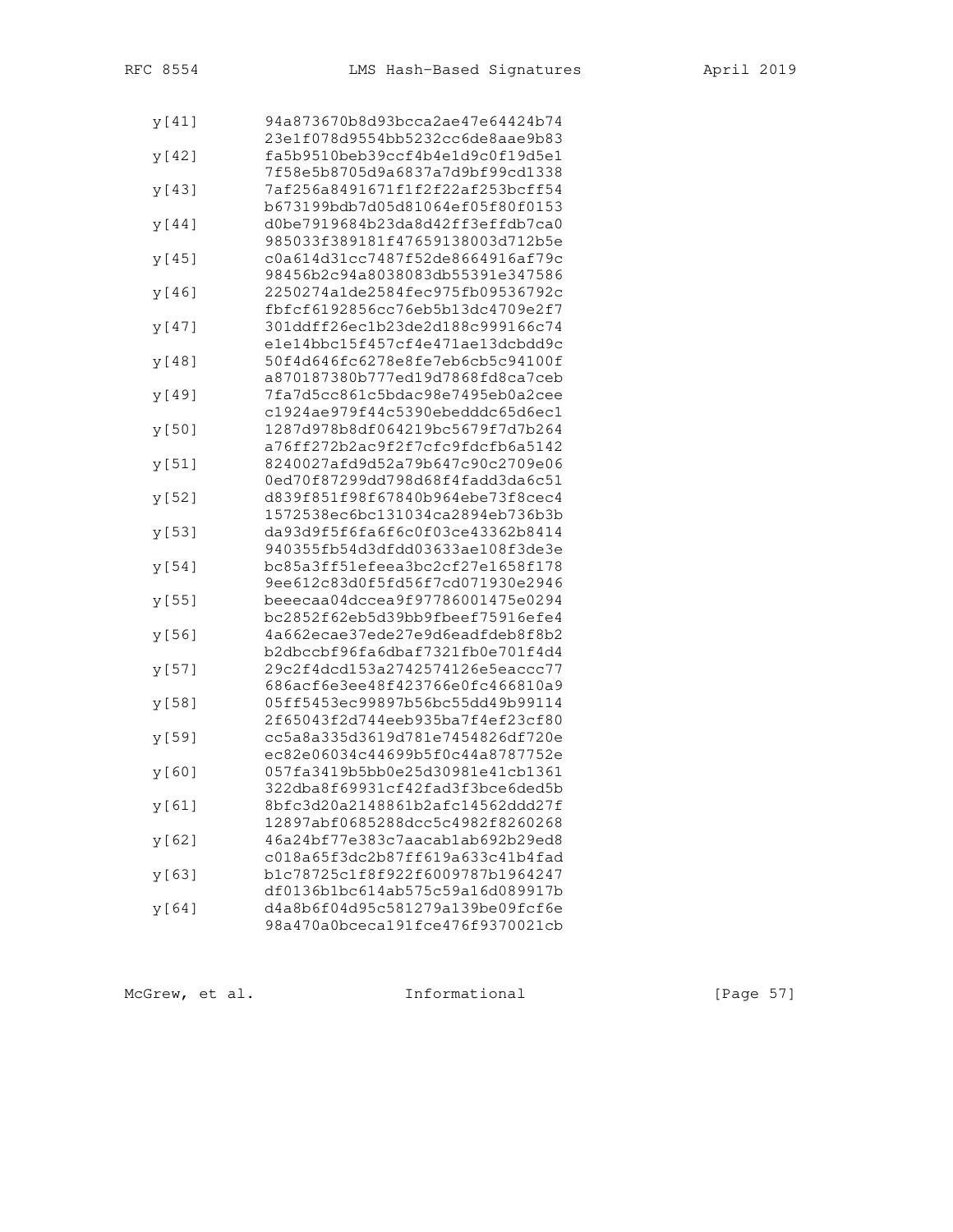```
   y[41]        94a873670b8d93bcca2ae47e64424b74
                23e1f078d9554bb5232cc6de8aae9b83
   y[42]        fa5b9510beb39ccf4b4e1d9c0f19d5e1
                7f58e5b8705d9a6837a7d9bf99cd1338
   y[43]        7af256a8491671f1f2f22af253bcff54
                b673199bdb7d05d81064ef05f80f0153
   y[44]        d0be7919684b23da8d42ff3effdb7ca0
                985033f389181f47659138003d712b5e
   y[45]        c0a614d31cc7487f52de8664916af79c
                98456b2c94a8038083db55391e347586
   y[46]        2250274a1de2584fec975fb09536792c
                fbfcf6192856cc76eb5b13dc4709e2f7
   y[47]        301ddff26ec1b23de2d188c999166c74
                e1e14bbc15f457cf4e471ae13dcbdd9c
   y[48]        50f4d646fc6278e8fe7eb6cb5c94100f
                a870187380b777ed19d7868fd8ca7ceb
   y[49]        7fa7d5cc861c5bdac98e7495eb0a2cee
                c1924ae979f44c5390ebedddc65d6ec1
   y[50]        1287d978b8df064219bc5679f7d7b264
                a76ff272b2ac9f2f7cfc9fdcfb6a5142
   y[51]        8240027afd9d52a79b647c90c2709e06
                0ed70f87299dd798d68f4fadd3da6c51
   y[52]        d839f851f98f67840b964ebe73f8cec4
                1572538ec6bc131034ca2894eb736b3b
   y[53]        da93d9f5f6fa6f6c0f03ce43362b8414
                940355fb54d3dfdd03633ae108f3de3e
   y[54]        bc85a3ff51efeea3bc2cf27e1658f178
                9ee612c83d0f5fd56f7cd071930e2946
   y[55]        beeecaa04dccea9f97786001475e0294
                bc2852f62eb5d39bb9fbeef75916efe4
   y[56]        4a662ecae37ede27e9d6eadfdeb8f8b2
                b2dbccbf96fa6dbaf7321fb0e701f4d4
   y[57]        29c2f4dcd153a2742574126e5eaccc77
                686acf6e3ee48f423766e0fc466810a9
   y[58]        05ff5453ec99897b56bc55dd49b99114
                2f65043f2d744eeb935ba7f4ef23cf80
   y[59]        cc5a8a335d3619d781e7454826df720e
                ec82e06034c44699b5f0c44a8787752e
   y[60]        057fa3419b5bb0e25d30981e41cb1361
                322dba8f69931cf42fad3f3bce6ded5b
   y[61]        8bfc3d20a2148861b2afc14562ddd27f
                12897abf0685288dcc5c4982f8260268
   y[62]        46a24bf77e383c7aacab1ab692b29ed8
                c018a65f3dc2b87ff619a633c41b4fad
   y[63]        b1c78725c1f8f922f6009787b1964247
                df0136b1bc614ab575c59a16d089917b
   y[64]        d4a8b6f04d95c581279a139be09fcf6e
                98a470a0bceca191fce476f9370021cb
```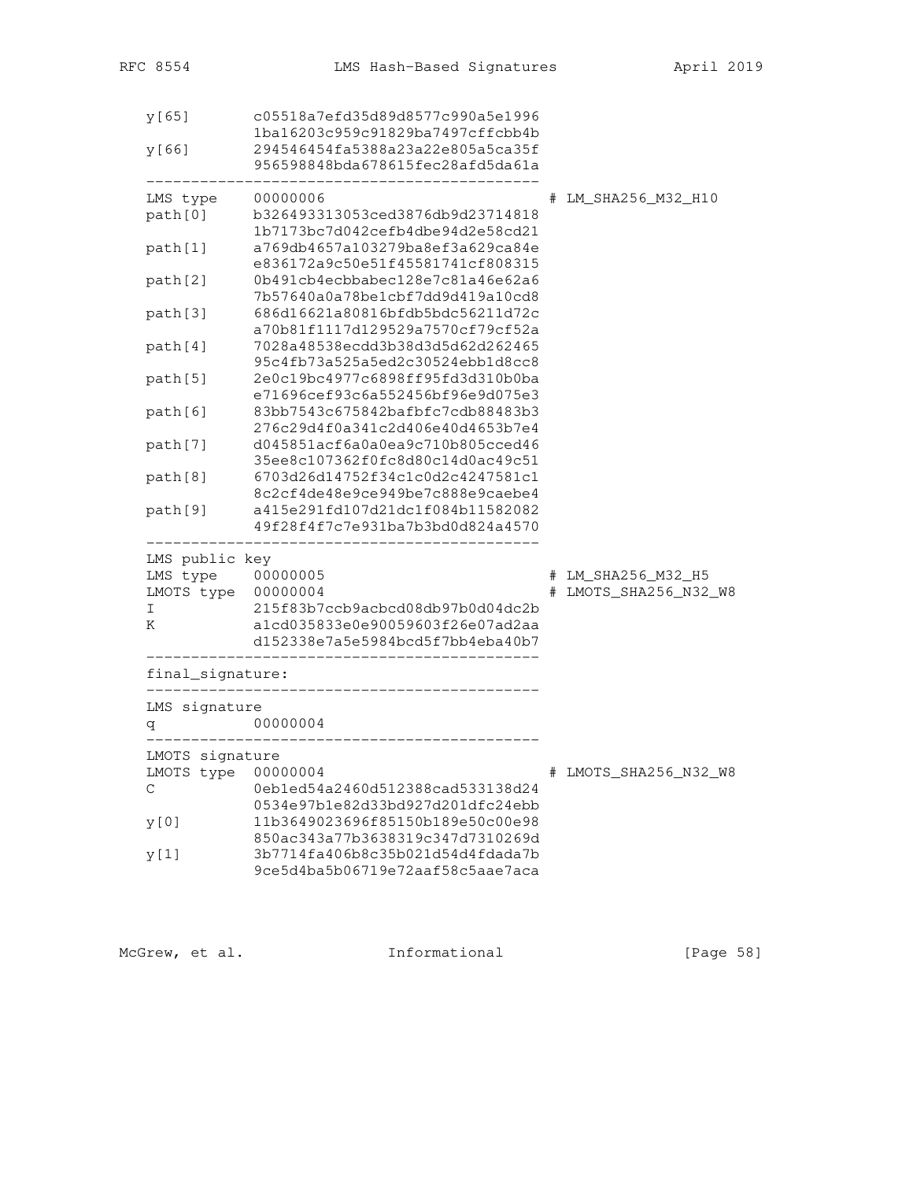```
   y[65]      c05518a7efd35d89d8577c990a5e1996
              1ba16203c959c91829ba7497cffcbb4b
   y[66]      294546454fa5388a23a22e805a5ca35f
              956598848bda678615fec28afd5da61a
   --------------------------------------------
   LMS type   00000006                             # LM_SHA256_M32_H10
   path[0]    b326493313053ced3876db9d23714818
              1b7173bc7d042cefb4dbe94d2e58cd21
   path[1]    a769db4657a103279ba8ef3a629ca84e
              e836172a9c50e51f45581741cf808315
   path[2]    0b491cb4ecbbabec128e7c81a46e62a6
              7b57640a0a78be1cbf7dd9d419a10cd8
   path[3]    686d16621a80816bfdb5bdc56211d72c
              a70b81f1117d129529a7570cf79cf52a
   path[4]    7028a48538ecdd3b38d3d5d62d262465
              95c4fb73a525a5ed2c30524ebb1d8cc8
   path[5]    2e0c19bc4977c6898ff95fd3d310b0ba
              e71696cef93c6a552456bf96e9d075e3
   path[6]    83bb7543c675842bafbfc7cdb88483b3
              276c29d4f0a341c2d406e40d4653b7e4
   path[7]    d045851acf6a0a0ea9c710b805cced46
              35ee8c107362f0fc8d80c14d0ac49c51
   path[8]    6703d26d14752f34c1c0d2c4247581c1
              8c2cf4de48e9ce949be7c888e9caebe4
   path[9]    a415e291fd107d21dc1f084b11582082
              49f28f4f7c7e931ba7b3bd0d824a4570
   --------------------------------------------
   LMS public key
   LMS type   00000005                             # LM_SHA256_M32_H5
   LMOTS type 00000004                             # LMOTS_SHA256_N32_W8
   I          215f83b7ccb9acbcd08db97b0d04dc2b
   K          a1cd035833e0e90059603f26e07ad2aa
              d152338e7a5e5984bcd5f7bb4eba40b7
   --------------------------------------------
   final_signature:
   --------------------------------------------
   LMS signature
   q          00000004
   --------------------------------------------
   LMOTS signature
   LMOTS type 00000004                             # LMOTS_SHA256_N32_W8
   C          0eb1ed54a2460d512388cad533138d24
              0534e97b1e82d33bd927d201dfc24ebb
   y[0]       11b3649023696f85150b189e50c00e98
              850ac343a77b3638319c347d7310269d
   y[1]       3b7714fa406b8c35b021d54d4fdada7b
              9ce5d4ba5b06719e72aaf58c5aae7aca
```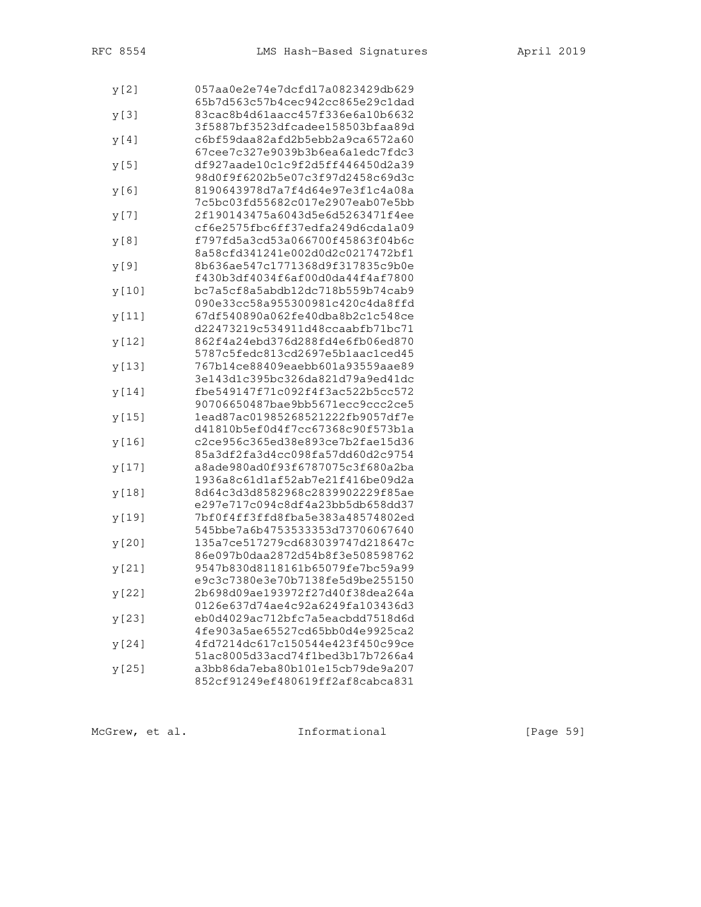```
   y[2]         057aa0e2e74e7dcfd17a0823429db629
                65b7d563c57b4cec942cc865e29c1dad
   y[3]         83cac8b4d61aacc457f336e6a10b6632
                3f5887bf3523dfcadee158503bfaa89d
   y[4]         c6bf59daa82afd2b5ebb2a9ca6572a60
                67cee7c327e9039b3b6ea6a1edc7fdc3
   y[5]         df927aade10c1c9f2d5ff446450d2a39
                98d0f9f6202b5e07c3f97d2458c69d3c
   y[6]         8190643978d7a7f4d64e97e3f1c4a08a
                7c5bc03fd55682c017e2907eab07e5bb
   y[7]         2f190143475a6043d5e6d5263471f4ee
                cf6e2575fbc6ff37edfa249d6cda1a09
   y[8]         f797fd5a3cd53a066700f45863f04b6c
                8a58cfd341241e002d0d2c0217472bf1
   y[9]         8b636ae547c1771368d9f317835c9b0e
                f430b3df4034f6af00d0da44f4af7800
   y[10]        bc7a5cf8a5abdb12dc718b559b74cab9
                090e33cc58a955300981c420c4da8ffd
   y[11]        67df540890a062fe40dba8b2c1c548ce
                d22473219c534911d48ccaabfb71bc71
   y[12]        862f4a24ebd376d288fd4e6fb06ed870
                5787c5fedc813cd2697e5b1aac1ced45
   y[13]        767b14ce88409eaebb601a93559aae89
                3e143d1c395bc326da821d79a9ed41dc
   y[14]        fbe549147f71c092f4f3ac522b5cc572
                90706650487bae9bb5671ecc9ccc2ce5
   y[15]        1ead87ac01985268521222fb9057df7e
                d41810b5ef0d4f7cc67368c90f573b1a
   y[16]        c2ce956c365ed38e893ce7b2fae15d36
                85a3df2fa3d4cc098fa57dd60d2c9754
   y[17]        a8ade980ad0f93f6787075c3f680a2ba
                1936a8c61d1af52ab7e21f416be09d2a
   y[18]        8d64c3d3d8582968c2839902229f85ae
                e297e717c094c8df4a23bb5db658dd37
   y[19]        7bf0f4ff3ffd8fba5e383a48574802ed
                545bbe7a6b4753533353d73706067640
   y[20]        135a7ce517279cd683039747d218647c
                86e097b0daa2872d54b8f3e508598762
   y[21]        9547b830d8118161b65079fe7bc59a99
                e9c3c7380e3e70b7138fe5d9be255150
   y[22]        2b698d09ae193972f27d40f38dea264a
                0126e637d74ae4c92a6249fa103436d3
   y[23]        eb0d4029ac712bfc7a5eacbdd7518d6d
                4fe903a5ae65527cd65bb0d4e9925ca2
   y[24]        4fd7214dc617c150544e423f450c99ce
                51ac8005d33acd74f1bed3b17b7266a4
   y[25]        a3bb86da7eba80b101e15cb79de9a207
                852cf91249ef480619ff2af8cabca831
```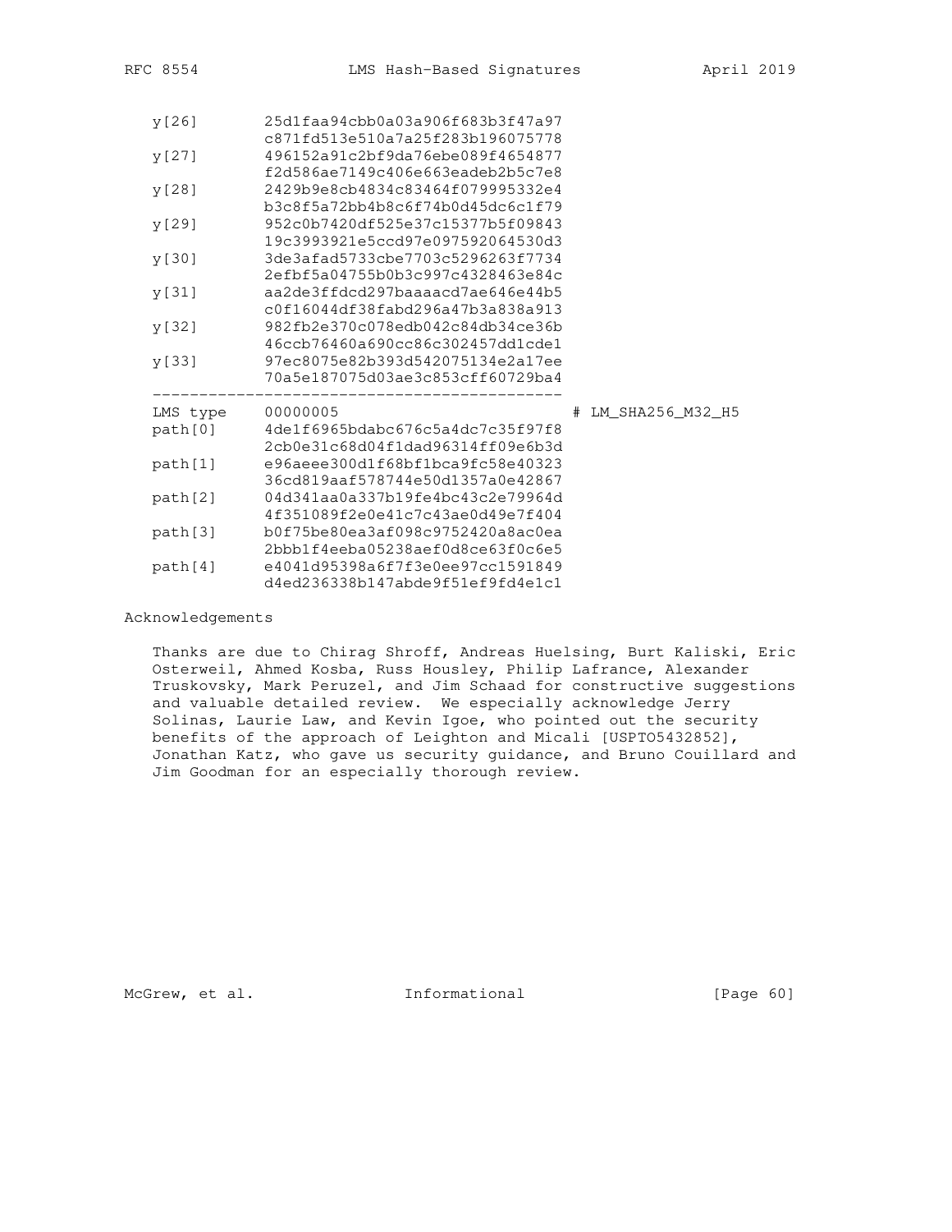```
   y[26]      25d1faa94cbb0a03a906f683b3f47a97
              c871fd513e510a7a25f283b196075778
   y[27]      496152a91c2bf9da76ebe089f4654877
              f2d586ae7149c406e663eadeb2b5c7e8
   y[28]      2429b9e8cb4834c83464f079995332e4
              b3c8f5a72bb4b8c6f74b0d45dc6c1f79
   y[29]      952c0b7420df525e37c15377b5f09843
              19c3993921e5ccd97e097592064530d3
   y[30]      3de3afad5733cbe7703c5296263f7734
              2efbf5a04755b0b3c997c4328463e84c
   y[31]      aa2de3ffdcd297baaaacd7ae646e44b5
              c0f16044df38fabd296a47b3a838a913
   y[32]      982fb2e370c078edb042c84db34ce36b
              46ccb76460a690cc86c302457dd1cde1
   y[33]      97ec8075e82b393d542075134e2a17ee
              70a5e187075d03ae3c853cff60729ba4
   --------------------------------------------
   LMS type   00000005                         # LM_SHA256_M32_H5
   path[0]    4de1f6965bdabc676c5a4dc7c35f97f8
              2cb0e31c68d04f1dad96314ff09e6b3d
   path[1]    e96aeee300d1f68bf1bca9fc58e40323
              36cd819aaf578744e50d1357a0e42867
   path[2]    04d341aa0a337b19fe4bc43c2e79964d
              4f351089f2e0e41c7c43ae0d49e7f404
   path[3]    b0f75be80ea3af098c9752420a8ac0ea
              2bbb1f4eeba05238aef0d8ce63f0c6e5
   path[4]    e4041d95398a6f7f3e0ee97cc1591849
              d4ed236338b147abde9f51ef9fd4e1c1
```

# Acknowledgements

Thanks are due to Chirag Shroff, Andreas Huelsing, Burt Kaliski, Eric Osterweil, Ahmed Kosba, Russ Housley, Philip Lafrance, Alexander Truskovsky, Mark Peruzel, and Jim Schaad for constructive suggestions and valuable detailed review. We especially acknowledge Jerry Solinas, Laurie Law, and Kevin Igoe, who pointed out the security benefits of the approach of Leighton and Micali [USPTO5432852], Jonathan Katz, who gave us security guidance, and Bruno Couillard and Jim Goodman for an especially thorough review.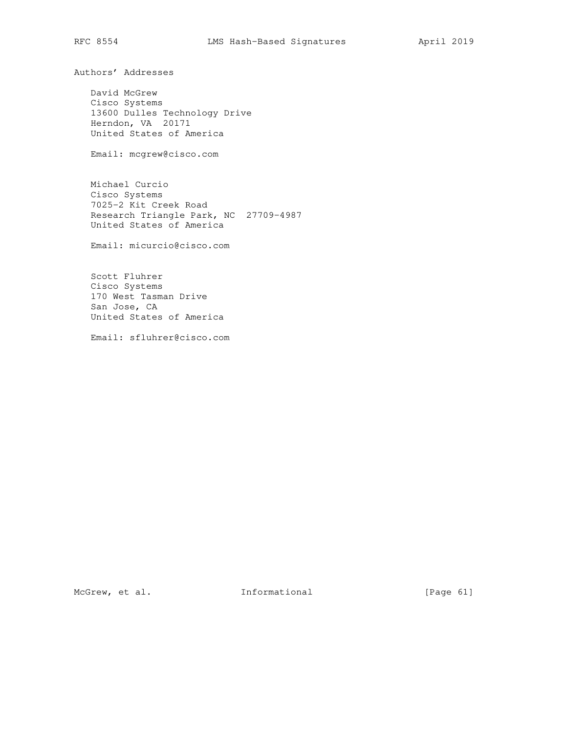## Authors' Addresses

David McGrew
Cisco Systems
13600 Dulles Technology Drive
Herndon, VA 20171
United States of America

Email: mcgrew@cisco.com

Michael Curcio
Cisco Systems
7025-2 Kit Creek Road
Research Triangle Park, NC 27709-4987
United States of America

Email: micurcio@cisco.com

Scott Fluhrer
Cisco Systems
170 West Tasman Drive
San Jose, CA
United States of America

Email: sfluhrer@cisco.com